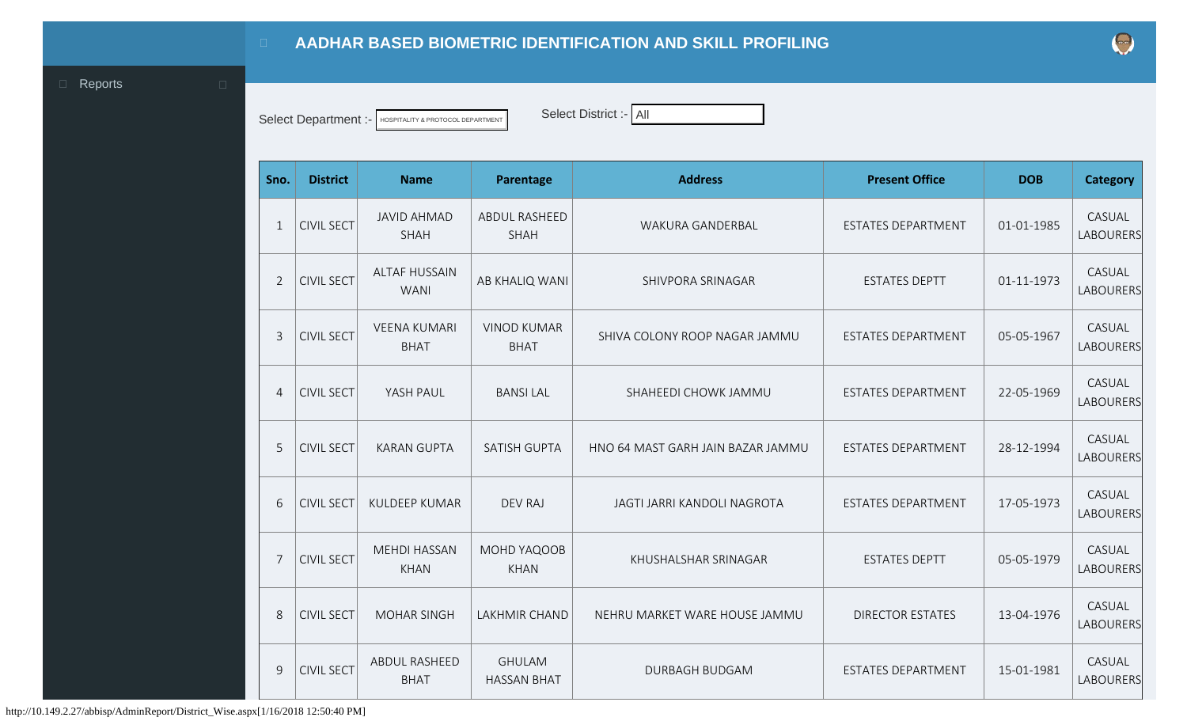# AADHAR BASED BIOMETRIC IDENTIFICATION AND SKILL PROFILING

Reports

Select Department :- HOSPITALITY & PROTOCOL DEPARTMENT

Select District :- All

| Sno. | District | Name | Parentage | Address | Present Office | DOB | Category |
|---|---|---|---|---|---|---|---|
| 1 | CIVIL SECT | JAVID AHMAD SHAH | ABDUL RASHEED SHAH | WAKURA GANDERBAL | ESTATES DEPARTMENT | 01-01-1985 | CASUAL LABOURERS |
| 2 | CIVIL SECT | ALTAF HUSSAIN WANI | AB KHALIQ WANI | SHIVPORA SRINAGAR | ESTATES DEPTT | 01-11-1973 | CASUAL LABOURERS |
| 3 | CIVIL SECT | VEENA KUMARI BHAT | VINOD KUMAR BHAT | SHIVA COLONY ROOP NAGAR JAMMU | ESTATES DEPARTMENT | 05-05-1967 | CASUAL LABOURERS |
| 4 | CIVIL SECT | YASH PAUL | BANSI LAL | SHAHEEDI CHOWK JAMMU | ESTATES DEPARTMENT | 22-05-1969 | CASUAL LABOURERS |
| 5 | CIVIL SECT | KARAN GUPTA | SATISH GUPTA | HNO 64 MAST GARH JAIN BAZAR JAMMU | ESTATES DEPARTMENT | 28-12-1994 | CASUAL LABOURERS |
| 6 | CIVIL SECT | KULDEEP KUMAR | DEV RAJ | JAGTI JARRI KANDOLI NAGROTA | ESTATES DEPARTMENT | 17-05-1973 | CASUAL LABOURERS |
| 7 | CIVIL SECT | MEHDI HASSAN KHAN | MOHD YAQOOB KHAN | KHUSHALSHAR SRINAGAR | ESTATES DEPTT | 05-05-1979 | CASUAL LABOURERS |
| 8 | CIVIL SECT | MOHAR SINGH | LAKHMIR CHAND | NEHRU MARKET WARE HOUSE JAMMU | DIRECTOR ESTATES | 13-04-1976 | CASUAL LABOURERS |
| 9 | CIVIL SECT | ABDUL RASHEED BHAT | GHULAM HASSAN BHAT | DURBAGH BUDGAM | ESTATES DEPARTMENT | 15-01-1981 | CASUAL LABOURERS |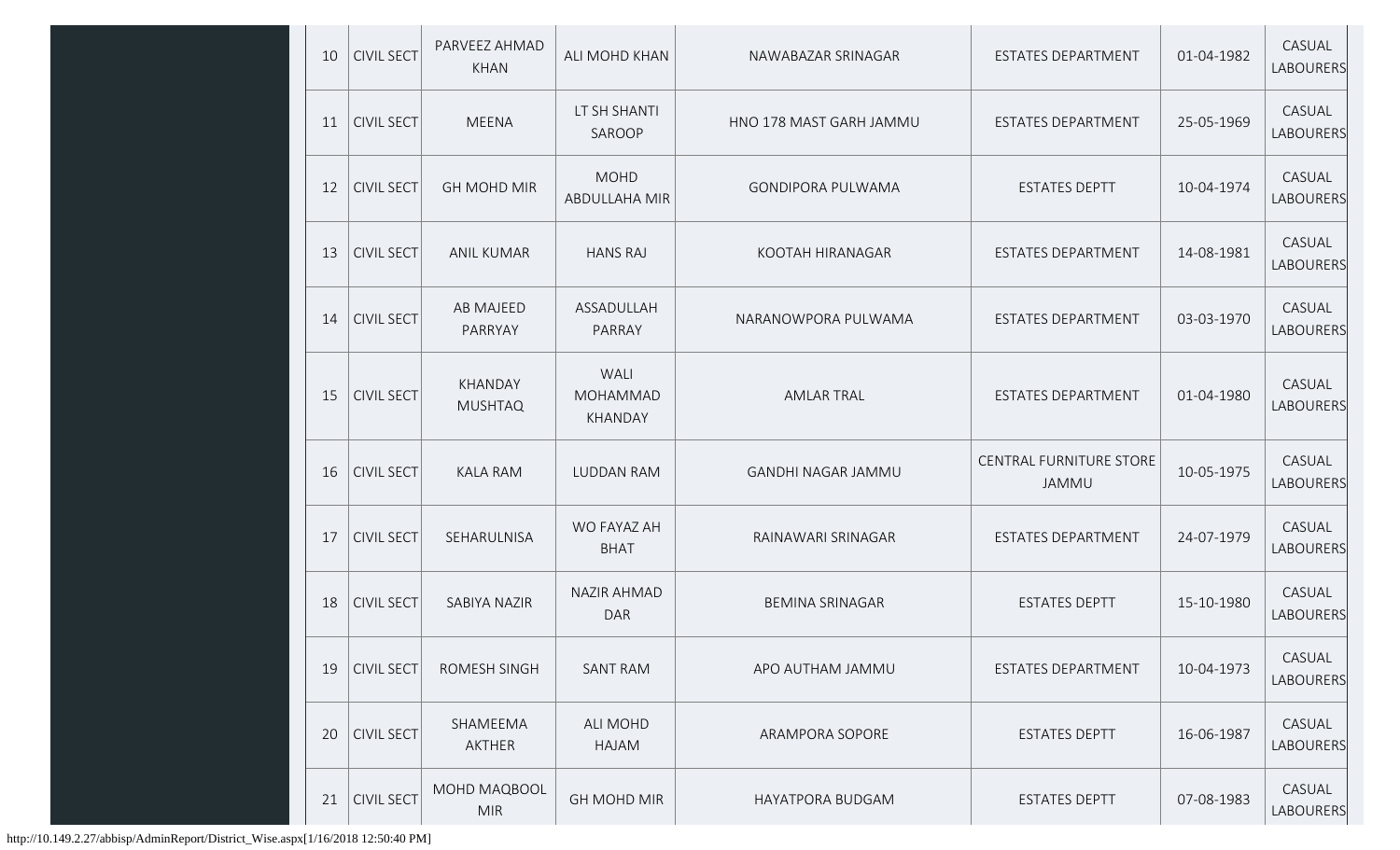| 10 | CIVIL SECT | PARVEEZ AHMAD KHAN | ALI MOHD KHAN | NAWABAZAR SRINAGAR | ESTATES DEPARTMENT | 01-04-1982 | CASUAL LABOURERS |
|---|---|---|---|---|---|---|---|
| 11 | CIVIL SECT | MEENA | LT SH SHANTI SAROOP | HNO 178 MAST GARH JAMMU | ESTATES DEPARTMENT | 25-05-1969 | CASUAL LABOURERS |
| 12 | CIVIL SECT | GH MOHD MIR | MOHD ABDULLAHA MIR | GONDIPORA PULWAMA | ESTATES DEPTT | 10-04-1974 | CASUAL LABOURERS |
| 13 | CIVIL SECT | ANIL KUMAR | HANS RAJ | KOOTAH HIRANAGAR | ESTATES DEPARTMENT | 14-08-1981 | CASUAL LABOURERS |
| 14 | CIVIL SECT | AB MAJEED PARRYAY | ASSADULLAH PARRAY | NARANOWPORA PULWAMA | ESTATES DEPARTMENT | 03-03-1970 | CASUAL LABOURERS |
| 15 | CIVIL SECT | KHANDAY MUSHTAQ | WALI MOHAMMAD KHANDAY | AMLAR TRAL | ESTATES DEPARTMENT | 01-04-1980 | CASUAL LABOURERS |
| 16 | CIVIL SECT | KALA RAM | LUDDAN RAM | GANDHI NAGAR JAMMU | CENTRAL FURNITURE STORE JAMMU | 10-05-1975 | CASUAL LABOURERS |
| 17 | CIVIL SECT | SEHARULNISA | WO FAYAZ AH BHAT | RAINAWARI SRINAGAR | ESTATES DEPARTMENT | 24-07-1979 | CASUAL LABOURERS |
| 18 | CIVIL SECT | SABIYA NAZIR | NAZIR AHMAD DAR | BEMINA SRINAGAR | ESTATES DEPTT | 15-10-1980 | CASUAL LABOURERS |
| 19 | CIVIL SECT | ROMESH SINGH | SANT RAM | APO AUTHAM JAMMU | ESTATES DEPARTMENT | 10-04-1973 | CASUAL LABOURERS |
| 20 | CIVIL SECT | SHAMEEMA AKTHER | ALI MOHD HAJAM | ARAMPORA SOPORE | ESTATES DEPTT | 16-06-1987 | CASUAL LABOURERS |
| 21 | CIVIL SECT | MOHD MAQBOOL MIR | GH MOHD MIR | HAYATPORA BUDGAM | ESTATES DEPTT | 07-08-1983 | CASUAL LABOURERS |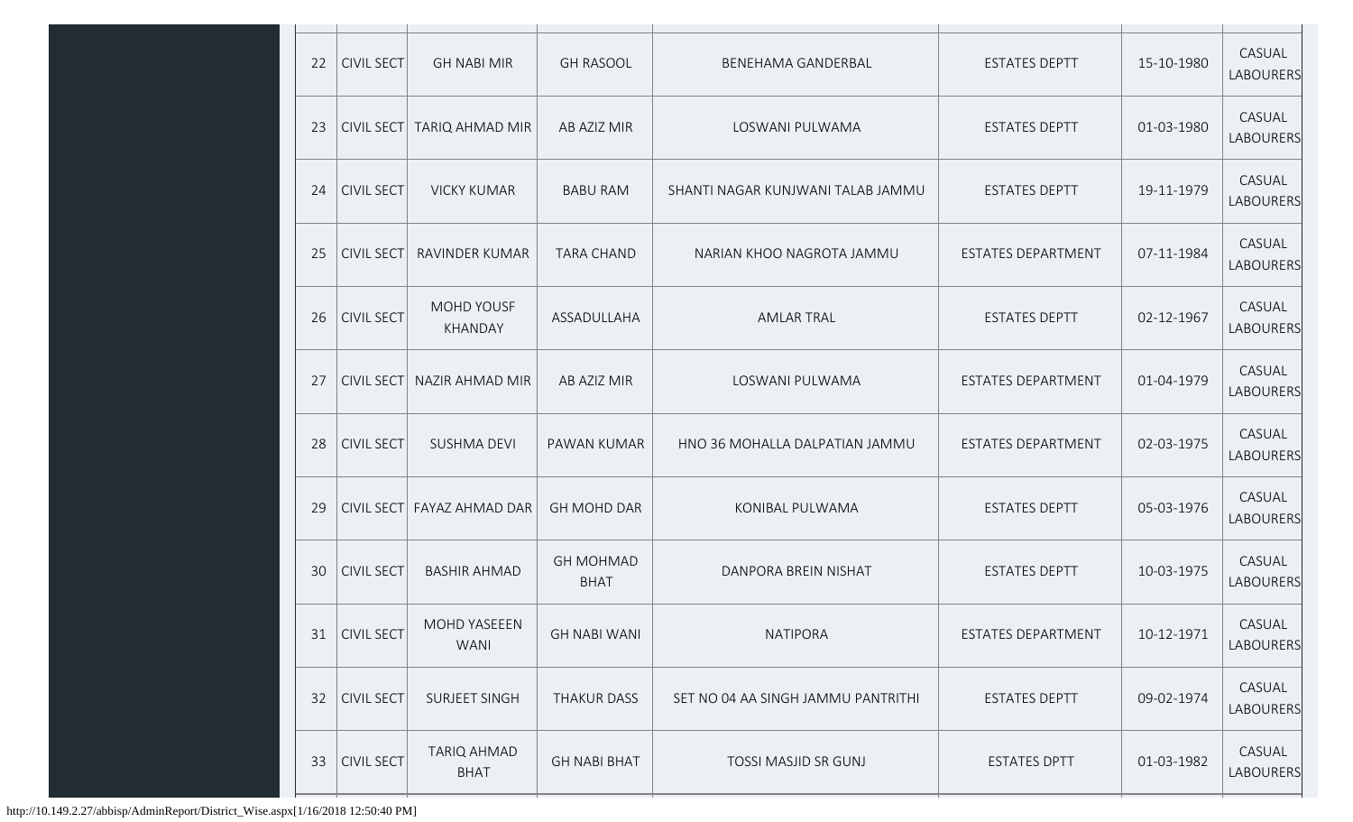| | | | | | | | |
|---|---|---|---|---|---|---|---|
| 22 | CIVIL SECT | GH NABI MIR | GH RASOOL | BENEHAMA GANDERBAL | ESTATES DEPTT | 15-10-1980 | CASUAL LABOURERS |
| 23 | CIVIL SECT | TARIQ AHMAD MIR | AB AZIZ MIR | LOSWANI PULWAMA | ESTATES DEPTT | 01-03-1980 | CASUAL LABOURERS |
| 24 | CIVIL SECT | VICKY KUMAR | BABU RAM | SHANTI NAGAR KUNJWANI TALAB JAMMU | ESTATES DEPTT | 19-11-1979 | CASUAL LABOURERS |
| 25 | CIVIL SECT | RAVINDER KUMAR | TARA CHAND | NARIAN KHOO NAGROTA JAMMU | ESTATES DEPARTMENT | 07-11-1984 | CASUAL LABOURERS |
| 26 | CIVIL SECT | MOHD YOUSF KHANDAY | ASSADULLAHA | AMLAR TRAL | ESTATES DEPTT | 02-12-1967 | CASUAL LABOURERS |
| 27 | CIVIL SECT | NAZIR AHMAD MIR | AB AZIZ MIR | LOSWANI PULWAMA | ESTATES DEPARTMENT | 01-04-1979 | CASUAL LABOURERS |
| 28 | CIVIL SECT | SUSHMA DEVI | PAWAN KUMAR | HNO 36 MOHALLA DALPATIAN JAMMU | ESTATES DEPARTMENT | 02-03-1975 | CASUAL LABOURERS |
| 29 | CIVIL SECT | FAYAZ AHMAD DAR | GH MOHD DAR | KONIBAL PULWAMA | ESTATES DEPTT | 05-03-1976 | CASUAL LABOURERS |
| 30 | CIVIL SECT | BASHIR AHMAD | GH MOHMAD BHAT | DANPORA BREIN NISHAT | ESTATES DEPTT | 10-03-1975 | CASUAL LABOURERS |
| 31 | CIVIL SECT | MOHD YASEEEN WANI | GH NABI WANI | NATIPORA | ESTATES DEPARTMENT | 10-12-1971 | CASUAL LABOURERS |
| 32 | CIVIL SECT | SURJEET SINGH | THAKUR DASS | SET NO 04 AA SINGH JAMMU PANTRITHI | ESTATES DEPTT | 09-02-1974 | CASUAL LABOURERS |
| 33 | CIVIL SECT | TARIQ AHMAD BHAT | GH NABI BHAT | TOSSI MASJID SR GUNJ | ESTATES DPTT | 01-03-1982 | CASUAL LABOURERS |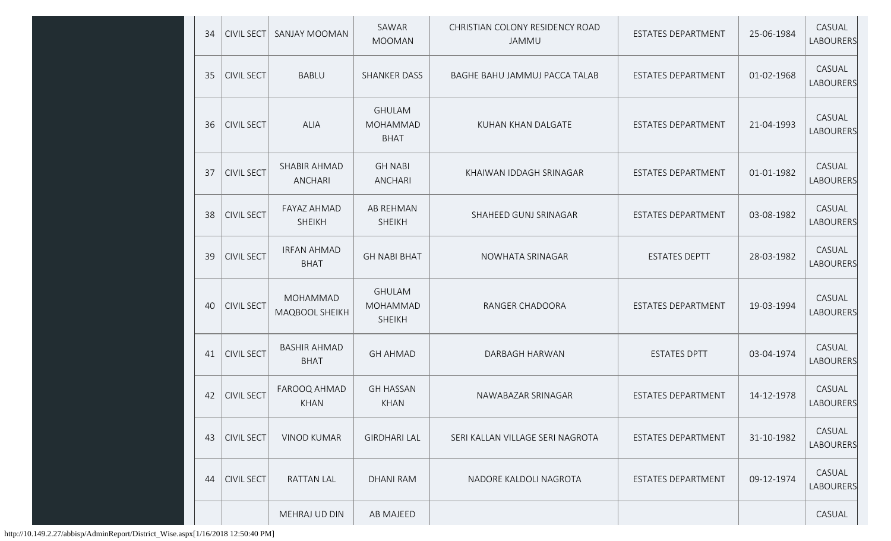| 34 | CIVIL SECT | SANJAY MOOMAN | SAWAR MOOMAN | CHRISTIAN COLONY RESIDENCY ROAD JAMMU | ESTATES DEPARTMENT | 25-06-1984 | CASUAL LABOURERS |
|---|---|---|---|---|---|---|---|
| 35 | CIVIL SECT | BABLU | SHANKER DASS | BAGHE BAHU JAMMUJ PACCA TALAB | ESTATES DEPARTMENT | 01-02-1968 | CASUAL LABOURERS |
| 36 | CIVIL SECT | ALIA | GHULAM MOHAMMAD BHAT | KUHAN KHAN DALGATE | ESTATES DEPARTMENT | 21-04-1993 | CASUAL LABOURERS |
| 37 | CIVIL SECT | SHABIR AHMAD ANCHARI | GH NABI ANCHARI | KHAIWAN IDDAGH SRINAGAR | ESTATES DEPARTMENT | 01-01-1982 | CASUAL LABOURERS |
| 38 | CIVIL SECT | FAYAZ AHMAD SHEIKH | AB REHMAN SHEIKH | SHAHEED GUNJ SRINAGAR | ESTATES DEPARTMENT | 03-08-1982 | CASUAL LABOURERS |
| 39 | CIVIL SECT | IRFAN AHMAD BHAT | GH NABI BHAT | NOWHATA SRINAGAR | ESTATES DEPTT | 28-03-1982 | CASUAL LABOURERS |
| 40 | CIVIL SECT | MOHAMMAD MAQBOOL SHEIKH | GHULAM MOHAMMAD SHEIKH | RANGER CHADOORA | ESTATES DEPARTMENT | 19-03-1994 | CASUAL LABOURERS |
| 41 | CIVIL SECT | BASHIR AHMAD BHAT | GH AHMAD | DARBAGH HARWAN | ESTATES DPTT | 03-04-1974 | CASUAL LABOURERS |
| 42 | CIVIL SECT | FAROOQ AHMAD KHAN | GH HASSAN KHAN | NAWABAZAR SRINAGAR | ESTATES DEPARTMENT | 14-12-1978 | CASUAL LABOURERS |
| 43 | CIVIL SECT | VINOD KUMAR | GIRDHARI LAL | SERI KALLAN VILLAGE SERI NAGROTA | ESTATES DEPARTMENT | 31-10-1982 | CASUAL LABOURERS |
| 44 | CIVIL SECT | RATTAN LAL | DHANI RAM | NADORE KALDOLI NAGROTA | ESTATES DEPARTMENT | 09-12-1974 | CASUAL LABOURERS |
| | | MEHRAJ UD DIN | AB MAJEED | | | | CASUAL |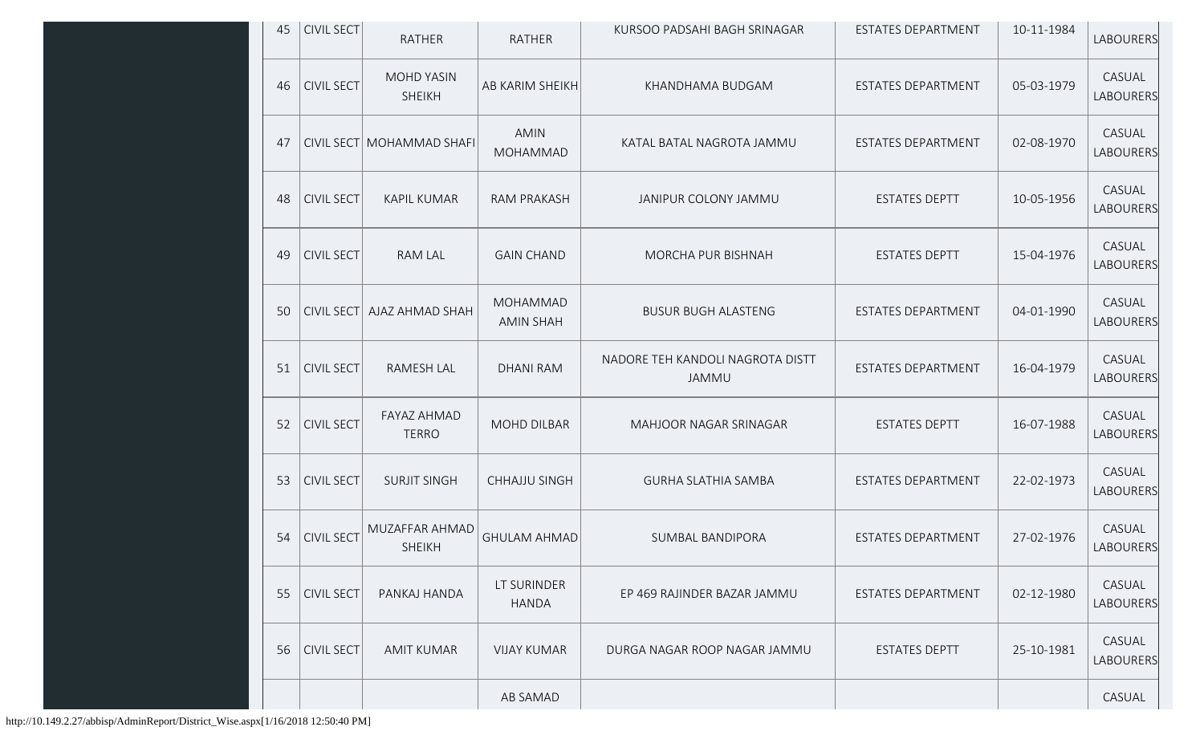| 45 | CIVIL SECT | RATHER | RATHER | KURSOO PADSAHI BAGH SRINAGAR | ESTATES DEPARTMENT | 10-11-1984 | LABOURERS |
|---|---|---|---|---|---|---|---|
| 46 | CIVIL SECT | MOHD YASIN SHEIKH | AB KARIM SHEIKH | KHANDHAMA BUDGAM | ESTATES DEPARTMENT | 05-03-1979 | CASUAL LABOURERS |
| 47 | CIVIL SECT | MOHAMMAD SHAFI | AMIN MOHAMMAD | KATAL BATAL NAGROTA JAMMU | ESTATES DEPARTMENT | 02-08-1970 | CASUAL LABOURERS |
| 48 | CIVIL SECT | KAPIL KUMAR | RAM PRAKASH | JANIPUR COLONY JAMMU | ESTATES DEPTT | 10-05-1956 | CASUAL LABOURERS |
| 49 | CIVIL SECT | RAM LAL | GAIN CHAND | MORCHA PUR BISHNAH | ESTATES DEPTT | 15-04-1976 | CASUAL LABOURERS |
| 50 | CIVIL SECT | AJAZ AHMAD SHAH | MOHAMMAD AMIN SHAH | BUSUR BUGH ALASTENG | ESTATES DEPARTMENT | 04-01-1990 | CASUAL LABOURERS |
| 51 | CIVIL SECT | RAMESH LAL | DHANI RAM | NADORE TEH KANDOLI NAGROTA DISTT JAMMU | ESTATES DEPARTMENT | 16-04-1979 | CASUAL LABOURERS |
| 52 | CIVIL SECT | FAYAZ AHMAD TERRO | MOHD DILBAR | MAHJOOR NAGAR SRINAGAR | ESTATES DEPTT | 16-07-1988 | CASUAL LABOURERS |
| 53 | CIVIL SECT | SURJIT SINGH | CHHAJJU SINGH | GURHA SLATHIA SAMBA | ESTATES DEPARTMENT | 22-02-1973 | CASUAL LABOURERS |
| 54 | CIVIL SECT | MUZAFFAR AHMAD SHEIKH | GHULAM AHMAD | SUMBAL BANDIPORA | ESTATES DEPARTMENT | 27-02-1976 | CASUAL LABOURERS |
| 55 | CIVIL SECT | PANKAJ HANDA | LT SURINDER HANDA | EP 469 RAJINDER BAZAR JAMMU | ESTATES DEPARTMENT | 02-12-1980 | CASUAL LABOURERS |
| 56 | CIVIL SECT | AMIT KUMAR | VIJAY KUMAR | DURGA NAGAR ROOP NAGAR JAMMU | ESTATES DEPTT | 25-10-1981 | CASUAL LABOURERS |
| | | | AB SAMAD | | | | CASUAL |

http://10.149.2.27/abbisp/AdminReport/District_Wise.aspx[1/16/2018 12:50:40 PM]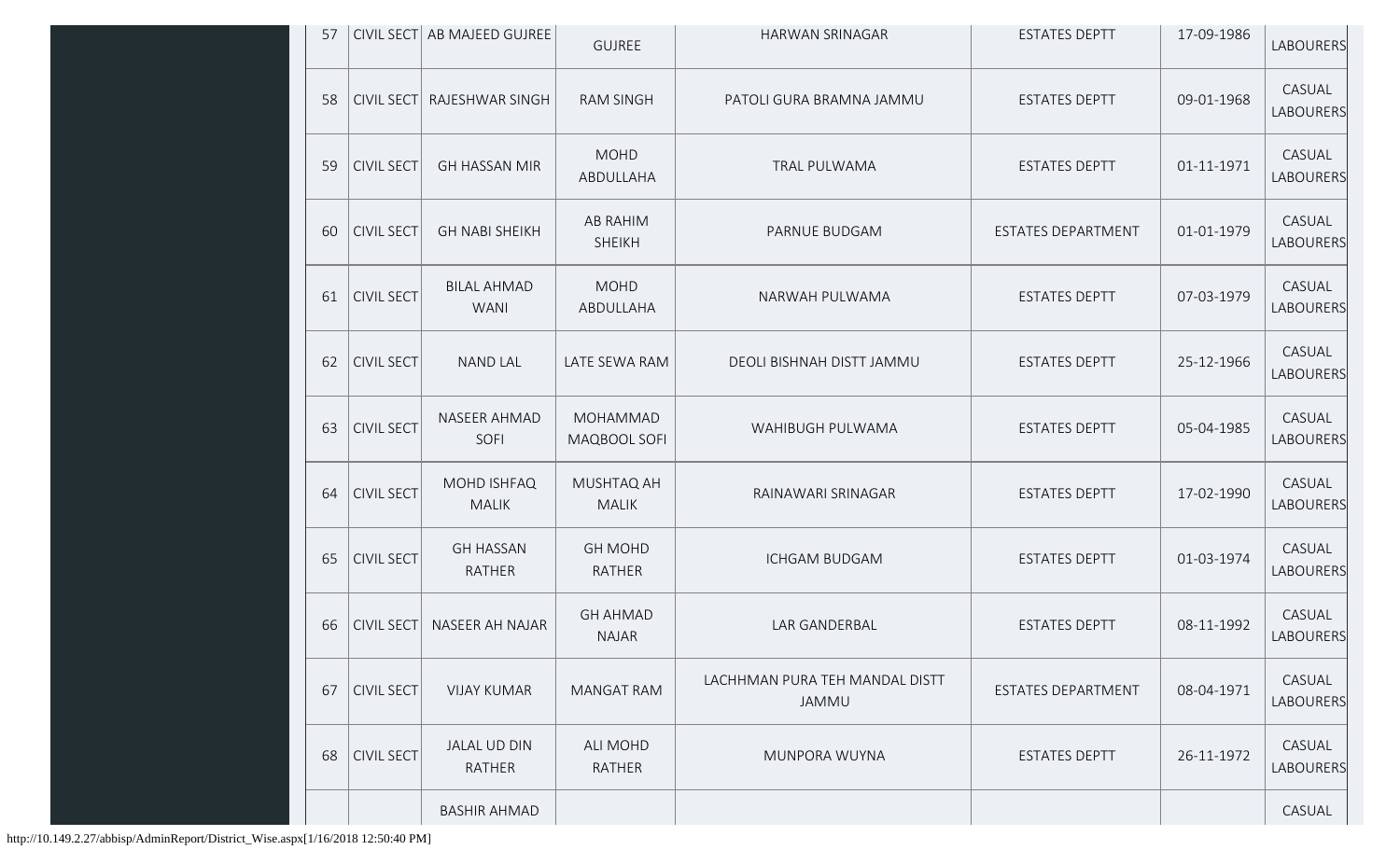| 57 | CIVIL SECT | AB MAJEED GUJREE | GUJREE | HARWAN SRINAGAR | ESTATES DEPTT | 17-09-1986 | LABOURERS |
|---|---|---|---|---|---|---|---|
| 58 | CIVIL SECT | RAJESHWAR SINGH | RAM SINGH | PATOLI GURA BRAMNA JAMMU | ESTATES DEPTT | 09-01-1968 | CASUAL LABOURERS |
| 59 | CIVIL SECT | GH HASSAN MIR | MOHD ABDULLAHA | TRAL PULWAMA | ESTATES DEPTT | 01-11-1971 | CASUAL LABOURERS |
| 60 | CIVIL SECT | GH NABI SHEIKH | AB RAHIM SHEIKH | PARNUE BUDGAM | ESTATES DEPARTMENT | 01-01-1979 | CASUAL LABOURERS |
| 61 | CIVIL SECT | BILAL AHMAD WANI | MOHD ABDULLAHA | NARWAH PULWAMA | ESTATES DEPTT | 07-03-1979 | CASUAL LABOURERS |
| 62 | CIVIL SECT | NAND LAL | LATE SEWA RAM | DEOLI BISHNAH DISTT JAMMU | ESTATES DEPTT | 25-12-1966 | CASUAL LABOURERS |
| 63 | CIVIL SECT | NASEER AHMAD SOFI | MOHAMMAD MAQBOOL SOFI | WAHIBUGH PULWAMA | ESTATES DEPTT | 05-04-1985 | CASUAL LABOURERS |
| 64 | CIVIL SECT | MOHD ISHFAQ MALIK | MUSHTAQ AH MALIK | RAINAWARI SRINAGAR | ESTATES DEPTT | 17-02-1990 | CASUAL LABOURERS |
| 65 | CIVIL SECT | GH HASSAN RATHER | GH MOHD RATHER | ICHGAM BUDGAM | ESTATES DEPTT | 01-03-1974 | CASUAL LABOURERS |
| 66 | CIVIL SECT | NASEER AH NAJAR | GH AHMAD NAJAR | LAR GANDERBAL | ESTATES DEPTT | 08-11-1992 | CASUAL LABOURERS |
| 67 | CIVIL SECT | VIJAY KUMAR | MANGAT RAM | LACHHMAN PURA TEH MANDAL DISTT JAMMU | ESTATES DEPARTMENT | 08-04-1971 | CASUAL LABOURERS |
| 68 | CIVIL SECT | JALAL UD DIN RATHER | ALI MOHD RATHER | MUNPORA WUYNA | ESTATES DEPTT | 26-11-1972 | CASUAL LABOURERS |
| | | BASHIR AHMAD | | | | | CASUAL |

http://10.149.2.27/abbisp/AdminReport/District_Wise.aspx[1/16/2018 12:50:40 PM]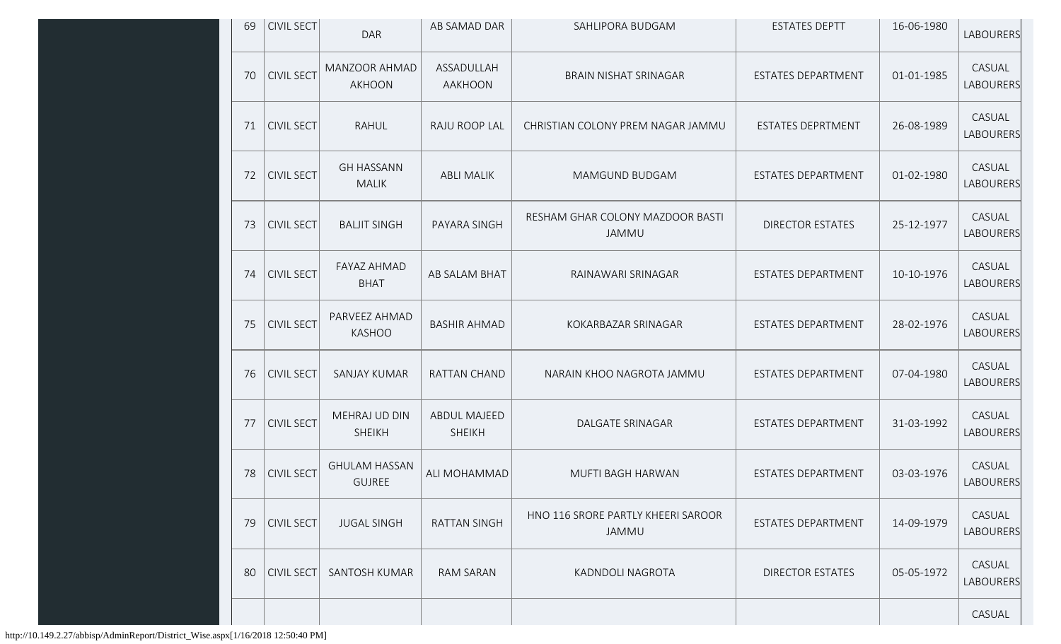| 69 | CIVIL SECT | DAR | AB SAMAD DAR | SAHLIPORA BUDGAM | ESTATES DEPTT | 16-06-1980 | LABOURERS |
|---|---|---|---|---|---|---|---|
| 70 | CIVIL SECT | MANZOOR AHMAD AKHOON | ASSADULLAH AAKHOON | BRAIN NISHAT SRINAGAR | ESTATES DEPARTMENT | 01-01-1985 | CASUAL LABOURERS |
| 71 | CIVIL SECT | RAHUL | RAJU ROOP LAL | CHRISTIAN COLONY PREM NAGAR JAMMU | ESTATES DEPRTMENT | 26-08-1989 | CASUAL LABOURERS |
| 72 | CIVIL SECT | GH HASSANN MALIK | ABLI MALIK | MAMGUND BUDGAM | ESTATES DEPARTMENT | 01-02-1980 | CASUAL LABOURERS |
| 73 | CIVIL SECT | BALJIT SINGH | PAYARA SINGH | RESHAM GHAR COLONY MAZDOOR BASTI JAMMU | DIRECTOR ESTATES | 25-12-1977 | CASUAL LABOURERS |
| 74 | CIVIL SECT | FAYAZ AHMAD BHAT | AB SALAM BHAT | RAINAWARI SRINAGAR | ESTATES DEPARTMENT | 10-10-1976 | CASUAL LABOURERS |
| 75 | CIVIL SECT | PARVEEZ AHMAD KASHOO | BASHIR AHMAD | KOKARBAZAR SRINAGAR | ESTATES DEPARTMENT | 28-02-1976 | CASUAL LABOURERS |
| 76 | CIVIL SECT | SANJAY KUMAR | RATTAN CHAND | NARAIN KHOO NAGROTA JAMMU | ESTATES DEPARTMENT | 07-04-1980 | CASUAL LABOURERS |
| 77 | CIVIL SECT | MEHRAJ UD DIN SHEIKH | ABDUL MAJEED SHEIKH | DALGATE SRINAGAR | ESTATES DEPARTMENT | 31-03-1992 | CASUAL LABOURERS |
| 78 | CIVIL SECT | GHULAM HASSAN GUJREE | ALI MOHAMMAD | MUFTI BAGH HARWAN | ESTATES DEPARTMENT | 03-03-1976 | CASUAL LABOURERS |
| 79 | CIVIL SECT | JUGAL SINGH | RATTAN SINGH | HNO 116 SRORE PARTLY KHEERI SAROOR JAMMU | ESTATES DEPARTMENT | 14-09-1979 | CASUAL LABOURERS |
| 80 | CIVIL SECT | SANTOSH KUMAR | RAM SARAN | KADNDOLI NAGROTA | DIRECTOR ESTATES | 05-05-1972 | CASUAL LABOURERS |
| | | | | | | | CASUAL |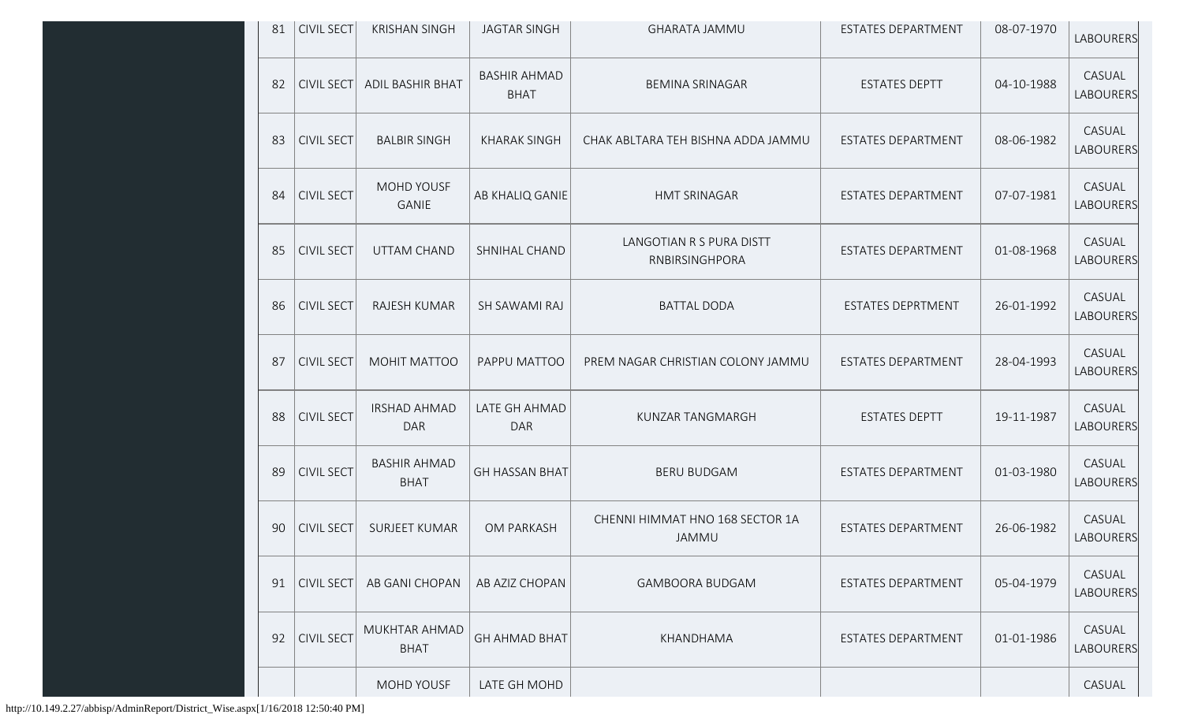| 81 | CIVIL SECT | KRISHAN SINGH | JAGTAR SINGH | GHARATA JAMMU | ESTATES DEPARTMENT | 08-07-1970 | LABOURERS |
|---|---|---|---|---|---|---|---|
| 82 | CIVIL SECT | ADIL BASHIR BHAT | BASHIR AHMAD BHAT | BEMINA SRINAGAR | ESTATES DEPTT | 04-10-1988 | CASUAL LABOURERS |
| 83 | CIVIL SECT | BALBIR SINGH | KHARAK SINGH | CHAK ABLTARA TEH BISHNA ADDA JAMMU | ESTATES DEPARTMENT | 08-06-1982 | CASUAL LABOURERS |
| 84 | CIVIL SECT | MOHD YOUSF GANIE | AB KHALIQ GANIE | HMT SRINAGAR | ESTATES DEPARTMENT | 07-07-1981 | CASUAL LABOURERS |
| 85 | CIVIL SECT | UTTAM CHAND | SHNIHAL CHAND | LANGOTIAN R S PURA DISTT RNBIRSINGHPORA | ESTATES DEPARTMENT | 01-08-1968 | CASUAL LABOURERS |
| 86 | CIVIL SECT | RAJESH KUMAR | SH SAWAMI RAJ | BATTAL DODA | ESTATES DEPRTMENT | 26-01-1992 | CASUAL LABOURERS |
| 87 | CIVIL SECT | MOHIT MATTOO | PAPPU MATTOO | PREM NAGAR CHRISTIAN COLONY JAMMU | ESTATES DEPARTMENT | 28-04-1993 | CASUAL LABOURERS |
| 88 | CIVIL SECT | IRSHAD AHMAD DAR | LATE GH AHMAD DAR | KUNZAR TANGMARGH | ESTATES DEPTT | 19-11-1987 | CASUAL LABOURERS |
| 89 | CIVIL SECT | BASHIR AHMAD BHAT | GH HASSAN BHAT | BERU BUDGAM | ESTATES DEPARTMENT | 01-03-1980 | CASUAL LABOURERS |
| 90 | CIVIL SECT | SURJEET KUMAR | OM PARKASH | CHENNI HIMMAT HNO 168 SECTOR 1A JAMMU | ESTATES DEPARTMENT | 26-06-1982 | CASUAL LABOURERS |
| 91 | CIVIL SECT | AB GANI CHOPAN | AB AZIZ CHOPAN | GAMBOORA BUDGAM | ESTATES DEPARTMENT | 05-04-1979 | CASUAL LABOURERS |
| 92 | CIVIL SECT | MUKHTAR AHMAD BHAT | GH AHMAD BHAT | KHANDHAMA | ESTATES DEPARTMENT | 01-01-1986 | CASUAL LABOURERS |
| | | MOHD YOUSF | LATE GH MOHD | | | | CASUAL |

http://10.149.2.27/abbisp/AdminReport/District_Wise.aspx[1/16/2018 12:50:40 PM]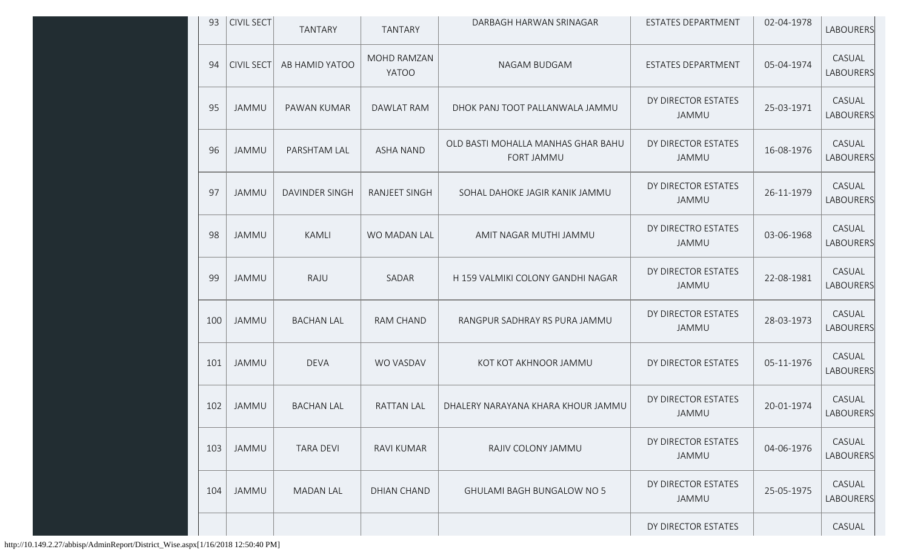| 93 | CIVIL SECT | TANTARY | TANTARY | DARBAGH HARWAN SRINAGAR | ESTATES DEPARTMENT | 02-04-1978 | LABOURERS |
|---|---|---|---|---|---|---|---|
| 94 | CIVIL SECT | AB HAMID YATOO | MOHD RAMZAN YATOO | NAGAM BUDGAM | ESTATES DEPARTMENT | 05-04-1974 | CASUAL LABOURERS |
| 95 | JAMMU | PAWAN KUMAR | DAWLAT RAM | DHOK PANJ TOOT PALLANWALA JAMMU | DY DIRECTOR ESTATES JAMMU | 25-03-1971 | CASUAL LABOURERS |
| 96 | JAMMU | PARSHTAM LAL | ASHA NAND | OLD BASTI MOHALLA MANHAS GHAR BAHU FORT JAMMU | DY DIRECTOR ESTATES JAMMU | 16-08-1976 | CASUAL LABOURERS |
| 97 | JAMMU | DAVINDER SINGH | RANJEET SINGH | SOHAL DAHOKE JAGIR KANIK JAMMU | DY DIRECTOR ESTATES JAMMU | 26-11-1979 | CASUAL LABOURERS |
| 98 | JAMMU | KAMLI | WO MADAN LAL | AMIT NAGAR MUTHI JAMMU | DY DIRECTRO ESTATES JAMMU | 03-06-1968 | CASUAL LABOURERS |
| 99 | JAMMU | RAJU | SADAR | H 159 VALMIKI COLONY GANDHI NAGAR | DY DIRECTOR ESTATES JAMMU | 22-08-1981 | CASUAL LABOURERS |
| 100 | JAMMU | BACHAN LAL | RAM CHAND | RANGPUR SADHRAY RS PURA JAMMU | DY DIRECTOR ESTATES JAMMU | 28-03-1973 | CASUAL LABOURERS |
| 101 | JAMMU | DEVA | WO VASDAV | KOT KOT AKHNOOR JAMMU | DY DIRECTOR ESTATES | 05-11-1976 | CASUAL LABOURERS |
| 102 | JAMMU | BACHAN LAL | RATTAN LAL | DHALERY NARAYANA KHARA KHOUR JAMMU | DY DIRECTOR ESTATES JAMMU | 20-01-1974 | CASUAL LABOURERS |
| 103 | JAMMU | TARA DEVI | RAVI KUMAR | RAJIV COLONY JAMMU | DY DIRECTOR ESTATES JAMMU | 04-06-1976 | CASUAL LABOURERS |
| 104 | JAMMU | MADAN LAL | DHIAN CHAND | GHULAMI BAGH BUNGALOW NO 5 | DY DIRECTOR ESTATES JAMMU | 25-05-1975 | CASUAL LABOURERS |
| | | | | | DY DIRECTOR ESTATES | | CASUAL |

http://10.149.2.27/abbisp/AdminReport/District_Wise.aspx[1/16/2018 12:50:40 PM]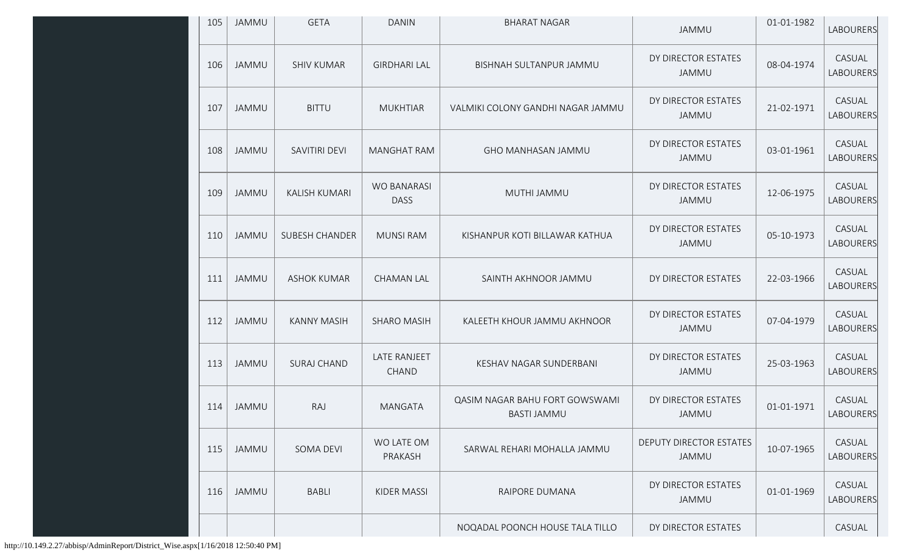| 105 | JAMMU | GETA | DANIN | BHARAT NAGAR | JAMMU | 01-01-1982 | LABOURERS |
|---|---|---|---|---|---|---|---|
| 106 | JAMMU | SHIV KUMAR | GIRDHARI LAL | BISHNAH SULTANPUR JAMMU | DY DIRECTOR ESTATES JAMMU | 08-04-1974 | CASUAL LABOURERS |
| 107 | JAMMU | BITTU | MUKHTIAR | VALMIKI COLONY GANDHI NAGAR JAMMU | DY DIRECTOR ESTATES JAMMU | 21-02-1971 | CASUAL LABOURERS |
| 108 | JAMMU | SAVITIRI DEVI | MANGHAT RAM | GHO MANHASAN JAMMU | DY DIRECTOR ESTATES JAMMU | 03-01-1961 | CASUAL LABOURERS |
| 109 | JAMMU | KALISH KUMARI | WO BANARASI DASS | MUTHI JAMMU | DY DIRECTOR ESTATES JAMMU | 12-06-1975 | CASUAL LABOURERS |
| 110 | JAMMU | SUBESH CHANDER | MUNSI RAM | KISHANPUR KOTI BILLAWAR KATHUA | DY DIRECTOR ESTATES JAMMU | 05-10-1973 | CASUAL LABOURERS |
| 111 | JAMMU | ASHOK KUMAR | CHAMAN LAL | SAINTH AKHNOOR JAMMU | DY DIRECTOR ESTATES | 22-03-1966 | CASUAL LABOURERS |
| 112 | JAMMU | KANNY MASIH | SHARO MASIH | KALEETH KHOUR JAMMU AKHNOOR | DY DIRECTOR ESTATES JAMMU | 07-04-1979 | CASUAL LABOURERS |
| 113 | JAMMU | SURAJ CHAND | LATE RANJEET CHAND | KESHAV NAGAR SUNDERBANI | DY DIRECTOR ESTATES JAMMU | 25-03-1963 | CASUAL LABOURERS |
| 114 | JAMMU | RAJ | MANGATA | QASIM NAGAR BAHU FORT GOWSWAMI BASTI JAMMU | DY DIRECTOR ESTATES JAMMU | 01-01-1971 | CASUAL LABOURERS |
| 115 | JAMMU | SOMA DEVI | WO LATE OM PRAKASH | SARWAL REHARI MOHALLA JAMMU | DEPUTY DIRECTOR ESTATES JAMMU | 10-07-1965 | CASUAL LABOURERS |
| 116 | JAMMU | BABLI | KIDER MASSI | RAIPORE DUMANA | DY DIRECTOR ESTATES JAMMU | 01-01-1969 | CASUAL LABOURERS |
| | | | | NOQADAL POONCH HOUSE TALA TILLO | DY DIRECTOR ESTATES | | CASUAL |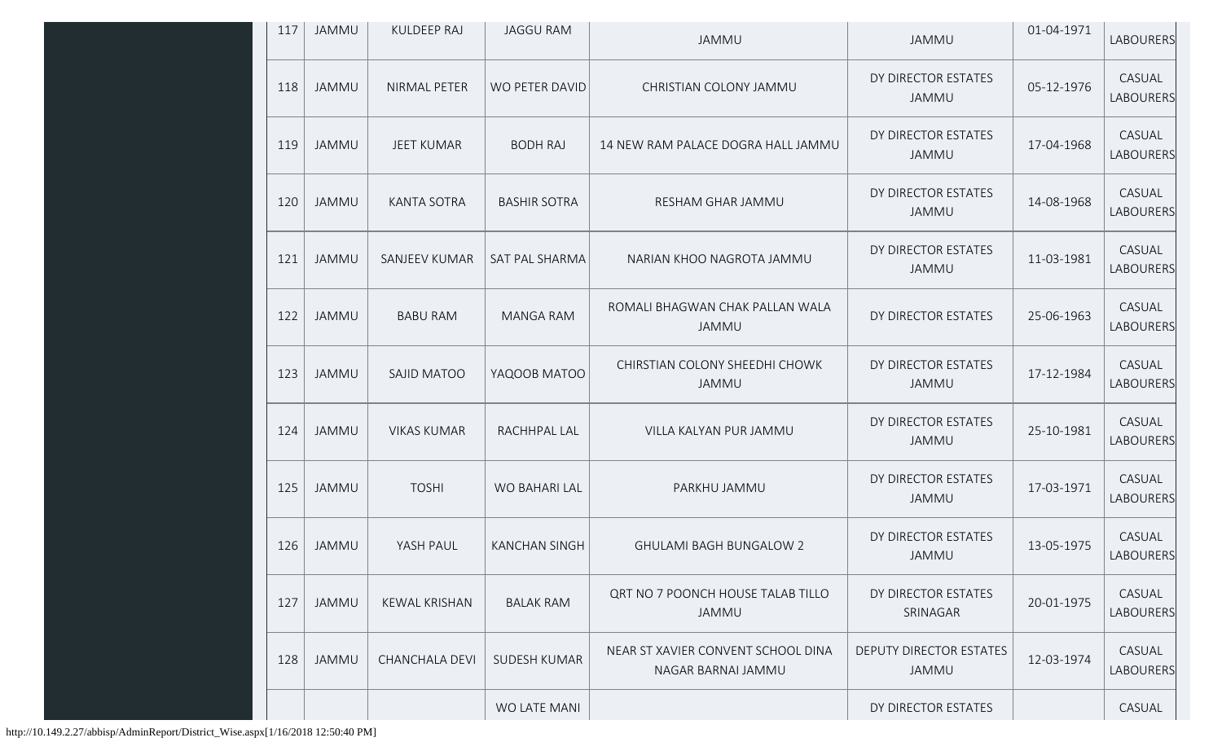| 117 | JAMMU | KULDEEP RAJ | JAGGU RAM | JAMMU | JAMMU | 01-04-1971 | LABOURERS |
|---|---|---|---|---|---|---|---|
| 118 | JAMMU | NIRMAL PETER | WO PETER DAVID | CHRISTIAN COLONY JAMMU | DY DIRECTOR ESTATES JAMMU | 05-12-1976 | CASUAL LABOURERS |
| 119 | JAMMU | JEET KUMAR | BODH RAJ | 14 NEW RAM PALACE DOGRA HALL JAMMU | DY DIRECTOR ESTATES JAMMU | 17-04-1968 | CASUAL LABOURERS |
| 120 | JAMMU | KANTA SOTRA | BASHIR SOTRA | RESHAM GHAR JAMMU | DY DIRECTOR ESTATES JAMMU | 14-08-1968 | CASUAL LABOURERS |
| 121 | JAMMU | SANJEEV KUMAR | SAT PAL SHARMA | NARIAN KHOO NAGROTA JAMMU | DY DIRECTOR ESTATES JAMMU | 11-03-1981 | CASUAL LABOURERS |
| 122 | JAMMU | BABU RAM | MANGA RAM | ROMALI BHAGWAN CHAK PALLAN WALA JAMMU | DY DIRECTOR ESTATES | 25-06-1963 | CASUAL LABOURERS |
| 123 | JAMMU | SAJID MATOO | YAQOOB MATOO | CHIRSTIAN COLONY SHEEDHI CHOWK JAMMU | DY DIRECTOR ESTATES JAMMU | 17-12-1984 | CASUAL LABOURERS |
| 124 | JAMMU | VIKAS KUMAR | RACHHPAL LAL | VILLA KALYAN PUR JAMMU | DY DIRECTOR ESTATES JAMMU | 25-10-1981 | CASUAL LABOURERS |
| 125 | JAMMU | TOSHI | WO BAHARI LAL | PARKHU JAMMU | DY DIRECTOR ESTATES JAMMU | 17-03-1971 | CASUAL LABOURERS |
| 126 | JAMMU | YASH PAUL | KANCHAN SINGH | GHULAMI BAGH BUNGALOW 2 | DY DIRECTOR ESTATES JAMMU | 13-05-1975 | CASUAL LABOURERS |
| 127 | JAMMU | KEWAL KRISHAN | BALAK RAM | QRT NO 7 POONCH HOUSE TALAB TILLO JAMMU | DY DIRECTOR ESTATES SRINAGAR | 20-01-1975 | CASUAL LABOURERS |
| 128 | JAMMU | CHANCHALA DEVI | SUDESH KUMAR | NEAR ST XAVIER CONVENT SCHOOL DINA NAGAR BARNAI JAMMU | DEPUTY DIRECTOR ESTATES JAMMU | 12-03-1974 | CASUAL LABOURERS |
| | | | WO LATE MANI | | DY DIRECTOR ESTATES | | CASUAL |

http://10.149.2.27/abbisp/AdminReport/District_Wise.aspx[1/16/2018 12:50:40 PM]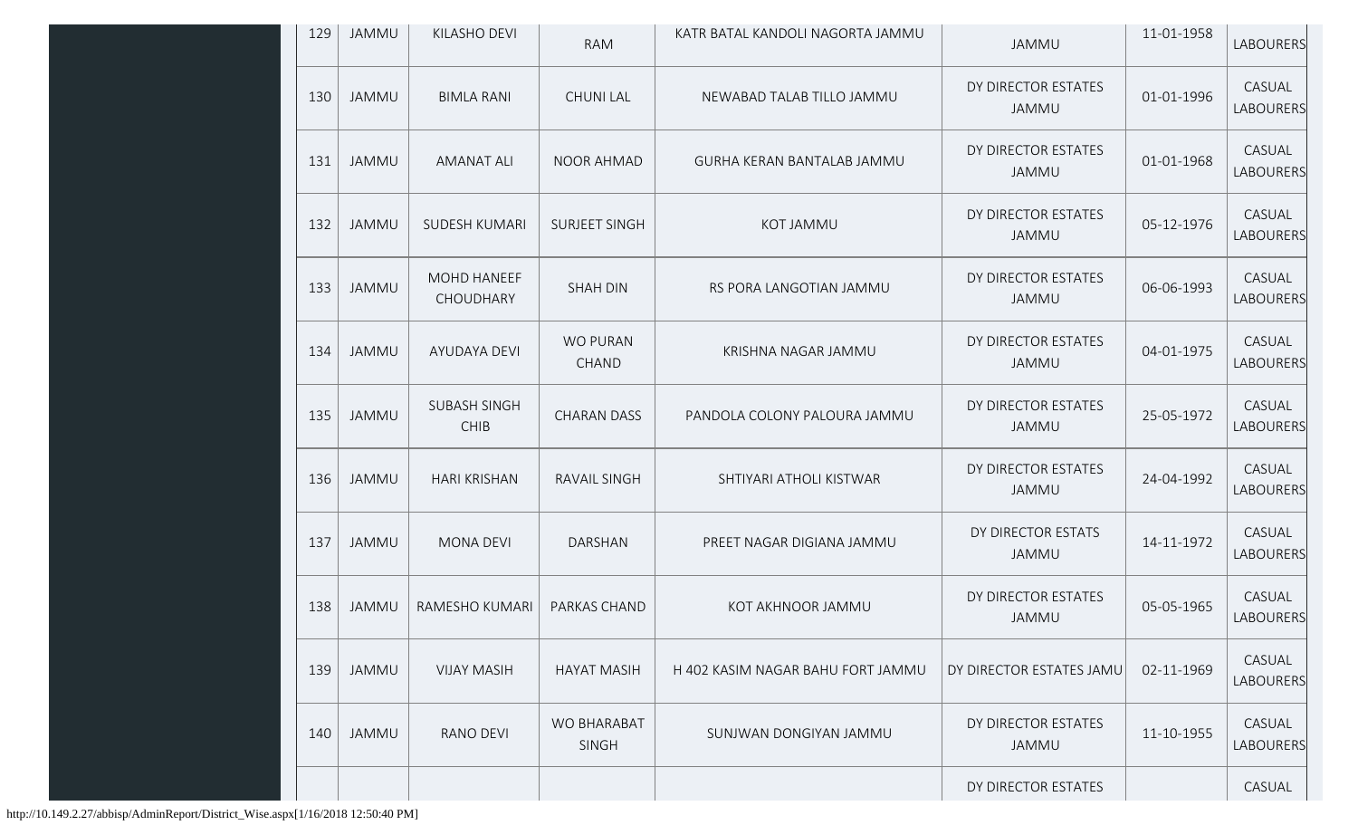| 129 | JAMMU | KILASHO DEVI | RAM | KATR BATAL KANDOLI NAGORTA JAMMU | JAMMU | 11-01-1958 | LABOURERS |
|---|---|---|---|---|---|---|---|
| 130 | JAMMU | BIMLA RANI | CHUNI LAL | NEWABAD TALAB TILLO JAMMU | DY DIRECTOR ESTATES JAMMU | 01-01-1996 | CASUAL LABOURERS |
| 131 | JAMMU | AMANAT ALI | NOOR AHMAD | GURHA KERAN BANTALAB JAMMU | DY DIRECTOR ESTATES JAMMU | 01-01-1968 | CASUAL LABOURERS |
| 132 | JAMMU | SUDESH KUMARI | SURJEET SINGH | KOT JAMMU | DY DIRECTOR ESTATES JAMMU | 05-12-1976 | CASUAL LABOURERS |
| 133 | JAMMU | MOHD HANEEF CHOUDHARY | SHAH DIN | RS PORA LANGOTIAN JAMMU | DY DIRECTOR ESTATES JAMMU | 06-06-1993 | CASUAL LABOURERS |
| 134 | JAMMU | AYUDAYA DEVI | WO PURAN CHAND | KRISHNA NAGAR JAMMU | DY DIRECTOR ESTATES JAMMU | 04-01-1975 | CASUAL LABOURERS |
| 135 | JAMMU | SUBASH SINGH CHIB | CHARAN DASS | PANDOLA COLONY PALOURA JAMMU | DY DIRECTOR ESTATES JAMMU | 25-05-1972 | CASUAL LABOURERS |
| 136 | JAMMU | HARI KRISHAN | RAVAIL SINGH | SHTIYARI ATHOLI KISTWAR | DY DIRECTOR ESTATES JAMMU | 24-04-1992 | CASUAL LABOURERS |
| 137 | JAMMU | MONA DEVI | DARSHAN | PREET NAGAR DIGIANA JAMMU | DY DIRECTOR ESTATS JAMMU | 14-11-1972 | CASUAL LABOURERS |
| 138 | JAMMU | RAMESHO KUMARI | PARKAS CHAND | KOT AKHNOOR JAMMU | DY DIRECTOR ESTATES JAMMU | 05-05-1965 | CASUAL LABOURERS |
| 139 | JAMMU | VIJAY MASIH | HAYAT MASIH | H 402 KASIM NAGAR BAHU FORT JAMMU | DY DIRECTOR ESTATES JAMU | 02-11-1969 | CASUAL LABOURERS |
| 140 | JAMMU | RANO DEVI | WO BHARABAT SINGH | SUNJWAN DONGIYAN JAMMU | DY DIRECTOR ESTATES JAMMU | 11-10-1955 | CASUAL LABOURERS |
| | | | | | DY DIRECTOR ESTATES | | CASUAL |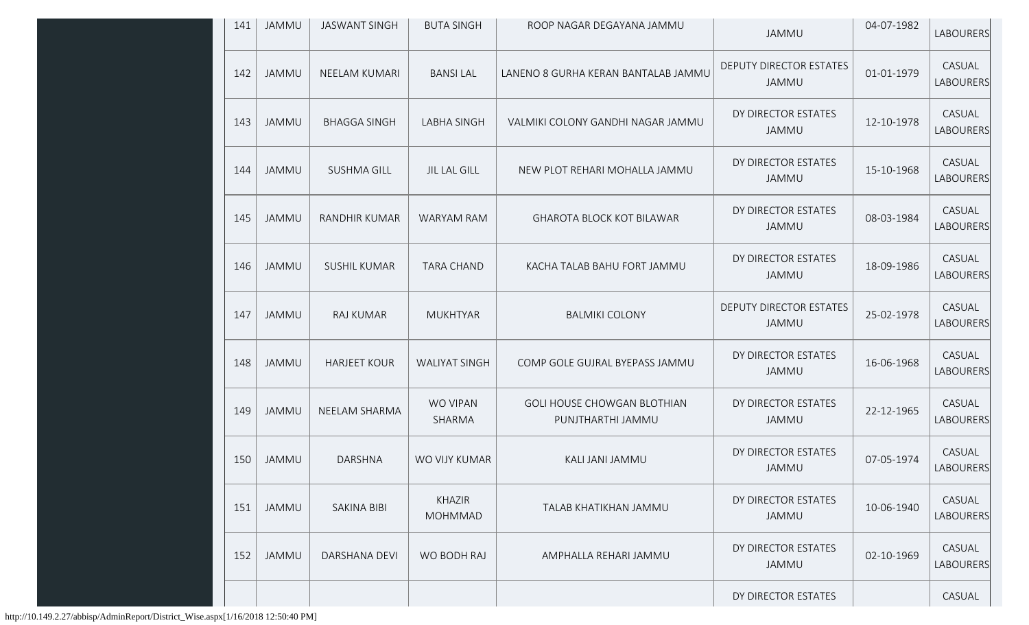| 141 | JAMMU | JASWANT SINGH | BUTA SINGH | ROOP NAGAR DEGAYANA JAMMU | JAMMU | 04-07-1982 | LABOURERS |
|---|---|---|---|---|---|---|---|
| 142 | JAMMU | NEELAM KUMARI | BANSI LAL | LANENO 8 GURHA KERAN BANTALAB JAMMU | DEPUTY DIRECTOR ESTATES JAMMU | 01-01-1979 | CASUAL LABOURERS |
| 143 | JAMMU | BHAGGA SINGH | LABHA SINGH | VALMIKI COLONY GANDHI NAGAR JAMMU | DY DIRECTOR ESTATES JAMMU | 12-10-1978 | CASUAL LABOURERS |
| 144 | JAMMU | SUSHMA GILL | JIL LAL GILL | NEW PLOT REHARI MOHALLA JAMMU | DY DIRECTOR ESTATES JAMMU | 15-10-1968 | CASUAL LABOURERS |
| 145 | JAMMU | RANDHIR KUMAR | WARYAM RAM | GHAROTA BLOCK KOT BILAWAR | DY DIRECTOR ESTATES JAMMU | 08-03-1984 | CASUAL LABOURERS |
| 146 | JAMMU | SUSHIL KUMAR | TARA CHAND | KACHA TALAB BAHU FORT JAMMU | DY DIRECTOR ESTATES JAMMU | 18-09-1986 | CASUAL LABOURERS |
| 147 | JAMMU | RAJ KUMAR | MUKHTYAR | BALMIKI COLONY | DEPUTY DIRECTOR ESTATES JAMMU | 25-02-1978 | CASUAL LABOURERS |
| 148 | JAMMU | HARJEET KOUR | WALIYAT SINGH | COMP GOLE GUJRAL BYEPASS JAMMU | DY DIRECTOR ESTATES JAMMU | 16-06-1968 | CASUAL LABOURERS |
| 149 | JAMMU | NEELAM SHARMA | WO VIPAN SHARMA | GOLI HOUSE CHOWGAN BLOTHIAN PUNJTHARTHI JAMMU | DY DIRECTOR ESTATES JAMMU | 22-12-1965 | CASUAL LABOURERS |
| 150 | JAMMU | DARSHNA | WO VIJY KUMAR | KALI JANI JAMMU | DY DIRECTOR ESTATES JAMMU | 07-05-1974 | CASUAL LABOURERS |
| 151 | JAMMU | SAKINA BIBI | KHAZIR MOHMMAD | TALAB KHATIKHAN JAMMU | DY DIRECTOR ESTATES JAMMU | 10-06-1940 | CASUAL LABOURERS |
| 152 | JAMMU | DARSHANA DEVI | WO BODH RAJ | AMPHALLA REHARI JAMMU | DY DIRECTOR ESTATES JAMMU | 02-10-1969 | CASUAL LABOURERS |
| | | | | | DY DIRECTOR ESTATES | | CASUAL |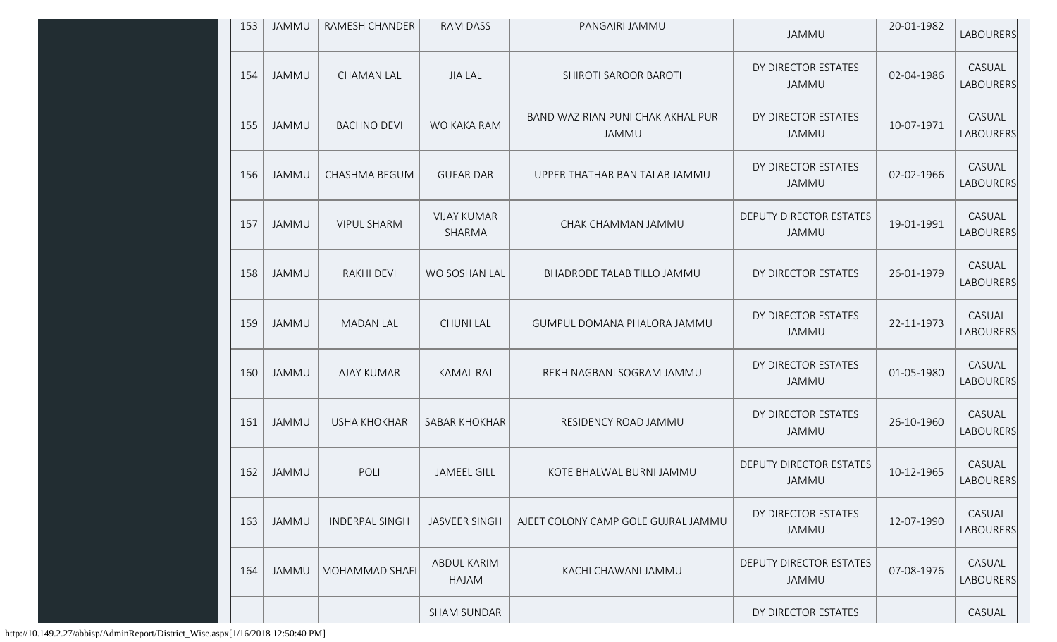| 153 | JAMMU | RAMESH CHANDER | RAM DASS | PANGAIRI JAMMU | JAMMU | 20-01-1982 | LABOURERS |
|---|---|---|---|---|---|---|---|
| 154 | JAMMU | CHAMAN LAL | JIA LAL | SHIROTI SAROOR BAROTI | DY DIRECTOR ESTATES JAMMU | 02-04-1986 | CASUAL LABOURERS |
| 155 | JAMMU | BACHNO DEVI | WO KAKA RAM | BAND WAZIRIAN PUNI CHAK AKHAL PUR JAMMU | DY DIRECTOR ESTATES JAMMU | 10-07-1971 | CASUAL LABOURERS |
| 156 | JAMMU | CHASHMA BEGUM | GUFAR DAR | UPPER THATHAR BAN TALAB JAMMU | DY DIRECTOR ESTATES JAMMU | 02-02-1966 | CASUAL LABOURERS |
| 157 | JAMMU | VIPUL SHARM | VIJAY KUMAR SHARMA | CHAK CHAMMAN JAMMU | DEPUTY DIRECTOR ESTATES JAMMU | 19-01-1991 | CASUAL LABOURERS |
| 158 | JAMMU | RAKHI DEVI | WO SOSHAN LAL | BHADRODE TALAB TILLO JAMMU | DY DIRECTOR ESTATES | 26-01-1979 | CASUAL LABOURERS |
| 159 | JAMMU | MADAN LAL | CHUNI LAL | GUMPUL DOMANA PHALORA JAMMU | DY DIRECTOR ESTATES JAMMU | 22-11-1973 | CASUAL LABOURERS |
| 160 | JAMMU | AJAY KUMAR | KAMAL RAJ | REKH NAGBANI SOGRAM JAMMU | DY DIRECTOR ESTATES JAMMU | 01-05-1980 | CASUAL LABOURERS |
| 161 | JAMMU | USHA KHOKHAR | SABAR KHOKHAR | RESIDENCY ROAD JAMMU | DY DIRECTOR ESTATES JAMMU | 26-10-1960 | CASUAL LABOURERS |
| 162 | JAMMU | POLI | JAMEEL GILL | KOTE BHALWAL BURNI JAMMU | DEPUTY DIRECTOR ESTATES JAMMU | 10-12-1965 | CASUAL LABOURERS |
| 163 | JAMMU | INDERPAL SINGH | JASVEER SINGH | AJEET COLONY CAMP GOLE GUJRAL JAMMU | DY DIRECTOR ESTATES JAMMU | 12-07-1990 | CASUAL LABOURERS |
| 164 | JAMMU | MOHAMMAD SHAFI | ABDUL KARIM HAJAM | KACHI CHAWANI JAMMU | DEPUTY DIRECTOR ESTATES JAMMU | 07-08-1976 | CASUAL LABOURERS |
| | | | SHAM SUNDAR | | DY DIRECTOR ESTATES | | CASUAL |

http://10.149.2.27/abbisp/AdminReport/District_Wise.aspx[1/16/2018 12:50:40 PM]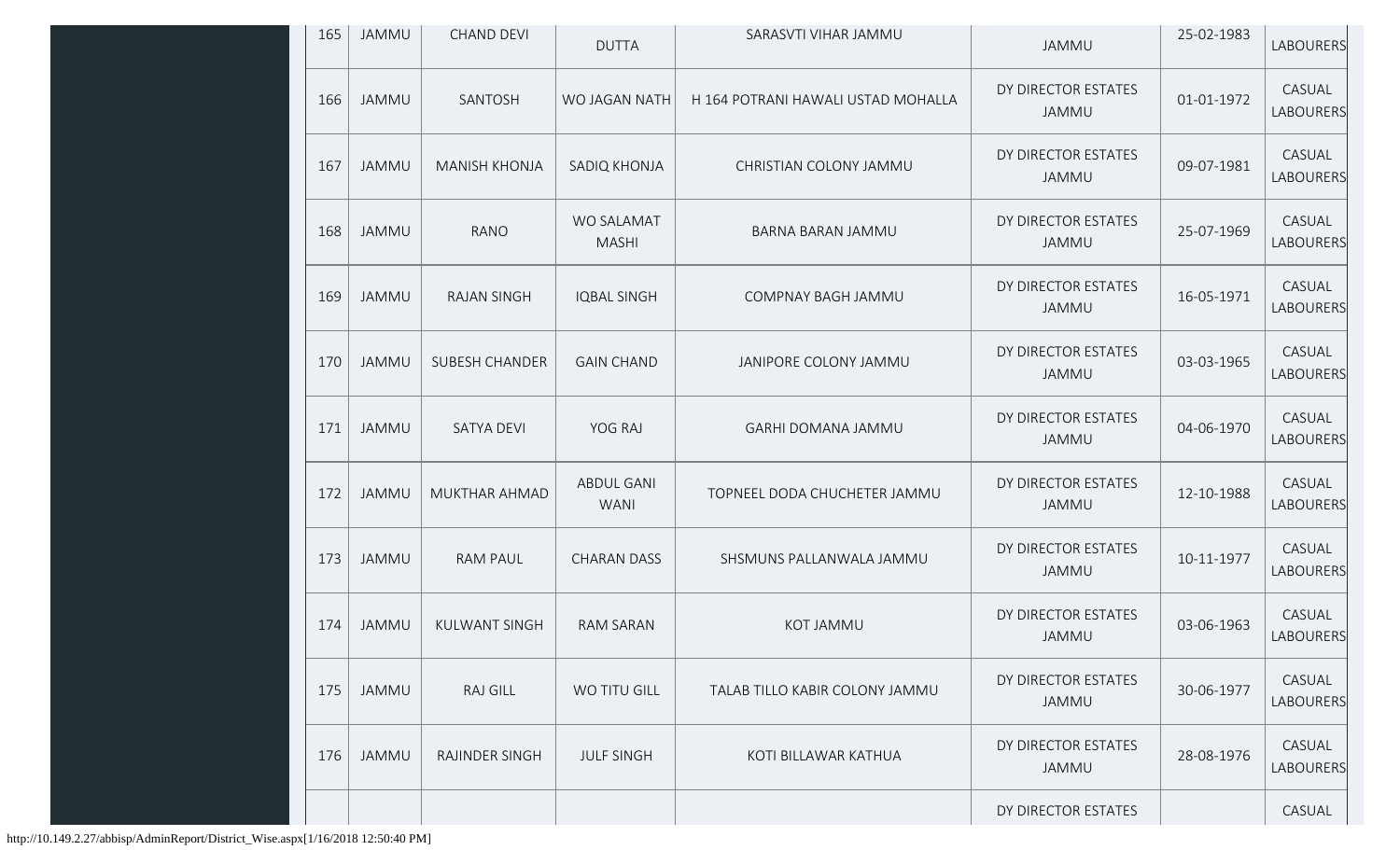| 165 | JAMMU | CHAND DEVI | DUTTA | SARASVTI VIHAR JAMMU | JAMMU | 25-02-1983 | LABOURERS |
|---|---|---|---|---|---|---|---|
| 166 | JAMMU | SANTOSH | WO JAGAN NATH | H 164 POTRANI HAWALI USTAD MOHALLA | DY DIRECTOR ESTATES JAMMU | 01-01-1972 | CASUAL LABOURERS |
| 167 | JAMMU | MANISH KHONJA | SADIQ KHONJA | CHRISTIAN COLONY JAMMU | DY DIRECTOR ESTATES JAMMU | 09-07-1981 | CASUAL LABOURERS |
| 168 | JAMMU | RANO | WO SALAMAT MASHI | BARNA BARAN JAMMU | DY DIRECTOR ESTATES JAMMU | 25-07-1969 | CASUAL LABOURERS |
| 169 | JAMMU | RAJAN SINGH | IQBAL SINGH | COMPNAY BAGH JAMMU | DY DIRECTOR ESTATES JAMMU | 16-05-1971 | CASUAL LABOURERS |
| 170 | JAMMU | SUBESH CHANDER | GAIN CHAND | JANIPORE COLONY JAMMU | DY DIRECTOR ESTATES JAMMU | 03-03-1965 | CASUAL LABOURERS |
| 171 | JAMMU | SATYA DEVI | YOG RAJ | GARHI DOMANA JAMMU | DY DIRECTOR ESTATES JAMMU | 04-06-1970 | CASUAL LABOURERS |
| 172 | JAMMU | MUKHTAR AHMAD | ABDUL GANI WANI | TOPNEEL DODA CHUCHETER JAMMU | DY DIRECTOR ESTATES JAMMU | 12-10-1988 | CASUAL LABOURERS |
| 173 | JAMMU | RAM PAUL | CHARAN DASS | SHSMUNS PALLANWALA JAMMU | DY DIRECTOR ESTATES JAMMU | 10-11-1977 | CASUAL LABOURERS |
| 174 | JAMMU | KULWANT SINGH | RAM SARAN | KOT JAMMU | DY DIRECTOR ESTATES JAMMU | 03-06-1963 | CASUAL LABOURERS |
| 175 | JAMMU | RAJ GILL | WO TITU GILL | TALAB TILLO KABIR COLONY JAMMU | DY DIRECTOR ESTATES JAMMU | 30-06-1977 | CASUAL LABOURERS |
| 176 | JAMMU | RAJINDER SINGH | JULF SINGH | KOTI BILLAWAR KATHUA | DY DIRECTOR ESTATES JAMMU | 28-08-1976 | CASUAL LABOURERS |
| | | | | | DY DIRECTOR ESTATES | | CASUAL |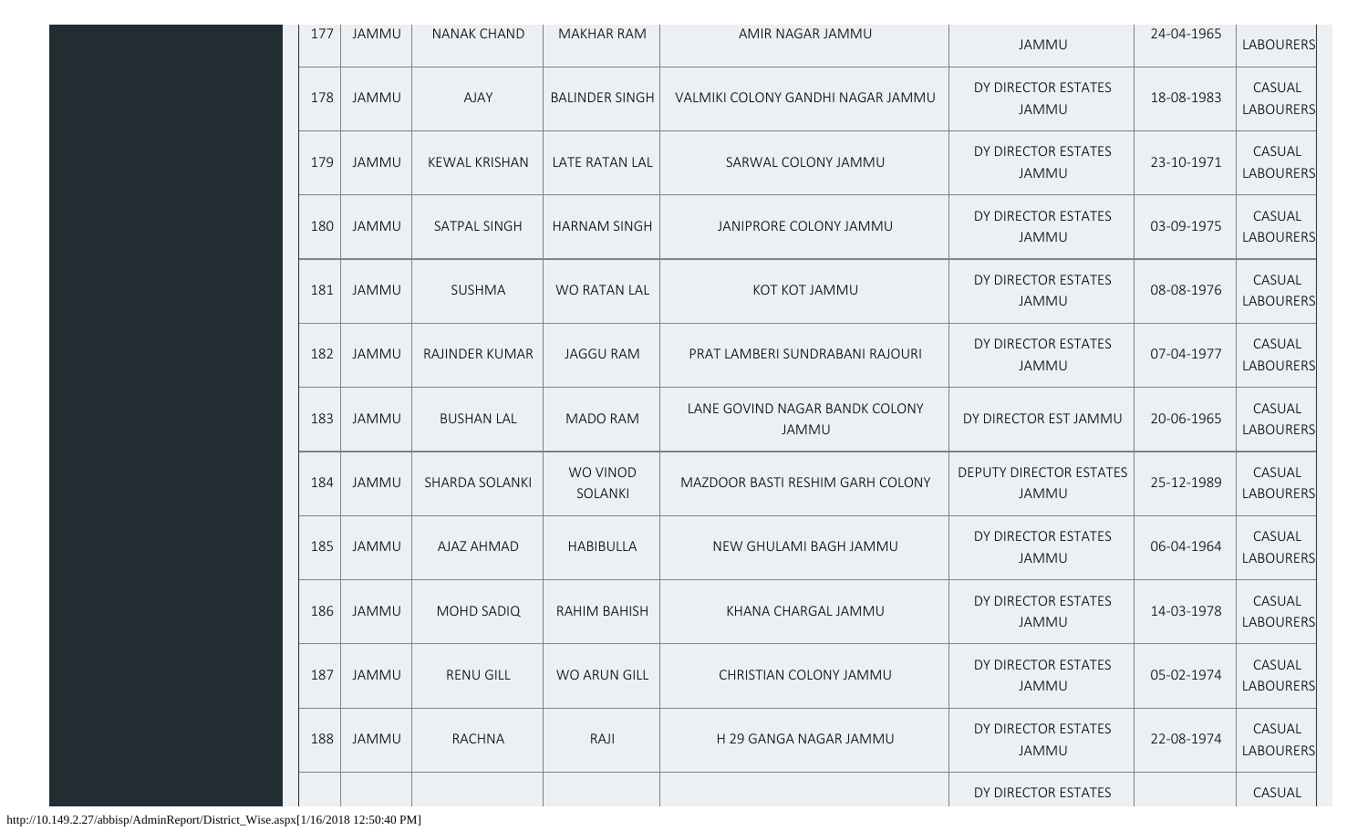| 177 | JAMMU | NANAK CHAND | MAKHAR RAM | AMIR NAGAR JAMMU | JAMMU | 24-04-1965 | LABOURERS |
|---|---|---|---|---|---|---|---|
| 178 | JAMMU | AJAY | BALINDER SINGH | VALMIKI COLONY GANDHI NAGAR JAMMU | DY DIRECTOR ESTATES JAMMU | 18-08-1983 | CASUAL LABOURERS |
| 179 | JAMMU | KEWAL KRISHAN | LATE RATAN LAL | SARWAL COLONY JAMMU | DY DIRECTOR ESTATES JAMMU | 23-10-1971 | CASUAL LABOURERS |
| 180 | JAMMU | SATPAL SINGH | HARNAM SINGH | JANIPRORE COLONY JAMMU | DY DIRECTOR ESTATES JAMMU | 03-09-1975 | CASUAL LABOURERS |
| 181 | JAMMU | SUSHMA | WO RATAN LAL | KOT KOT JAMMU | DY DIRECTOR ESTATES JAMMU | 08-08-1976 | CASUAL LABOURERS |
| 182 | JAMMU | RAJINDER KUMAR | JAGGU RAM | PRAT LAMBERI SUNDRABANI RAJOURI | DY DIRECTOR ESTATES JAMMU | 07-04-1977 | CASUAL LABOURERS |
| 183 | JAMMU | BUSHAN LAL | MADO RAM | LANE GOVIND NAGAR BANDK COLONY JAMMU | DY DIRECTOR EST JAMMU | 20-06-1965 | CASUAL LABOURERS |
| 184 | JAMMU | SHARDA SOLANKI | WO VINOD SOLANKI | MAZDOOR BASTI RESHIM GARH COLONY | DEPUTY DIRECTOR ESTATES JAMMU | 25-12-1989 | CASUAL LABOURERS |
| 185 | JAMMU | AJAZ AHMAD | HABIBULLA | NEW GHULAMI BAGH JAMMU | DY DIRECTOR ESTATES JAMMU | 06-04-1964 | CASUAL LABOURERS |
| 186 | JAMMU | MOHD SADIQ | RAHIM BAHISH | KHANA CHARGAL JAMMU | DY DIRECTOR ESTATES JAMMU | 14-03-1978 | CASUAL LABOURERS |
| 187 | JAMMU | RENU GILL | WO ARUN GILL | CHRISTIAN COLONY JAMMU | DY DIRECTOR ESTATES JAMMU | 05-02-1974 | CASUAL LABOURERS |
| 188 | JAMMU | RACHNA | RAJI | H 29 GANGA NAGAR JAMMU | DY DIRECTOR ESTATES JAMMU | 22-08-1974 | CASUAL LABOURERS |
| | | | | | DY DIRECTOR ESTATES | | CASUAL |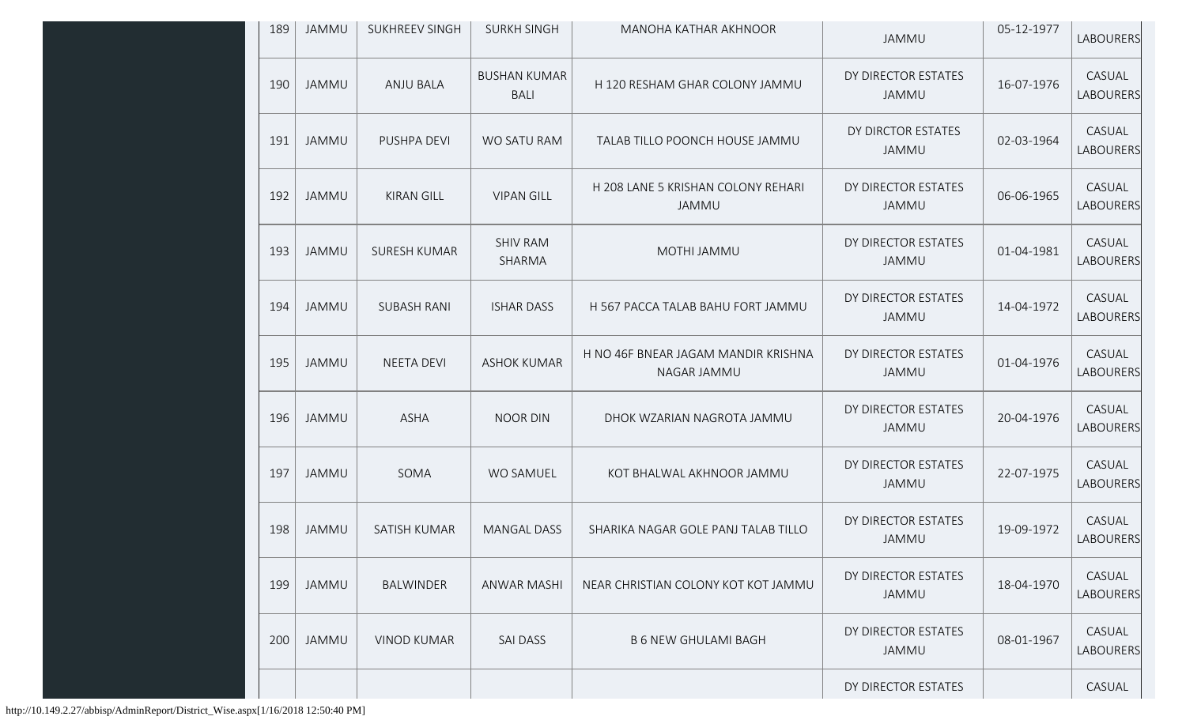| 189 | JAMMU | SUKHREEV SINGH | SURKH SINGH | MANOHA KATHAR AKHNOOR | JAMMU | 05-12-1977 | LABOURERS |
|---|---|---|---|---|---|---|---|
| 190 | JAMMU | ANJU BALA | BUSHAN KUMAR BALI | H 120 RESHAM GHAR COLONY JAMMU | DY DIRECTOR ESTATES JAMMU | 16-07-1976 | CASUAL LABOURERS |
| 191 | JAMMU | PUSHPA DEVI | WO SATU RAM | TALAB TILLO POONCH HOUSE JAMMU | DY DIRCTOR ESTATES JAMMU | 02-03-1964 | CASUAL LABOURERS |
| 192 | JAMMU | KIRAN GILL | VIPAN GILL | H 208 LANE 5 KRISHAN COLONY REHARI JAMMU | DY DIRECTOR ESTATES JAMMU | 06-06-1965 | CASUAL LABOURERS |
| 193 | JAMMU | SURESH KUMAR | SHIV RAM SHARMA | MOTHI JAMMU | DY DIRECTOR ESTATES JAMMU | 01-04-1981 | CASUAL LABOURERS |
| 194 | JAMMU | SUBASH RANI | ISHAR DASS | H 567 PACCA TALAB BAHU FORT JAMMU | DY DIRECTOR ESTATES JAMMU | 14-04-1972 | CASUAL LABOURERS |
| 195 | JAMMU | NEETA DEVI | ASHOK KUMAR | H NO 46F BNEAR JAGAM MANDIR KRISHNA NAGAR JAMMU | DY DIRECTOR ESTATES JAMMU | 01-04-1976 | CASUAL LABOURERS |
| 196 | JAMMU | ASHA | NOOR DIN | DHOK WZARIAN NAGROTA JAMMU | DY DIRECTOR ESTATES JAMMU | 20-04-1976 | CASUAL LABOURERS |
| 197 | JAMMU | SOMA | WO SAMUEL | KOT BHALWAL AKHNOOR JAMMU | DY DIRECTOR ESTATES JAMMU | 22-07-1975 | CASUAL LABOURERS |
| 198 | JAMMU | SATISH KUMAR | MANGAL DASS | SHARIKA NAGAR GOLE PANJ TALAB TILLO | DY DIRECTOR ESTATES JAMMU | 19-09-1972 | CASUAL LABOURERS |
| 199 | JAMMU | BALWINDER | ANWAR MASHI | NEAR CHRISTIAN COLONY KOT KOT JAMMU | DY DIRECTOR ESTATES JAMMU | 18-04-1970 | CASUAL LABOURERS |
| 200 | JAMMU | VINOD KUMAR | SAI DASS | B 6 NEW GHULAMI BAGH | DY DIRECTOR ESTATES JAMMU | 08-01-1967 | CASUAL LABOURERS |
| | | | | | DY DIRECTOR ESTATES | | CASUAL |

http://10.149.2.27/abbisp/AdminReport/District_Wise.aspx[1/16/2018 12:50:40 PM]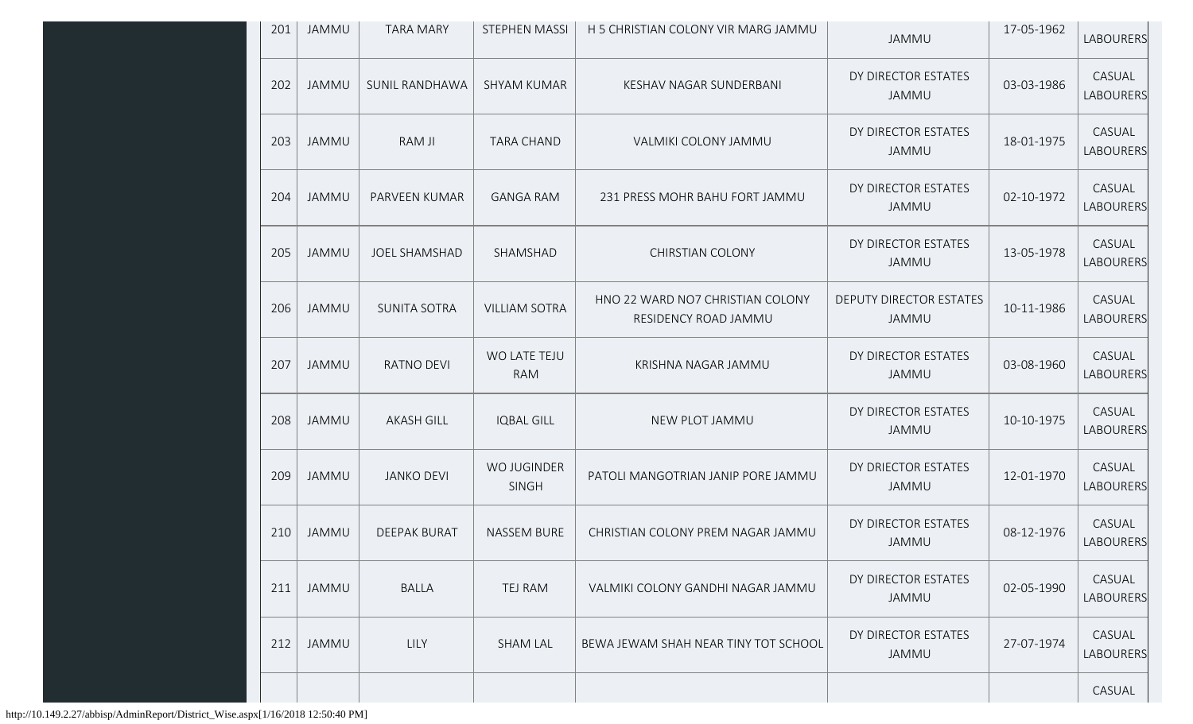| 201 | JAMMU | TARA MARY | STEPHEN MASSI | H 5 CHRISTIAN COLONY VIR MARG JAMMU | JAMMU | 17-05-1962 | LABOURERS |
|---|---|---|---|---|---|---|---|
| 202 | JAMMU | SUNIL RANDHAWA | SHYAM KUMAR | KESHAV NAGAR SUNDERBANI | DY DIRECTOR ESTATES JAMMU | 03-03-1986 | CASUAL LABOURERS |
| 203 | JAMMU | RAM JI | TARA CHAND | VALMIKI COLONY JAMMU | DY DIRECTOR ESTATES JAMMU | 18-01-1975 | CASUAL LABOURERS |
| 204 | JAMMU | PARVEEN KUMAR | GANGA RAM | 231 PRESS MOHR BAHU FORT JAMMU | DY DIRECTOR ESTATES JAMMU | 02-10-1972 | CASUAL LABOURERS |
| 205 | JAMMU | JOEL SHAMSHAD | SHAMSHAD | CHIRSTIAN COLONY | DY DIRECTOR ESTATES JAMMU | 13-05-1978 | CASUAL LABOURERS |
| 206 | JAMMU | SUNITA SOTRA | VILLIAM SOTRA | HNO 22 WARD NO7 CHRISTIAN COLONY RESIDENCY ROAD JAMMU | DEPUTY DIRECTOR ESTATES JAMMU | 10-11-1986 | CASUAL LABOURERS |
| 207 | JAMMU | RATNO DEVI | WO LATE TEJU RAM | KRISHNA NAGAR JAMMU | DY DIRECTOR ESTATES JAMMU | 03-08-1960 | CASUAL LABOURERS |
| 208 | JAMMU | AKASH GILL | IQBAL GILL | NEW PLOT JAMMU | DY DIRECTOR ESTATES JAMMU | 10-10-1975 | CASUAL LABOURERS |
| 209 | JAMMU | JANKO DEVI | WO JUGINDER SINGH | PATOLI MANGOTRIAN JANIP PORE JAMMU | DY DRIECTOR ESTATES JAMMU | 12-01-1970 | CASUAL LABOURERS |
| 210 | JAMMU | DEEPAK BURAT | NASSEM BURE | CHRISTIAN COLONY PREM NAGAR JAMMU | DY DIRECTOR ESTATES JAMMU | 08-12-1976 | CASUAL LABOURERS |
| 211 | JAMMU | BALLA | TEJ RAM | VALMIKI COLONY GANDHI NAGAR JAMMU | DY DIRECTOR ESTATES JAMMU | 02-05-1990 | CASUAL LABOURERS |
| 212 | JAMMU | LILY | SHAM LAL | BEWA JEWAM SHAH NEAR TINY TOT SCHOOL | DY DIRECTOR ESTATES JAMMU | 27-07-1974 | CASUAL LABOURERS |
| | | | | | | | CASUAL |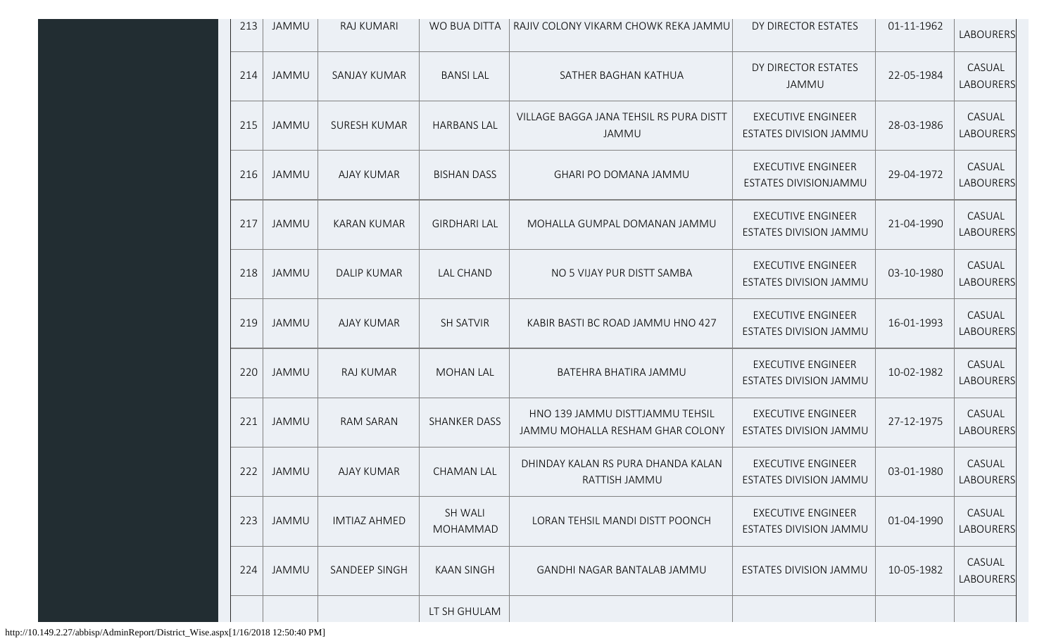| 213 | JAMMU | RAJ KUMARI | WO BUA DITTA | RAJIV COLONY VIKARM CHOWK REKA JAMMU | DY DIRECTOR ESTATES | 01-11-1962 | LABOURERS |
|---|---|---|---|---|---|---|---|
| 214 | JAMMU | SANJAY KUMAR | BANSI LAL | SATHER BAGHAN KATHUA | DY DIRECTOR ESTATES JAMMU | 22-05-1984 | CASUAL LABOURERS |
| 215 | JAMMU | SURESH KUMAR | HARBANS LAL | VILLAGE BAGGA JANA TEHSIL RS PURA DISTT JAMMU | EXECUTIVE ENGINEER ESTATES DIVISION JAMMU | 28-03-1986 | CASUAL LABOURERS |
| 216 | JAMMU | AJAY KUMAR | BISHAN DASS | GHARI PO DOMANA JAMMU | EXECUTIVE ENGINEER ESTATES DIVISIONJAMMU | 29-04-1972 | CASUAL LABOURERS |
| 217 | JAMMU | KARAN KUMAR | GIRDHARI LAL | MOHALLA GUMPAL DOMANAN JAMMU | EXECUTIVE ENGINEER ESTATES DIVISION JAMMU | 21-04-1990 | CASUAL LABOURERS |
| 218 | JAMMU | DALIP KUMAR | LAL CHAND | NO 5 VIJAY PUR DISTT SAMBA | EXECUTIVE ENGINEER ESTATES DIVISION JAMMU | 03-10-1980 | CASUAL LABOURERS |
| 219 | JAMMU | AJAY KUMAR | SH SATVIR | KABIR BASTI BC ROAD JAMMU HNO 427 | EXECUTIVE ENGINEER ESTATES DIVISION JAMMU | 16-01-1993 | CASUAL LABOURERS |
| 220 | JAMMU | RAJ KUMAR | MOHAN LAL | BATEHRA BHATIRA JAMMU | EXECUTIVE ENGINEER ESTATES DIVISION JAMMU | 10-02-1982 | CASUAL LABOURERS |
| 221 | JAMMU | RAM SARAN | SHANKER DASS | HNO 139 JAMMU DISTTJAMMU TEHSIL JAMMU MOHALLA RESHAM GHAR COLONY | EXECUTIVE ENGINEER ESTATES DIVISION JAMMU | 27-12-1975 | CASUAL LABOURERS |
| 222 | JAMMU | AJAY KUMAR | CHAMAN LAL | DHINDAY KALAN RS PURA DHANDA KALAN RATTISH JAMMU | EXECUTIVE ENGINEER ESTATES DIVISION JAMMU | 03-01-1980 | CASUAL LABOURERS |
| 223 | JAMMU | IMTIAZ AHMED | SH WALI MOHAMMAD | LORAN TEHSIL MANDI DISTT POONCH | EXECUTIVE ENGINEER ESTATES DIVISION JAMMU | 01-04-1990 | CASUAL LABOURERS |
| 224 | JAMMU | SANDEEP SINGH | KAAN SINGH | GANDHI NAGAR BANTALAB JAMMU | ESTATES DIVISION JAMMU | 10-05-1982 | CASUAL LABOURERS |
| | | | LT SH GHULAM | | | | |

http://10.149.2.27/abbisp/AdminReport/District_Wise.aspx[1/16/2018 12:50:40 PM]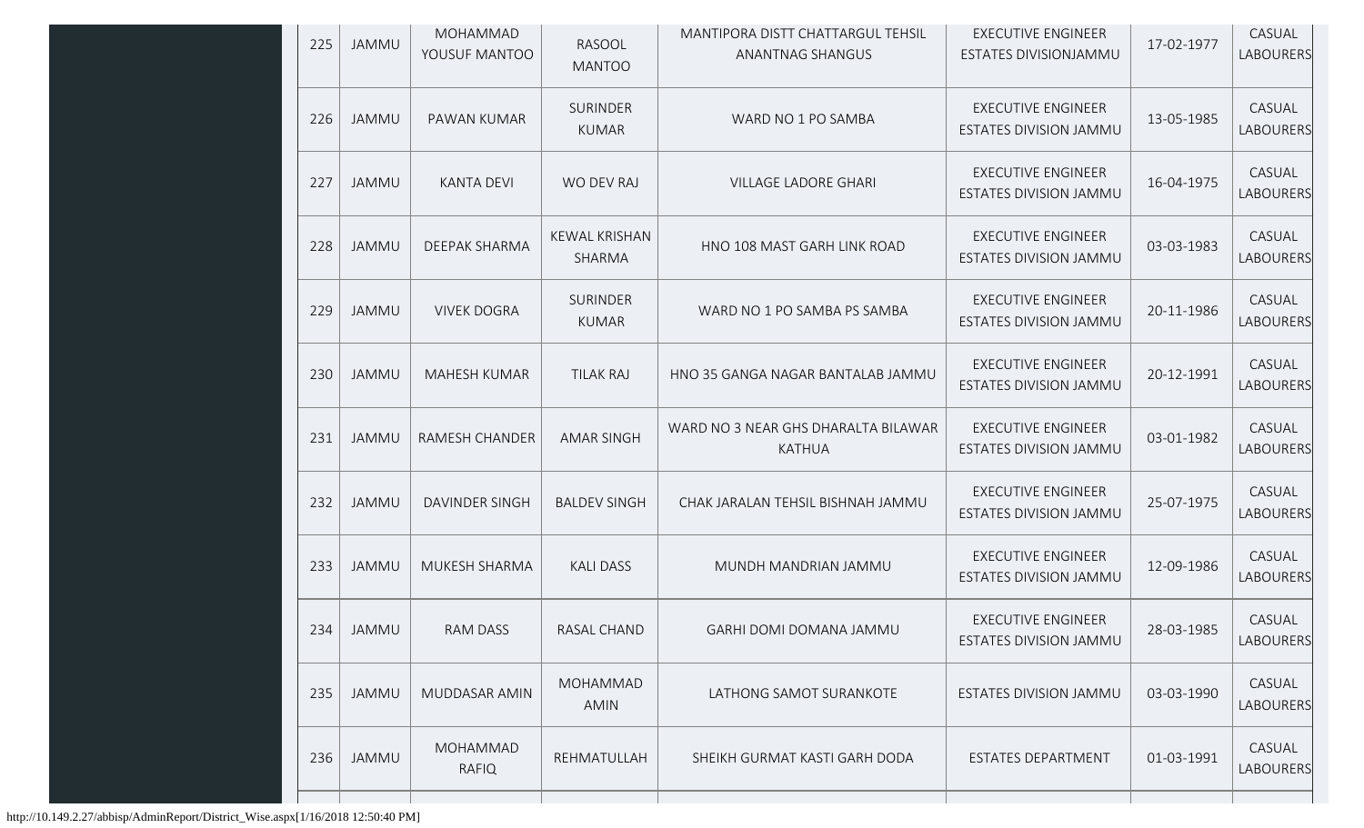| 225 | JAMMU | MOHAMMAD YOUSUF MANTOO | RASOOL MANTOO | MANTIPORA DISTT CHATTARGUL TEHSIL ANANTNAG SHANGUS | EXECUTIVE ENGINEER ESTATES DIVISIONJAMMU | 17-02-1977 | CASUAL LABOURERS |
|---|---|---|---|---|---|---|---|
| 226 | JAMMU | PAWAN KUMAR | SURINDER KUMAR | WARD NO 1 PO SAMBA | EXECUTIVE ENGINEER ESTATES DIVISION JAMMU | 13-05-1985 | CASUAL LABOURERS |
| 227 | JAMMU | KANTA DEVI | WO DEV RAJ | VILLAGE LADORE GHARI | EXECUTIVE ENGINEER ESTATES DIVISION JAMMU | 16-04-1975 | CASUAL LABOURERS |
| 228 | JAMMU | DEEPAK SHARMA | KEWAL KRISHAN SHARMA | HNO 108 MAST GARH LINK ROAD | EXECUTIVE ENGINEER ESTATES DIVISION JAMMU | 03-03-1983 | CASUAL LABOURERS |
| 229 | JAMMU | VIVEK DOGRA | SURINDER KUMAR | WARD NO 1 PO SAMBA PS SAMBA | EXECUTIVE ENGINEER ESTATES DIVISION JAMMU | 20-11-1986 | CASUAL LABOURERS |
| 230 | JAMMU | MAHESH KUMAR | TILAK RAJ | HNO 35 GANGA NAGAR BANTALAB JAMMU | EXECUTIVE ENGINEER ESTATES DIVISION JAMMU | 20-12-1991 | CASUAL LABOURERS |
| 231 | JAMMU | RAMESH CHANDER | AMAR SINGH | WARD NO 3 NEAR GHS DHARALTA BILAWAR KATHUA | EXECUTIVE ENGINEER ESTATES DIVISION JAMMU | 03-01-1982 | CASUAL LABOURERS |
| 232 | JAMMU | DAVINDER SINGH | BALDEV SINGH | CHAK JARALAN TEHSIL BISHNAH JAMMU | EXECUTIVE ENGINEER ESTATES DIVISION JAMMU | 25-07-1975 | CASUAL LABOURERS |
| 233 | JAMMU | MUKESH SHARMA | KALI DASS | MUNDH MANDRIAN JAMMU | EXECUTIVE ENGINEER ESTATES DIVISION JAMMU | 12-09-1986 | CASUAL LABOURERS |
| 234 | JAMMU | RAM DASS | RASAL CHAND | GARHI DOMI DOMANA JAMMU | EXECUTIVE ENGINEER ESTATES DIVISION JAMMU | 28-03-1985 | CASUAL LABOURERS |
| 235 | JAMMU | MUDDASAR AMIN | MOHAMMAD AMIN | LATHONG SAMOT SURANKOTE | ESTATES DIVISION JAMMU | 03-03-1990 | CASUAL LABOURERS |
| 236 | JAMMU | MOHAMMAD RAFIQ | REHMATULLAH | SHEIKH GURMAT KASTI GARH DODA | ESTATES DEPARTMENT | 01-03-1991 | CASUAL LABOURERS |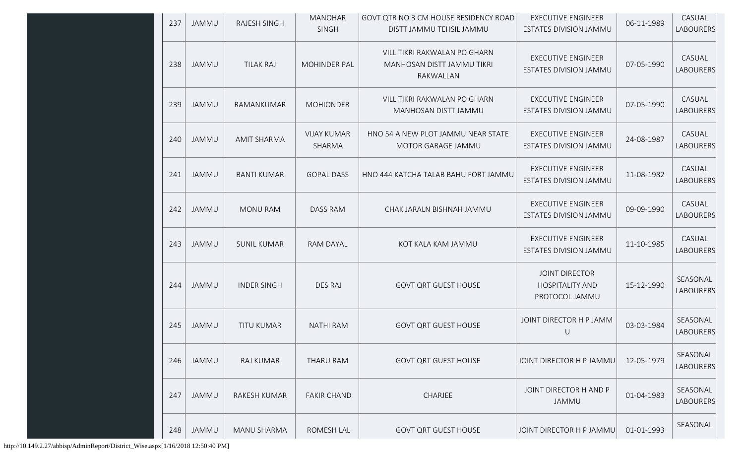| 237 | JAMMU | RAJESH SINGH | MANOHAR SINGH | GOVT QTR NO 3 CM HOUSE RESIDENCY ROAD DISTT JAMMU TEHSIL JAMMU | EXECUTIVE ENGINEER ESTATES DIVISION JAMMU | 06-11-1989 | CASUAL LABOURERS |
|---|---|---|---|---|---|---|---|
| 238 | JAMMU | TILAK RAJ | MOHINDER PAL | VILL TIKRI RAKWALAN PO GHARN MANHOSAN DISTT JAMMU TIKRI RAKWALLAN | EXECUTIVE ENGINEER ESTATES DIVISION JAMMU | 07-05-1990 | CASUAL LABOURERS |
| 239 | JAMMU | RAMANKUMAR | MOHIONDER | VILL TIKRI RAKWALAN PO GHARN MANHOSAN DISTT JAMMU | EXECUTIVE ENGINEER ESTATES DIVISION JAMMU | 07-05-1990 | CASUAL LABOURERS |
| 240 | JAMMU | AMIT SHARMA | VIJAY KUMAR SHARMA | HNO 54 A NEW PLOT JAMMU NEAR STATE MOTOR GARAGE JAMMU | EXECUTIVE ENGINEER ESTATES DIVISION JAMMU | 24-08-1987 | CASUAL LABOURERS |
| 241 | JAMMU | BANTI KUMAR | GOPAL DASS | HNO 444 KATCHA TALAB BAHU FORT JAMMU | EXECUTIVE ENGINEER ESTATES DIVISION JAMMU | 11-08-1982 | CASUAL LABOURERS |
| 242 | JAMMU | MONU RAM | DASS RAM | CHAK JARALN BISHNAH JAMMU | EXECUTIVE ENGINEER ESTATES DIVISION JAMMU | 09-09-1990 | CASUAL LABOURERS |
| 243 | JAMMU | SUNIL KUMAR | RAM DAYAL | KOT KALA KAM JAMMU | EXECUTIVE ENGINEER ESTATES DIVISION JAMMU | 11-10-1985 | CASUAL LABOURERS |
| 244 | JAMMU | INDER SINGH | DES RAJ | GOVT QRT GUEST HOUSE | JOINT DIRECTOR HOSPITALITY AND PROTOCOL JAMMU | 15-12-1990 | SEASONAL LABOURERS |
| 245 | JAMMU | TITU KUMAR | NATHI RAM | GOVT QRT GUEST HOUSE | JOINT DIRECTOR H P JAMM U | 03-03-1984 | SEASONAL LABOURERS |
| 246 | JAMMU | RAJ KUMAR | THARU RAM | GOVT QRT GUEST HOUSE | JOINT DIRECTOR H P JAMMU | 12-05-1979 | SEASONAL LABOURERS |
| 247 | JAMMU | RAKESH KUMAR | FAKIR CHAND | CHARJEE | JOINT DIRECTOR H AND P JAMMU | 01-04-1983 | SEASONAL LABOURERS |
| 248 | JAMMU | MANU SHARMA | ROMESH LAL | GOVT QRT GUEST HOUSE | JOINT DIRECTOR H P JAMMU | 01-01-1993 | SEASONAL |

http://10.149.2.27/abbisp/AdminReport/District_Wise.aspx[1/16/2018 12:50:40 PM]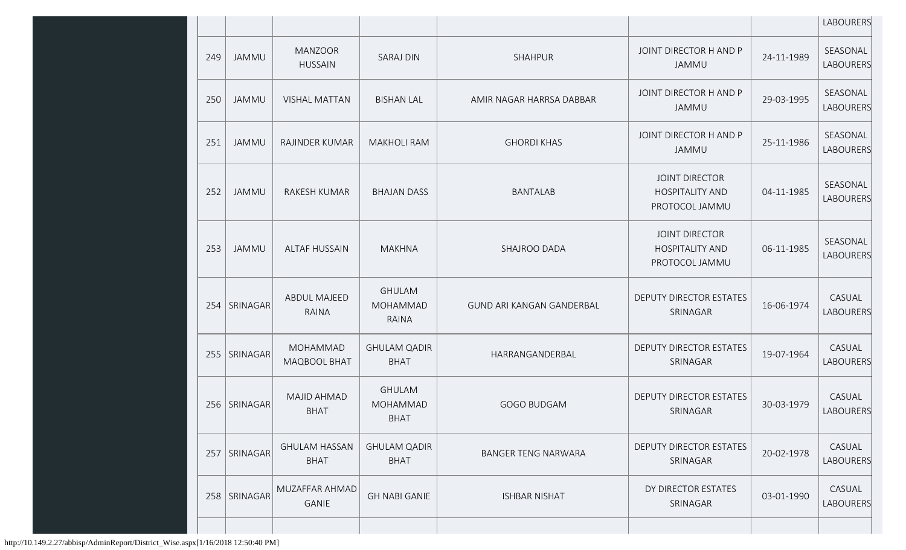|  |  |  |  |  |  |  | LABOURERS |
|---|---|---|---|---|---|---|---|
| 249 | JAMMU | MANZOOR HUSSAIN | SARAJ DIN | SHAHPUR | JOINT DIRECTOR H AND P JAMMU | 24-11-1989 | SEASONAL LABOURERS |
| 250 | JAMMU | VISHAL MATTAN | BISHAN LAL | AMIR NAGAR HARRSA DABBAR | JOINT DIRECTOR H AND P JAMMU | 29-03-1995 | SEASONAL LABOURERS |
| 251 | JAMMU | RAJINDER KUMAR | MAKHOLI RAM | GHORDI KHAS | JOINT DIRECTOR H AND P JAMMU | 25-11-1986 | SEASONAL LABOURERS |
| 252 | JAMMU | RAKESH KUMAR | BHAJAN DASS | BANTALAB | JOINT DIRECTOR HOSPITALITY AND PROTOCOL JAMMU | 04-11-1985 | SEASONAL LABOURERS |
| 253 | JAMMU | ALTAF HUSSAIN | MAKHNA | SHAJROO DADA | JOINT DIRECTOR HOSPITALITY AND PROTOCOL JAMMU | 06-11-1985 | SEASONAL LABOURERS |
| 254 | SRINAGAR | ABDUL MAJEED RAINA | GHULAM MOHAMMAD RAINA | GUND ARI KANGAN GANDERBAL | DEPUTY DIRECTOR ESTATES SRINAGAR | 16-06-1974 | CASUAL LABOURERS |
| 255 | SRINAGAR | MOHAMMAD MAQBOOL BHAT | GHULAM QADIR BHAT | HARRANGANDERBAL | DEPUTY DIRECTOR ESTATES SRINAGAR | 19-07-1964 | CASUAL LABOURERS |
| 256 | SRINAGAR | MAJID AHMAD BHAT | GHULAM MOHAMMAD BHAT | GOGO BUDGAM | DEPUTY DIRECTOR ESTATES SRINAGAR | 30-03-1979 | CASUAL LABOURERS |
| 257 | SRINAGAR | GHULAM HASSAN BHAT | GHULAM QADIR BHAT | BANGER TENG NARWARA | DEPUTY DIRECTOR ESTATES SRINAGAR | 20-02-1978 | CASUAL LABOURERS |
| 258 | SRINAGAR | MUZAFFAR AHMAD GANIE | GH NABI GANIE | ISHBAR NISHAT | DY DIRECTOR ESTATES SRINAGAR | 03-01-1990 | CASUAL LABOURERS |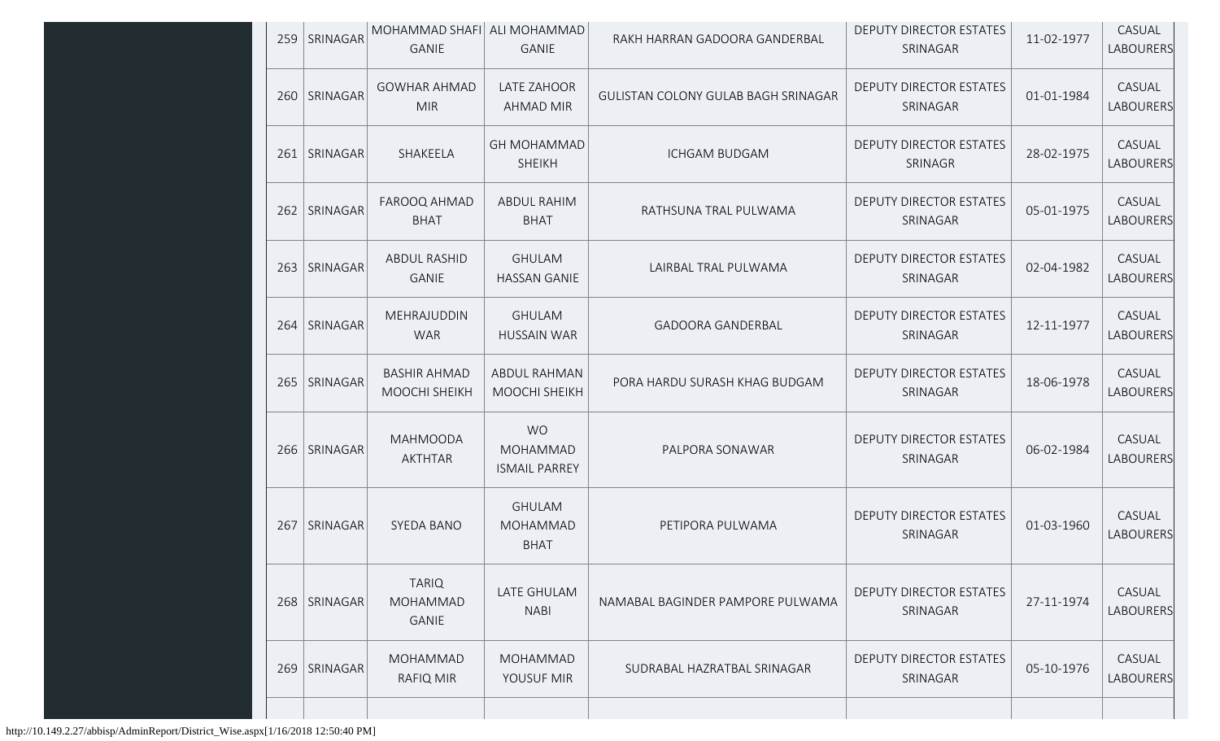| | | | | | | | |
|---|---|---|---|---|---|---|---|
| 259 | SRINAGAR | MOHAMMAD SHAFI GANIE | ALI MOHAMMAD GANIE | RAKH HARRAN GADOORA GANDERBAL | DEPUTY DIRECTOR ESTATES SRINAGAR | 11-02-1977 | CASUAL LABOURERS |
| 260 | SRINAGAR | GOWHAR AHMAD MIR | LATE ZAHOOR AHMAD MIR | GULISTAN COLONY GULAB BAGH SRINAGAR | DEPUTY DIRECTOR ESTATES SRINAGAR | 01-01-1984 | CASUAL LABOURERS |
| 261 | SRINAGAR | SHAKEELA | GH MOHAMMAD SHEIKH | ICHGAM BUDGAM | DEPUTY DIRECTOR ESTATES SRINAGR | 28-02-1975 | CASUAL LABOURERS |
| 262 | SRINAGAR | FAROOQ AHMAD BHAT | ABDUL RAHIM BHAT | RATHSUNA TRAL PULWAMA | DEPUTY DIRECTOR ESTATES SRINAGAR | 05-01-1975 | CASUAL LABOURERS |
| 263 | SRINAGAR | ABDUL RASHID GANIE | GHULAM HASSAN GANIE | LAIRBAL TRAL PULWAMA | DEPUTY DIRECTOR ESTATES SRINAGAR | 02-04-1982 | CASUAL LABOURERS |
| 264 | SRINAGAR | MEHRAJUDDIN WAR | GHULAM HUSSAIN WAR | GADOORA GANDERBAL | DEPUTY DIRECTOR ESTATES SRINAGAR | 12-11-1977 | CASUAL LABOURERS |
| 265 | SRINAGAR | BASHIR AHMAD MOOCHI SHEIKH | ABDUL RAHMAN MOOCHI SHEIKH | PORA HARDU SURASH KHAG BUDGAM | DEPUTY DIRECTOR ESTATES SRINAGAR | 18-06-1978 | CASUAL LABOURERS |
| 266 | SRINAGAR | MAHMOODA AKTHTAR | WO MOHAMMAD ISMAIL PARREY | PALPORA SONAWAR | DEPUTY DIRECTOR ESTATES SRINAGAR | 06-02-1984 | CASUAL LABOURERS |
| 267 | SRINAGAR | SYEDA BANO | GHULAM MOHAMMAD BHAT | PETIPORA PULWAMA | DEPUTY DIRECTOR ESTATES SRINAGAR | 01-03-1960 | CASUAL LABOURERS |
| 268 | SRINAGAR | TARIQ MOHAMMAD GANIE | LATE GHULAM NABI | NAMABAL BAGINDER PAMPORE PULWAMA | DEPUTY DIRECTOR ESTATES SRINAGAR | 27-11-1974 | CASUAL LABOURERS |
| 269 | SRINAGAR | MOHAMMAD RAFIQ MIR | MOHAMMAD YOUSUF MIR | SUDRABAL HAZRATBAL SRINAGAR | DEPUTY DIRECTOR ESTATES SRINAGAR | 05-10-1976 | CASUAL LABOURERS |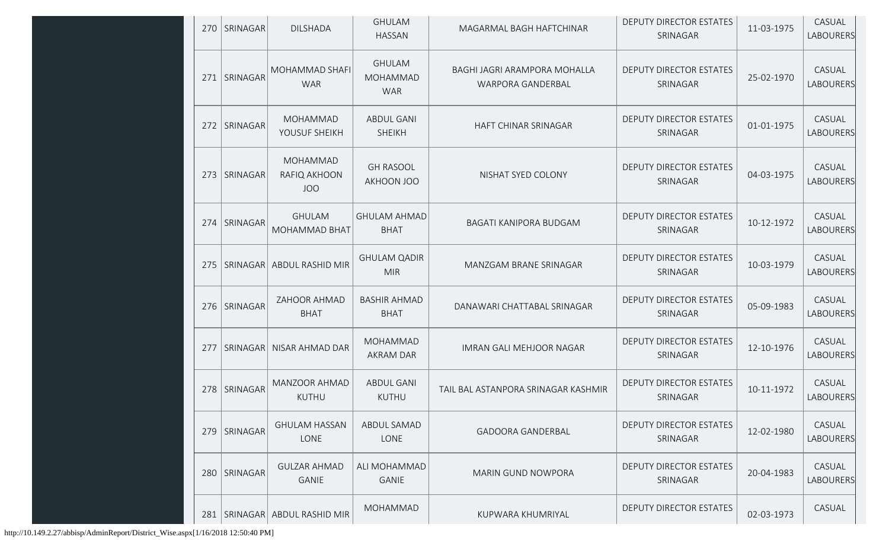| 270 | SRINAGAR | DILSHADA | GHULAM HASSAN | MAGARMAL BAGH HAFTCHINAR | DEPUTY DIRECTOR ESTATES SRINAGAR | 11-03-1975 | CASUAL LABOURERS |
|---|---|---|---|---|---|---|---|
| 271 | SRINAGAR | MOHAMMAD SHAFI WAR | GHULAM MOHAMMAD WAR | BAGHI JAGRI ARAMPORA MOHALLA WARPORA GANDERBAL | DEPUTY DIRECTOR ESTATES SRINAGAR | 25-02-1970 | CASUAL LABOURERS |
| 272 | SRINAGAR | MOHAMMAD YOUSUF SHEIKH | ABDUL GANI SHEIKH | HAFT CHINAR SRINAGAR | DEPUTY DIRECTOR ESTATES SRINAGAR | 01-01-1975 | CASUAL LABOURERS |
| 273 | SRINAGAR | MOHAMMAD RAFIQ AKHOON JOO | GH RASOOL AKHOON JOO | NISHAT SYED COLONY | DEPUTY DIRECTOR ESTATES SRINAGAR | 04-03-1975 | CASUAL LABOURERS |
| 274 | SRINAGAR | GHULAM MOHAMMAD BHAT | GHULAM AHMAD BHAT | BAGATI KANIPORA BUDGAM | DEPUTY DIRECTOR ESTATES SRINAGAR | 10-12-1972 | CASUAL LABOURERS |
| 275 | SRINAGAR | ABDUL RASHID MIR | GHULAM QADIR MIR | MANZGAM BRANE SRINAGAR | DEPUTY DIRECTOR ESTATES SRINAGAR | 10-03-1979 | CASUAL LABOURERS |
| 276 | SRINAGAR | ZAHOOR AHMAD BHAT | BASHIR AHMAD BHAT | DANAWARI CHATTABAL SRINAGAR | DEPUTY DIRECTOR ESTATES SRINAGAR | 05-09-1983 | CASUAL LABOURERS |
| 277 | SRINAGAR | NISAR AHMAD DAR | MOHAMMAD AKRAM DAR | IMRAN GALI MEHJOOR NAGAR | DEPUTY DIRECTOR ESTATES SRINAGAR | 12-10-1976 | CASUAL LABOURERS |
| 278 | SRINAGAR | MANZOOR AHMAD KUTHU | ABDUL GANI KUTHU | TAIL BAL ASTANPORA SRINAGAR KASHMIR | DEPUTY DIRECTOR ESTATES SRINAGAR | 10-11-1972 | CASUAL LABOURERS |
| 279 | SRINAGAR | GHULAM HASSAN LONE | ABDUL SAMAD LONE | GADOORA GANDERBAL | DEPUTY DIRECTOR ESTATES SRINAGAR | 12-02-1980 | CASUAL LABOURERS |
| 280 | SRINAGAR | GULZAR AHMAD GANIE | ALI MOHAMMAD GANIE | MARIN GUND NOWPORA | DEPUTY DIRECTOR ESTATES SRINAGAR | 20-04-1983 | CASUAL LABOURERS |
| 281 | SRINAGAR | ABDUL RASHID MIR | MOHAMMAD | KUPWARA KHUMRIYAL | DEPUTY DIRECTOR ESTATES | 02-03-1973 | CASUAL |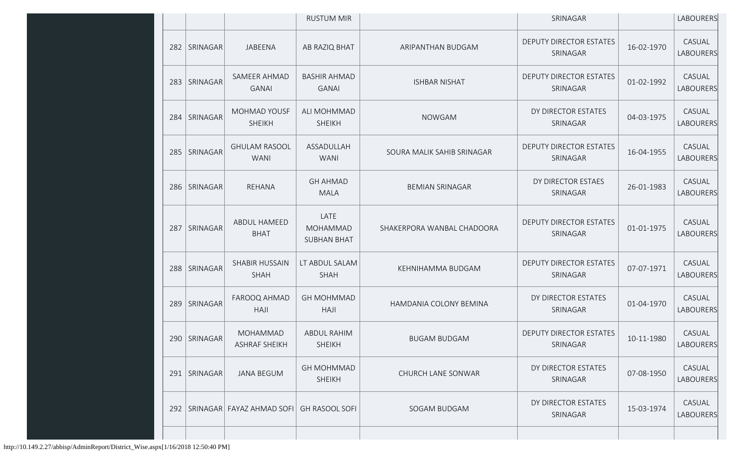| | | | RUSTUM MIR | | SRINAGAR | | LABOURERS |
|---|---|---|---|---|---|---|---|
| 282 | SRINAGAR | JABEENA | AB RAZIQ BHAT | ARIPANTHAN BUDGAM | DEPUTY DIRECTOR ESTATES SRINAGAR | 16-02-1970 | CASUAL LABOURERS |
| 283 | SRINAGAR | SAMEER AHMAD GANAI | BASHIR AHMAD GANAI | ISHBAR NISHAT | DEPUTY DIRECTOR ESTATES SRINAGAR | 01-02-1992 | CASUAL LABOURERS |
| 284 | SRINAGAR | MOHMAD YOUSF SHEIKH | ALI MOHMMAD SHEIKH | NOWGAM | DY DIRECTOR ESTATES SRINAGAR | 04-03-1975 | CASUAL LABOURERS |
| 285 | SRINAGAR | GHULAM RASOOL WANI | ASSADULLAH WANI | SOURA MALIK SAHIB SRINAGAR | DEPUTY DIRECTOR ESTATES SRINAGAR | 16-04-1955 | CASUAL LABOURERS |
| 286 | SRINAGAR | REHANA | GH AHMAD MALA | BEMIAN SRINAGAR | DY DIRECTOR ESTAES SRINAGAR | 26-01-1983 | CASUAL LABOURERS |
| 287 | SRINAGAR | ABDUL HAMEED BHAT | LATE MOHAMMAD SUBHAN BHAT | SHAKERPORA WANBAL CHADOORA | DEPUTY DIRECTOR ESTATES SRINAGAR | 01-01-1975 | CASUAL LABOURERS |
| 288 | SRINAGAR | SHABIR HUSSAIN SHAH | LT ABDUL SALAM SHAH | KEHNIHAMMA BUDGAM | DEPUTY DIRECTOR ESTATES SRINAGAR | 07-07-1971 | CASUAL LABOURERS |
| 289 | SRINAGAR | FAROOQ AHMAD HAJI | GH MOHMMAD HAJI | HAMDANIA COLONY BEMINA | DY DIRECTOR ESTATES SRINAGAR | 01-04-1970 | CASUAL LABOURERS |
| 290 | SRINAGAR | MOHAMMAD ASHRAF SHEIKH | ABDUL RAHIM SHEIKH | BUGAM BUDGAM | DEPUTY DIRECTOR ESTATES SRINAGAR | 10-11-1980 | CASUAL LABOURERS |
| 291 | SRINAGAR | JANA BEGUM | GH MOHMMAD SHEIKH | CHURCH LANE SONWAR | DY DIRECTOR ESTATES SRINAGAR | 07-08-1950 | CASUAL LABOURERS |
| 292 | SRINAGAR | FAYAZ AHMAD SOFI | GH RASOOL SOFI | SOGAM BUDGAM | DY DIRECTOR ESTATES SRINAGAR | 15-03-1974 | CASUAL LABOURERS |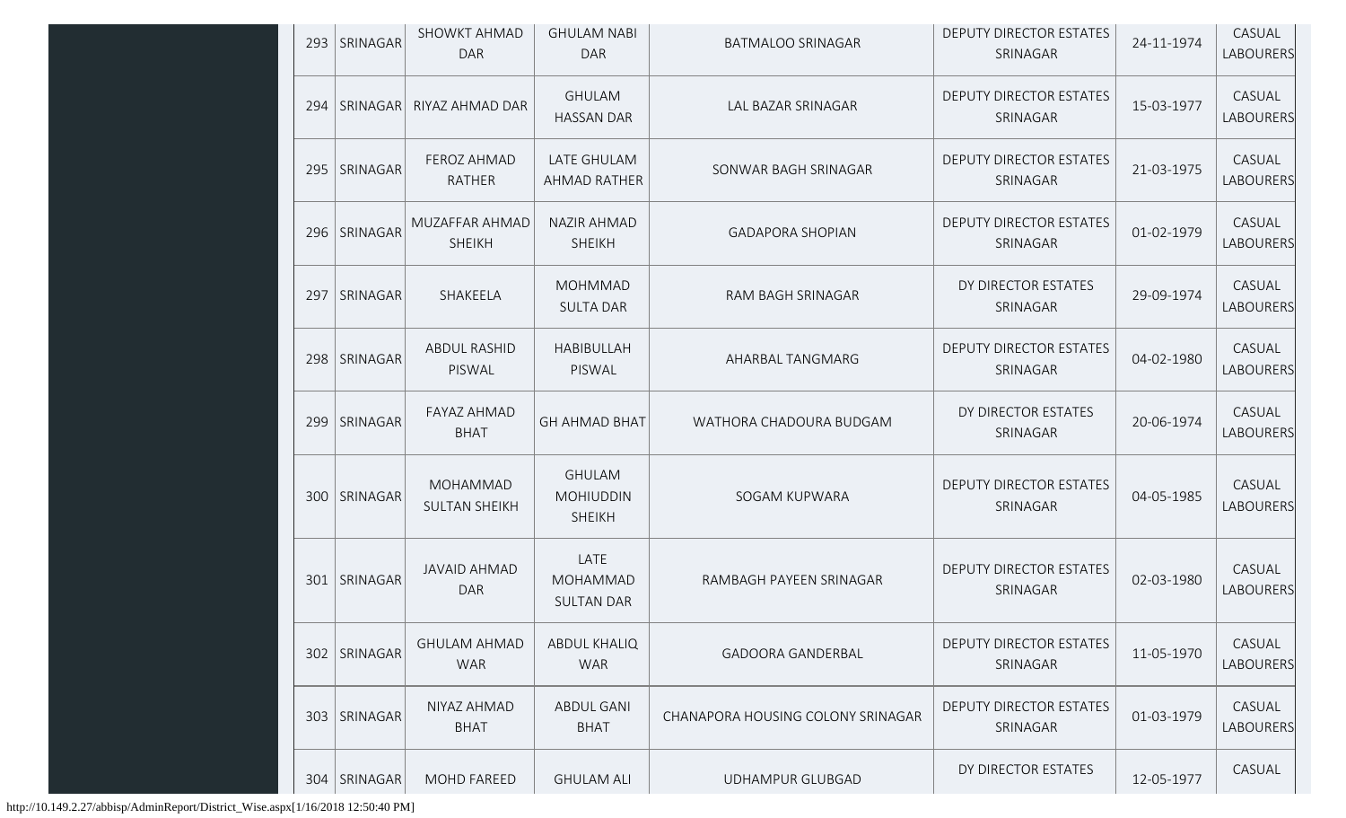| 293 | SRINAGAR | SHOWKT AHMAD DAR | GHULAM NABI DAR | BATMALOO SRINAGAR | DEPUTY DIRECTOR ESTATES SRINAGAR | 24-11-1974 | CASUAL LABOURERS |
|---|---|---|---|---|---|---|---|
| 294 | SRINAGAR | RIYAZ AHMAD DAR | GHULAM HASSAN DAR | LAL BAZAR SRINAGAR | DEPUTY DIRECTOR ESTATES SRINAGAR | 15-03-1977 | CASUAL LABOURERS |
| 295 | SRINAGAR | FEROZ AHMAD RATHER | LATE GHULAM AHMAD RATHER | SONWAR BAGH SRINAGAR | DEPUTY DIRECTOR ESTATES SRINAGAR | 21-03-1975 | CASUAL LABOURERS |
| 296 | SRINAGAR | MUZAFFAR AHMAD SHEIKH | NAZIR AHMAD SHEIKH | GADAPORA SHOPIAN | DEPUTY DIRECTOR ESTATES SRINAGAR | 01-02-1979 | CASUAL LABOURERS |
| 297 | SRINAGAR | SHAKEELA | MOHMMAD SULTA DAR | RAM BAGH SRINAGAR | DY DIRECTOR ESTATES SRINAGAR | 29-09-1974 | CASUAL LABOURERS |
| 298 | SRINAGAR | ABDUL RASHID PISWAL | HABIBULLAH PISWAL | AHARBAL TANGMARG | DEPUTY DIRECTOR ESTATES SRINAGAR | 04-02-1980 | CASUAL LABOURERS |
| 299 | SRINAGAR | FAYAZ AHMAD BHAT | GH AHMAD BHAT | WATHORA CHADOURA BUDGAM | DY DIRECTOR ESTATES SRINAGAR | 20-06-1974 | CASUAL LABOURERS |
| 300 | SRINAGAR | MOHAMMAD SULTAN SHEIKH | GHULAM MOHIUDDIN SHEIKH | SOGAM KUPWARA | DEPUTY DIRECTOR ESTATES SRINAGAR | 04-05-1985 | CASUAL LABOURERS |
| 301 | SRINAGAR | JAVAID AHMAD DAR | LATE MOHAMMAD SULTAN DAR | RAMBAGH PAYEEN SRINAGAR | DEPUTY DIRECTOR ESTATES SRINAGAR | 02-03-1980 | CASUAL LABOURERS |
| 302 | SRINAGAR | GHULAM AHMAD WAR | ABDUL KHALIQ WAR | GADOORA GANDERBAL | DEPUTY DIRECTOR ESTATES SRINAGAR | 11-05-1970 | CASUAL LABOURERS |
| 303 | SRINAGAR | NIYAZ AHMAD BHAT | ABDUL GANI BHAT | CHANAPORA HOUSING COLONY SRINAGAR | DEPUTY DIRECTOR ESTATES SRINAGAR | 01-03-1979 | CASUAL LABOURERS |
| 304 | SRINAGAR | MOHD FAREED | GHULAM ALI | UDHAMPUR GLUBGAD | DY DIRECTOR ESTATES | 12-05-1977 | CASUAL |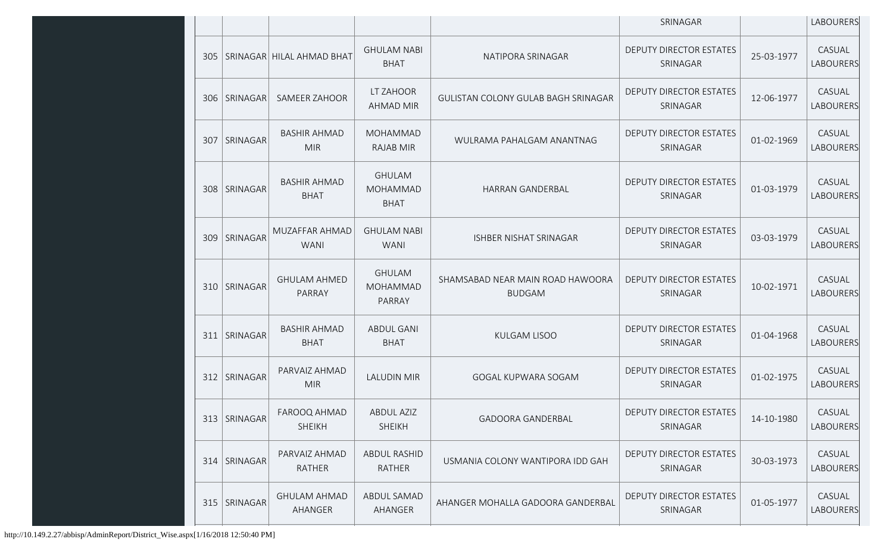| | | | | | SRINAGAR | | LABOURERS |
|---|---|---|---|---|---|---|---|
| 305 | SRINAGAR | HILAL AHMAD BHAT | GHULAM NABI BHAT | NATIPORA SRINAGAR | DEPUTY DIRECTOR ESTATES SRINAGAR | 25-03-1977 | CASUAL LABOURERS |
| 306 | SRINAGAR | SAMEER ZAHOOR | LT ZAHOOR AHMAD MIR | GULISTAN COLONY GULAB BAGH SRINAGAR | DEPUTY DIRECTOR ESTATES SRINAGAR | 12-06-1977 | CASUAL LABOURERS |
| 307 | SRINAGAR | BASHIR AHMAD MIR | MOHAMMAD RAJAB MIR | WULRAMA PAHALGAM ANANTNAG | DEPUTY DIRECTOR ESTATES SRINAGAR | 01-02-1969 | CASUAL LABOURERS |
| 308 | SRINAGAR | BASHIR AHMAD BHAT | GHULAM MOHAMMAD BHAT | HARRAN GANDERBAL | DEPUTY DIRECTOR ESTATES SRINAGAR | 01-03-1979 | CASUAL LABOURERS |
| 309 | SRINAGAR | MUZAFFAR AHMAD WANI | GHULAM NABI WANI | ISHBER NISHAT SRINAGAR | DEPUTY DIRECTOR ESTATES SRINAGAR | 03-03-1979 | CASUAL LABOURERS |
| 310 | SRINAGAR | GHULAM AHMED PARRAY | GHULAM MOHAMMAD PARRAY | SHAMSABAD NEAR MAIN ROAD HAWOORA BUDGAM | DEPUTY DIRECTOR ESTATES SRINAGAR | 10-02-1971 | CASUAL LABOURERS |
| 311 | SRINAGAR | BASHIR AHMAD BHAT | ABDUL GANI BHAT | KULGAM LISOO | DEPUTY DIRECTOR ESTATES SRINAGAR | 01-04-1968 | CASUAL LABOURERS |
| 312 | SRINAGAR | PARVAIZ AHMAD MIR | LALUDIN MIR | GOGAL KUPWARA SOGAM | DEPUTY DIRECTOR ESTATES SRINAGAR | 01-02-1975 | CASUAL LABOURERS |
| 313 | SRINAGAR | FAROOQ AHMAD SHEIKH | ABDUL AZIZ SHEIKH | GADOORA GANDERBAL | DEPUTY DIRECTOR ESTATES SRINAGAR | 14-10-1980 | CASUAL LABOURERS |
| 314 | SRINAGAR | PARVAIZ AHMAD RATHER | ABDUL RASHID RATHER | USMANIA COLONY WANTIPORA IDD GAH | DEPUTY DIRECTOR ESTATES SRINAGAR | 30-03-1973 | CASUAL LABOURERS |
| 315 | SRINAGAR | GHULAM AHMAD AHANGER | ABDUL SAMAD AHANGER | AHANGER MOHALLA GADOORA GANDERBAL | DEPUTY DIRECTOR ESTATES SRINAGAR | 01-05-1977 | CASUAL LABOURERS |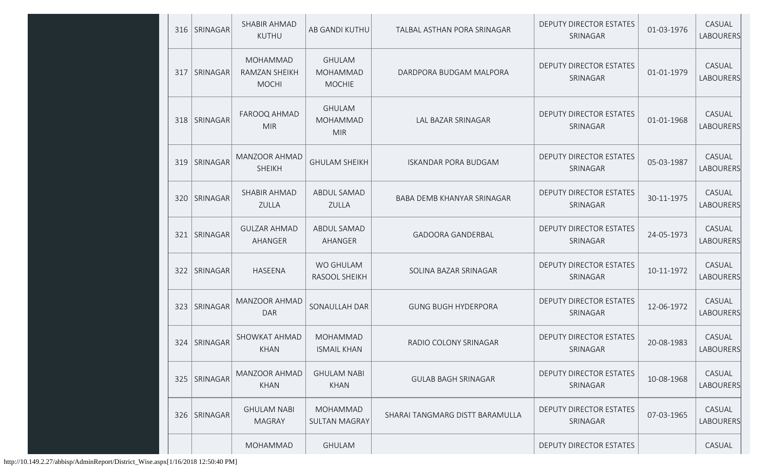| | | | | | | | |
|---|---|---|---|---|---|---|---|
| 316 | SRINAGAR | SHABIR AHMAD KUTHU | AB GANDI KUTHU | TALBAL ASTHAN PORA SRINAGAR | DEPUTY DIRECTOR ESTATES SRINAGAR | 01-03-1976 | CASUAL LABOURERS |
| 317 | SRINAGAR | MOHAMMAD RAMZAN SHEIKH MOCHI | GHULAM MOHAMMAD MOCHIE | DARDPORA BUDGAM MALPORA | DEPUTY DIRECTOR ESTATES SRINAGAR | 01-01-1979 | CASUAL LABOURERS |
| 318 | SRINAGAR | FAROOQ AHMAD MIR | GHULAM MOHAMMAD MIR | LAL BAZAR SRINAGAR | DEPUTY DIRECTOR ESTATES SRINAGAR | 01-01-1968 | CASUAL LABOURERS |
| 319 | SRINAGAR | MANZOOR AHMAD SHEIKH | GHULAM SHEIKH | ISKANDAR PORA BUDGAM | DEPUTY DIRECTOR ESTATES SRINAGAR | 05-03-1987 | CASUAL LABOURERS |
| 320 | SRINAGAR | SHABIR AHMAD ZULLA | ABDUL SAMAD ZULLA | BABA DEMB KHANYAR SRINAGAR | DEPUTY DIRECTOR ESTATES SRINAGAR | 30-11-1975 | CASUAL LABOURERS |
| 321 | SRINAGAR | GULZAR AHMAD AHANGER | ABDUL SAMAD AHANGER | GADOORA GANDERBAL | DEPUTY DIRECTOR ESTATES SRINAGAR | 24-05-1973 | CASUAL LABOURERS |
| 322 | SRINAGAR | HASEENA | WO GHULAM RASOOL SHEIKH | SOLINA BAZAR SRINAGAR | DEPUTY DIRECTOR ESTATES SRINAGAR | 10-11-1972 | CASUAL LABOURERS |
| 323 | SRINAGAR | MANZOOR AHMAD DAR | SONAULLAH DAR | GUNG BUGH HYDERPORA | DEPUTY DIRECTOR ESTATES SRINAGAR | 12-06-1972 | CASUAL LABOURERS |
| 324 | SRINAGAR | SHOWKAT AHMAD KHAN | MOHAMMAD ISMAIL KHAN | RADIO COLONY SRINAGAR | DEPUTY DIRECTOR ESTATES SRINAGAR | 20-08-1983 | CASUAL LABOURERS |
| 325 | SRINAGAR | MANZOOR AHMAD KHAN | GHULAM NABI KHAN | GULAB BAGH SRINAGAR | DEPUTY DIRECTOR ESTATES SRINAGAR | 10-08-1968 | CASUAL LABOURERS |
| 326 | SRINAGAR | GHULAM NABI MAGRAY | MOHAMMAD SULTAN MAGRAY | SHARAI TANGMARG DISTT BARAMULLA | DEPUTY DIRECTOR ESTATES SRINAGAR | 07-03-1965 | CASUAL LABOURERS |
| | | MOHAMMAD | GHULAM | | DEPUTY DIRECTOR ESTATES | | CASUAL |

http://10.149.2.27/abbisp/AdminReport/District_Wise.aspx[1/16/2018 12:50:40 PM]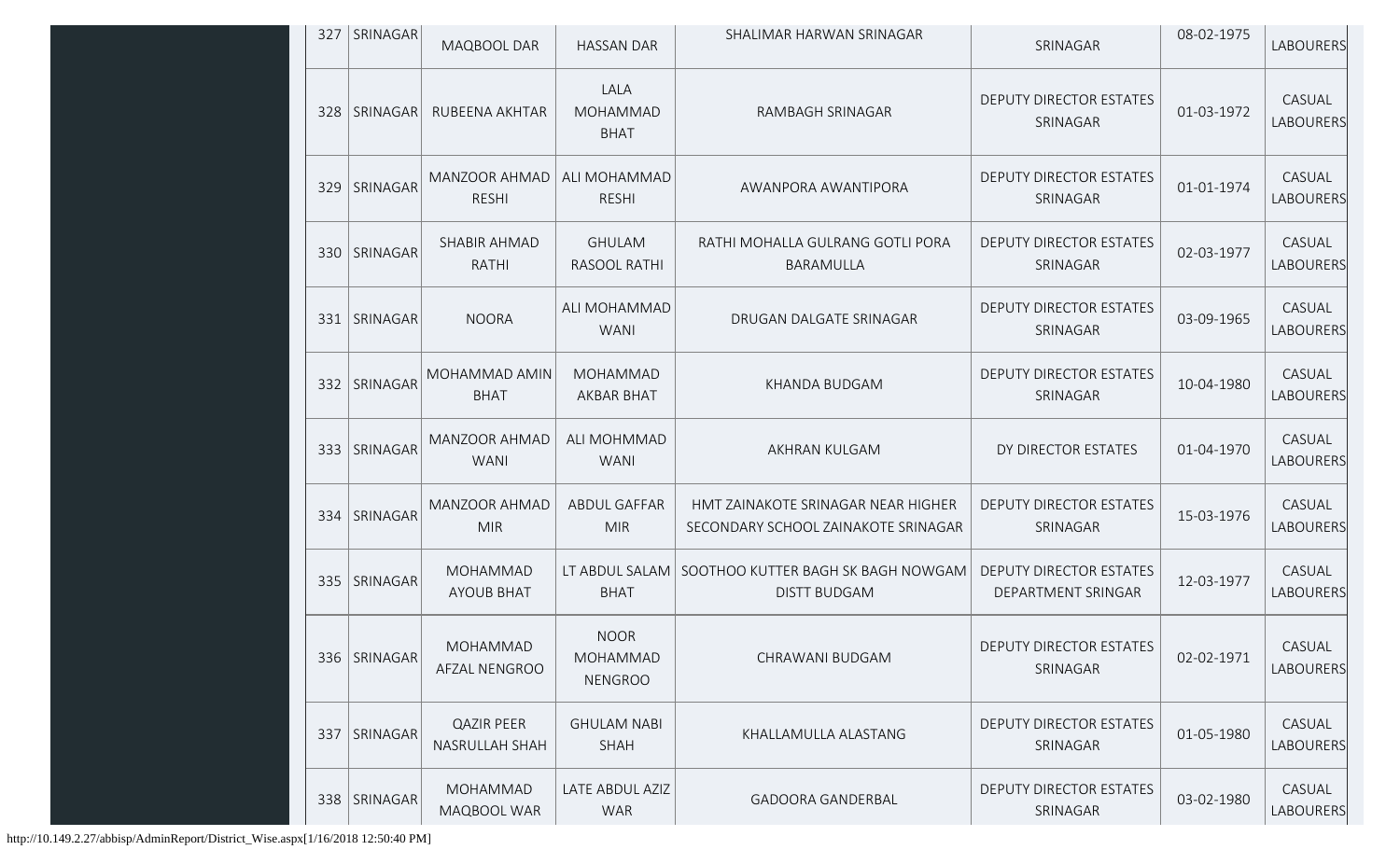| 327 | SRINAGAR | MAQBOOL DAR | HASSAN DAR | SHALIMAR HARWAN SRINAGAR | SRINAGAR | 08-02-1975 | LABOURERS |
|---|---|---|---|---|---|---|---|
| 328 | SRINAGAR | RUBEENA AKHTAR | LALA MOHAMMAD BHAT | RAMBAGH SRINAGAR | DEPUTY DIRECTOR ESTATES SRINAGAR | 01-03-1972 | CASUAL LABOURERS |
| 329 | SRINAGAR | MANZOOR AHMAD RESHI | ALI MOHAMMAD RESHI | AWANPORA AWANTIPORA | DEPUTY DIRECTOR ESTATES SRINAGAR | 01-01-1974 | CASUAL LABOURERS |
| 330 | SRINAGAR | SHABIR AHMAD RATHI | GHULAM RASOOL RATHI | RATHI MOHALLA GULRANG GOTLI PORA BARAMULLA | DEPUTY DIRECTOR ESTATES SRINAGAR | 02-03-1977 | CASUAL LABOURERS |
| 331 | SRINAGAR | NOORA | ALI MOHAMMAD WANI | DRUGAN DALGATE SRINAGAR | DEPUTY DIRECTOR ESTATES SRINAGAR | 03-09-1965 | CASUAL LABOURERS |
| 332 | SRINAGAR | MOHAMMAD AMIN BHAT | MOHAMMAD AKBAR BHAT | KHANDA BUDGAM | DEPUTY DIRECTOR ESTATES SRINAGAR | 10-04-1980 | CASUAL LABOURERS |
| 333 | SRINAGAR | MANZOOR AHMAD WANI | ALI MOHMMAD WANI | AKHRAN KULGAM | DY DIRECTOR ESTATES | 01-04-1970 | CASUAL LABOURERS |
| 334 | SRINAGAR | MANZOOR AHMAD MIR | ABDUL GAFFAR MIR | HMT ZAINAKOTE SRINAGAR NEAR HIGHER SECONDARY SCHOOL ZAINAKOTE SRINAGAR | DEPUTY DIRECTOR ESTATES SRINAGAR | 15-03-1976 | CASUAL LABOURERS |
| 335 | SRINAGAR | MOHAMMAD AYOUB BHAT | LT ABDUL SALAM BHAT | SOOTHOO KUTTER BAGH SK BAGH NOWGAM DISTT BUDGAM | DEPUTY DIRECTOR ESTATES DEPARTMENT SRINGAR | 12-03-1977 | CASUAL LABOURERS |
| 336 | SRINAGAR | MOHAMMAD AFZAL NENGROO | NOOR MOHAMMAD NENGROO | CHRAWANI BUDGAM | DEPUTY DIRECTOR ESTATES SRINAGAR | 02-02-1971 | CASUAL LABOURERS |
| 337 | SRINAGAR | QAZIR PEER NASRULLAH SHAH | GHULAM NABI SHAH | KHALLAMULLA ALASTANG | DEPUTY DIRECTOR ESTATES SRINAGAR | 01-05-1980 | CASUAL LABOURERS |
| 338 | SRINAGAR | MOHAMMAD MAQBOOL WAR | LATE ABDUL AZIZ WAR | GADOORA GANDERBAL | DEPUTY DIRECTOR ESTATES SRINAGAR | 03-02-1980 | CASUAL LABOURERS |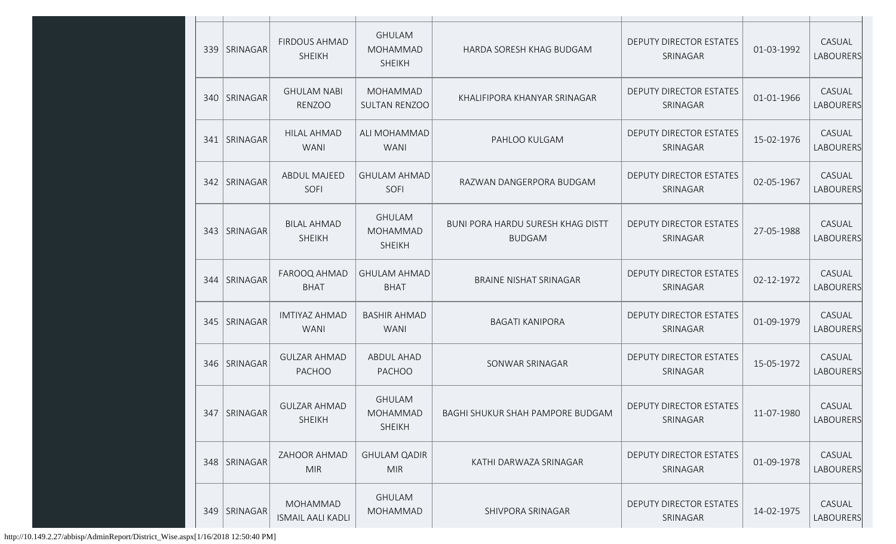| | | | | | | | |
|---|---|---|---|---|---|---|---|
| 339 | SRINAGAR | FIRDOUS AHMAD SHEIKH | GHULAM MOHAMMAD SHEIKH | HARDA SORESH KHAG BUDGAM | DEPUTY DIRECTOR ESTATES SRINAGAR | 01-03-1992 | CASUAL LABOURERS |
| 340 | SRINAGAR | GHULAM NABI RENZOO | MOHAMMAD SULTAN RENZOO | KHALIFIPORA KHANYAR SRINAGAR | DEPUTY DIRECTOR ESTATES SRINAGAR | 01-01-1966 | CASUAL LABOURERS |
| 341 | SRINAGAR | HILAL AHMAD WANI | ALI MOHAMMAD WANI | PAHLOO KULGAM | DEPUTY DIRECTOR ESTATES SRINAGAR | 15-02-1976 | CASUAL LABOURERS |
| 342 | SRINAGAR | ABDUL MAJEED SOFI | GHULAM AHMAD SOFI | RAZWAN DANGERPORA BUDGAM | DEPUTY DIRECTOR ESTATES SRINAGAR | 02-05-1967 | CASUAL LABOURERS |
| 343 | SRINAGAR | BILAL AHMAD SHEIKH | GHULAM MOHAMMAD SHEIKH | BUNI PORA HARDU SURESH KHAG DISTT BUDGAM | DEPUTY DIRECTOR ESTATES SRINAGAR | 27-05-1988 | CASUAL LABOURERS |
| 344 | SRINAGAR | FAROOQ AHMAD BHAT | GHULAM AHMAD BHAT | BRAINE NISHAT SRINAGAR | DEPUTY DIRECTOR ESTATES SRINAGAR | 02-12-1972 | CASUAL LABOURERS |
| 345 | SRINAGAR | IMTIYAZ AHMAD WANI | BASHIR AHMAD WANI | BAGATI KANIPORA | DEPUTY DIRECTOR ESTATES SRINAGAR | 01-09-1979 | CASUAL LABOURERS |
| 346 | SRINAGAR | GULZAR AHMAD PACHOO | ABDUL AHAD PACHOO | SONWAR SRINAGAR | DEPUTY DIRECTOR ESTATES SRINAGAR | 15-05-1972 | CASUAL LABOURERS |
| 347 | SRINAGAR | GULZAR AHMAD SHEIKH | GHULAM MOHAMMAD SHEIKH | BAGHI SHUKUR SHAH PAMPORE BUDGAM | DEPUTY DIRECTOR ESTATES SRINAGAR | 11-07-1980 | CASUAL LABOURERS |
| 348 | SRINAGAR | ZAHOOR AHMAD MIR | GHULAM QADIR MIR | KATHI DARWAZA SRINAGAR | DEPUTY DIRECTOR ESTATES SRINAGAR | 01-09-1978 | CASUAL LABOURERS |
| 349 | SRINAGAR | MOHAMMAD ISMAIL AALI KADLI | GHULAM MOHAMMAD | SHIVPORA SRINAGAR | DEPUTY DIRECTOR ESTATES SRINAGAR | 14-02-1975 | CASUAL LABOURERS |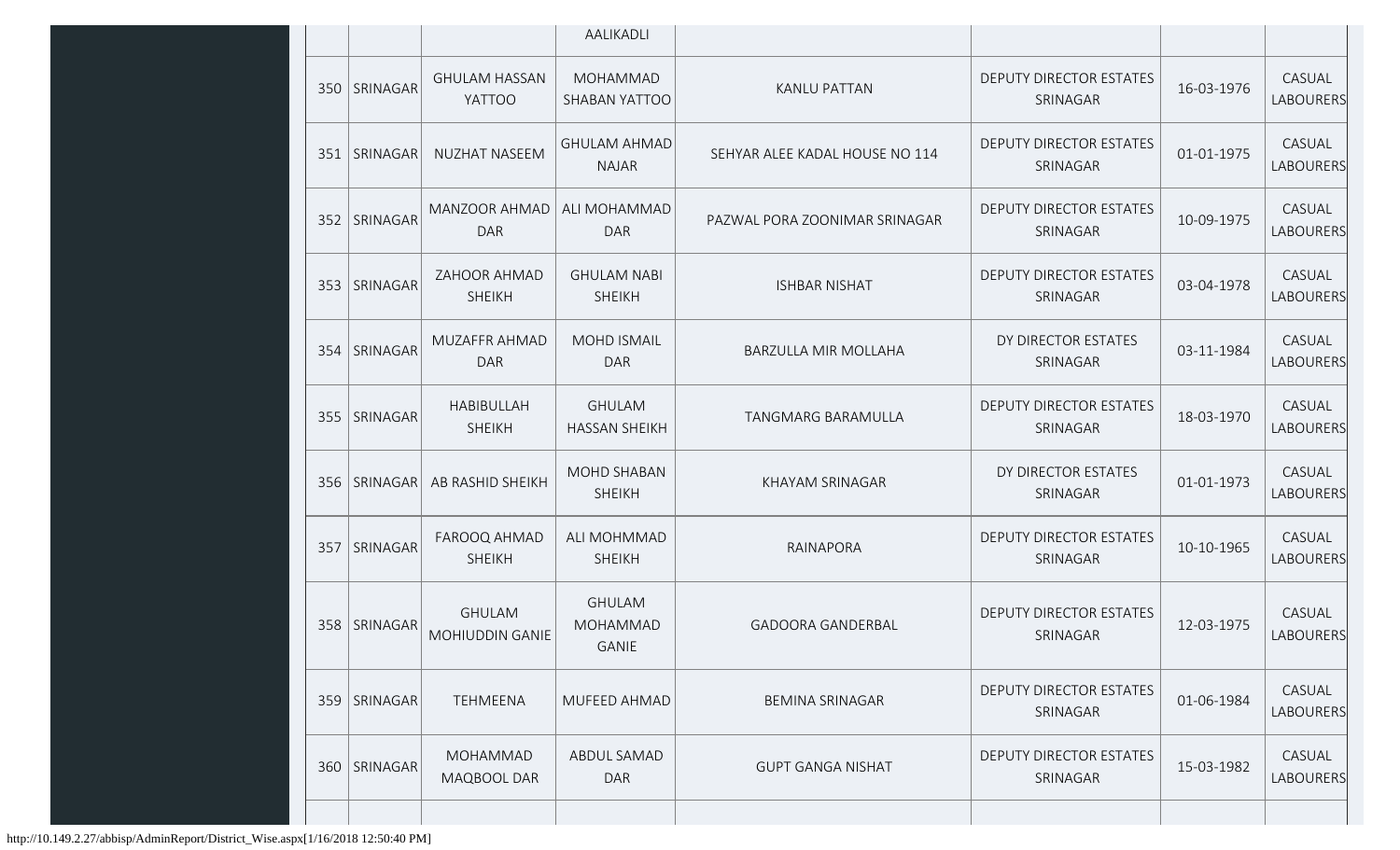| | | | | | | | |
|---|---|---|---|---|---|---|---|
| | | | AALIKADLI | | | | |
| 350 | SRINAGAR | GHULAM HASSAN YATTOO | MOHAMMAD SHABAN YATTOO | KANLU PATTAN | DEPUTY DIRECTOR ESTATES SRINAGAR | 16-03-1976 | CASUAL LABOURERS |
| 351 | SRINAGAR | NUZHAT NASEEM | GHULAM AHMAD NAJAR | SEHYAR ALEE KADAL HOUSE NO 114 | DEPUTY DIRECTOR ESTATES SRINAGAR | 01-01-1975 | CASUAL LABOURERS |
| 352 | SRINAGAR | MANZOOR AHMAD DAR | ALI MOHAMMAD DAR | PAZWAL PORA ZOONIMAR SRINAGAR | DEPUTY DIRECTOR ESTATES SRINAGAR | 10-09-1975 | CASUAL LABOURERS |
| 353 | SRINAGAR | ZAHOOR AHMAD SHEIKH | GHULAM NABI SHEIKH | ISHBAR NISHAT | DEPUTY DIRECTOR ESTATES SRINAGAR | 03-04-1978 | CASUAL LABOURERS |
| 354 | SRINAGAR | MUZAFFR AHMAD DAR | MOHD ISMAIL DAR | BARZULLA MIR MOLLAHA | DY DIRECTOR ESTATES SRINAGAR | 03-11-1984 | CASUAL LABOURERS |
| 355 | SRINAGAR | HABIBULLAH SHEIKH | GHULAM HASSAN SHEIKH | TANGMARG BARAMULLA | DEPUTY DIRECTOR ESTATES SRINAGAR | 18-03-1970 | CASUAL LABOURERS |
| 356 | SRINAGAR | AB RASHID SHEIKH | MOHD SHABAN SHEIKH | KHAYAM SRINAGAR | DY DIRECTOR ESTATES SRINAGAR | 01-01-1973 | CASUAL LABOURERS |
| 357 | SRINAGAR | FAROOQ AHMAD SHEIKH | ALI MOHMMAD SHEIKH | RAINAPORA | DEPUTY DIRECTOR ESTATES SRINAGAR | 10-10-1965 | CASUAL LABOURERS |
| 358 | SRINAGAR | GHULAM MOHIUDDIN GANIE | GHULAM MOHAMMAD GANIE | GADOORA GANDERBAL | DEPUTY DIRECTOR ESTATES SRINAGAR | 12-03-1975 | CASUAL LABOURERS |
| 359 | SRINAGAR | TEHMEENA | MUFEED AHMAD | BEMINA SRINAGAR | DEPUTY DIRECTOR ESTATES SRINAGAR | 01-06-1984 | CASUAL LABOURERS |
| 360 | SRINAGAR | MOHAMMAD MAQBOOL DAR | ABDUL SAMAD DAR | GUPT GANGA NISHAT | DEPUTY DIRECTOR ESTATES SRINAGAR | 15-03-1982 | CASUAL LABOURERS |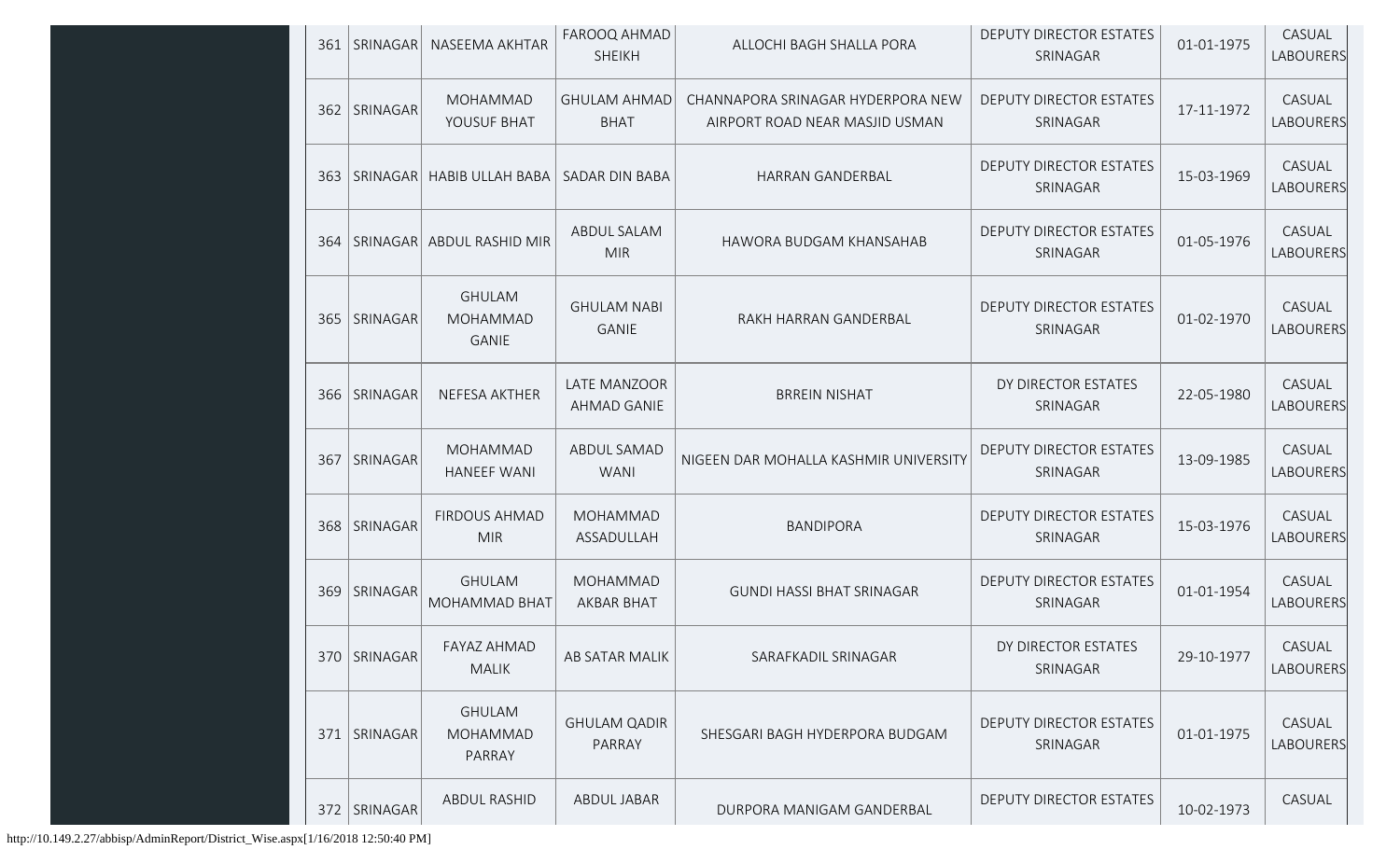| | | | | | | | |
|---|---|---|---|---|---|---|---|
| 361 | SRINAGAR | NASEEMA AKHTAR | FAROOQ AHMAD SHEIKH | ALLOCHI BAGH SHALLA PORA | DEPUTY DIRECTOR ESTATES SRINAGAR | 01-01-1975 | CASUAL LABOURERS |
| 362 | SRINAGAR | MOHAMMAD YOUSUF BHAT | GHULAM AHMAD BHAT | CHANNAPORA SRINAGAR HYDERPORA NEW AIRPORT ROAD NEAR MASJID USMAN | DEPUTY DIRECTOR ESTATES SRINAGAR | 17-11-1972 | CASUAL LABOURERS |
| 363 | SRINAGAR | HABIB ULLAH BABA | SADAR DIN BABA | HARRAN GANDERBAL | DEPUTY DIRECTOR ESTATES SRINAGAR | 15-03-1969 | CASUAL LABOURERS |
| 364 | SRINAGAR | ABDUL RASHID MIR | ABDUL SALAM MIR | HAWORA BUDGAM KHANSAHAB | DEPUTY DIRECTOR ESTATES SRINAGAR | 01-05-1976 | CASUAL LABOURERS |
| 365 | SRINAGAR | GHULAM MOHAMMAD GANIE | GHULAM NABI GANIE | RAKH HARRAN GANDERBAL | DEPUTY DIRECTOR ESTATES SRINAGAR | 01-02-1970 | CASUAL LABOURERS |
| 366 | SRINAGAR | NEFESA AKTHER | LATE MANZOOR AHMAD GANIE | BRREIN NISHAT | DY DIRECTOR ESTATES SRINAGAR | 22-05-1980 | CASUAL LABOURERS |
| 367 | SRINAGAR | MOHAMMAD HANEEF WANI | ABDUL SAMAD WANI | NIGEEN DAR MOHALLA KASHMIR UNIVERSITY | DEPUTY DIRECTOR ESTATES SRINAGAR | 13-09-1985 | CASUAL LABOURERS |
| 368 | SRINAGAR | FIRDOUS AHMAD MIR | MOHAMMAD ASSADULLAH | BANDIPORA | DEPUTY DIRECTOR ESTATES SRINAGAR | 15-03-1976 | CASUAL LABOURERS |
| 369 | SRINAGAR | GHULAM MOHAMMAD BHAT | MOHAMMAD AKBAR BHAT | GUNDI HASSI BHAT SRINAGAR | DEPUTY DIRECTOR ESTATES SRINAGAR | 01-01-1954 | CASUAL LABOURERS |
| 370 | SRINAGAR | FAYAZ AHMAD MALIK | AB SATAR MALIK | SARAFKADIL SRINAGAR | DY DIRECTOR ESTATES SRINAGAR | 29-10-1977 | CASUAL LABOURERS |
| 371 | SRINAGAR | GHULAM MOHAMMAD PARRAY | GHULAM QADIR PARRAY | SHESGARI BAGH HYDERPORA BUDGAM | DEPUTY DIRECTOR ESTATES SRINAGAR | 01-01-1975 | CASUAL LABOURERS |
| 372 | SRINAGAR | ABDUL RASHID | ABDUL JABAR | DURPORA MANIGAM GANDERBAL | DEPUTY DIRECTOR ESTATES | 10-02-1973 | CASUAL |

http://10.149.2.27/abbisp/AdminReport/District_Wise.aspx[1/16/2018 12:50:40 PM]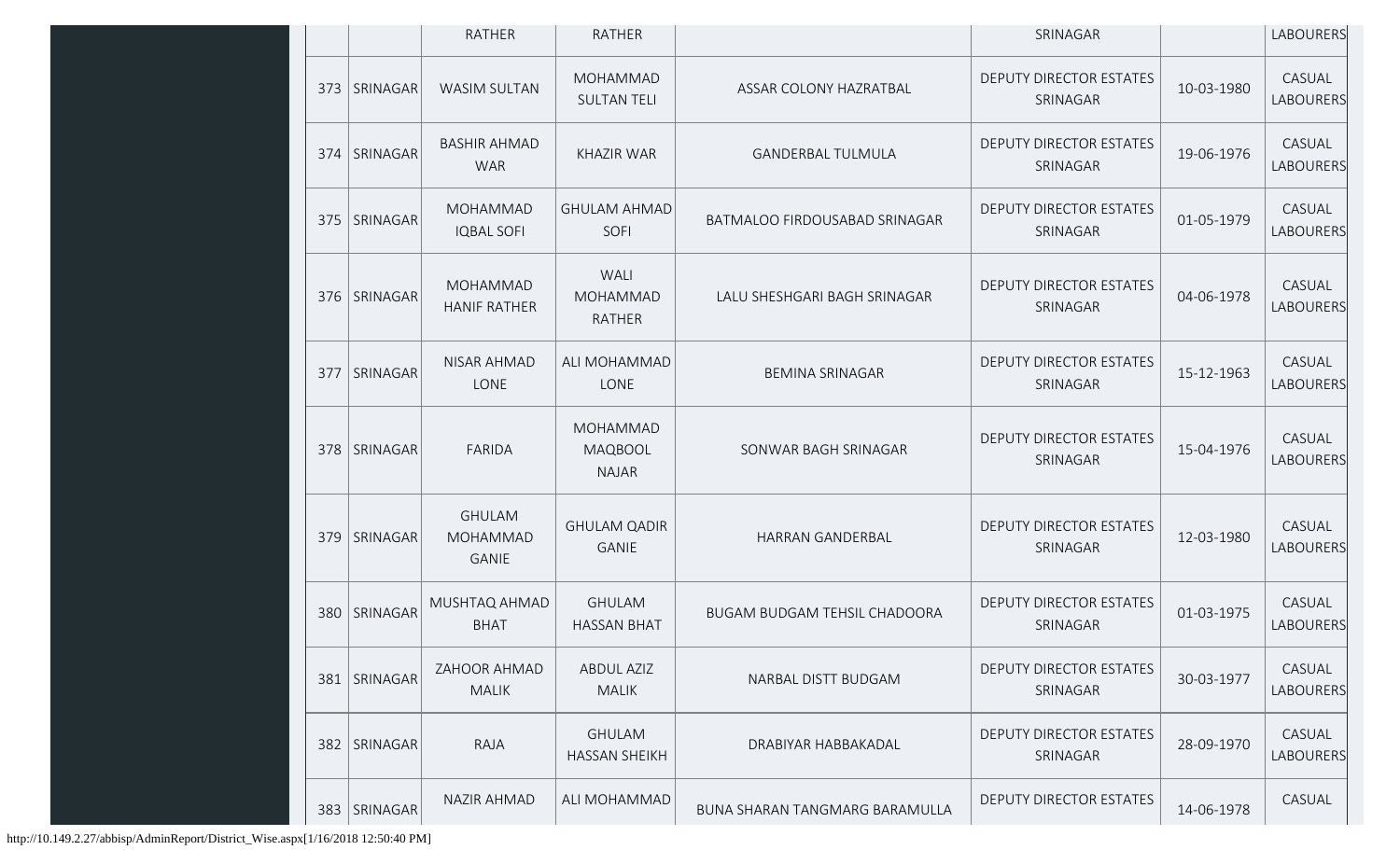| | | | | | | | |
|---|---|---|---|---|---|---|---|
| | | RATHER | RATHER | | SRINAGAR | | LABOURERS |
| 373 | SRINAGAR | WASIM SULTAN | MOHAMMAD SULTAN TELI | ASSAR COLONY HAZRATBAL | DEPUTY DIRECTOR ESTATES SRINAGAR | 10-03-1980 | CASUAL LABOURERS |
| 374 | SRINAGAR | BASHIR AHMAD WAR | KHAZIR WAR | GANDERBAL TULMULA | DEPUTY DIRECTOR ESTATES SRINAGAR | 19-06-1976 | CASUAL LABOURERS |
| 375 | SRINAGAR | MOHAMMAD IQBAL SOFI | GHULAM AHMAD SOFI | BATMALOO FIRDOUSABAD SRINAGAR | DEPUTY DIRECTOR ESTATES SRINAGAR | 01-05-1979 | CASUAL LABOURERS |
| 376 | SRINAGAR | MOHAMMAD HANIF RATHER | WALI MOHAMMAD RATHER | LALU SHESHGARI BAGH SRINAGAR | DEPUTY DIRECTOR ESTATES SRINAGAR | 04-06-1978 | CASUAL LABOURERS |
| 377 | SRINAGAR | NISAR AHMAD LONE | ALI MOHAMMAD LONE | BEMINA SRINAGAR | DEPUTY DIRECTOR ESTATES SRINAGAR | 15-12-1963 | CASUAL LABOURERS |
| 378 | SRINAGAR | FARIDA | MOHAMMAD MAQBOOL NAJAR | SONWAR BAGH SRINAGAR | DEPUTY DIRECTOR ESTATES SRINAGAR | 15-04-1976 | CASUAL LABOURERS |
| 379 | SRINAGAR | GHULAM MOHAMMAD GANIE | GHULAM QADIR GANIE | HARRAN GANDERBAL | DEPUTY DIRECTOR ESTATES SRINAGAR | 12-03-1980 | CASUAL LABOURERS |
| 380 | SRINAGAR | MUSHTAQ AHMAD BHAT | GHULAM HASSAN BHAT | BUGAM BUDGAM TEHSIL CHADOORA | DEPUTY DIRECTOR ESTATES SRINAGAR | 01-03-1975 | CASUAL LABOURERS |
| 381 | SRINAGAR | ZAHOOR AHMAD MALIK | ABDUL AZIZ MALIK | NARBAL DISTT BUDGAM | DEPUTY DIRECTOR ESTATES SRINAGAR | 30-03-1977 | CASUAL LABOURERS |
| 382 | SRINAGAR | RAJA | GHULAM HASSAN SHEIKH | DRABIYAR HABBAKADAL | DEPUTY DIRECTOR ESTATES SRINAGAR | 28-09-1970 | CASUAL LABOURERS |
| 383 | SRINAGAR | NAZIR AHMAD | ALI MOHAMMAD | BUNA SHARAN TANGMARG BARAMULLA | DEPUTY DIRECTOR ESTATES | 14-06-1978 | CASUAL |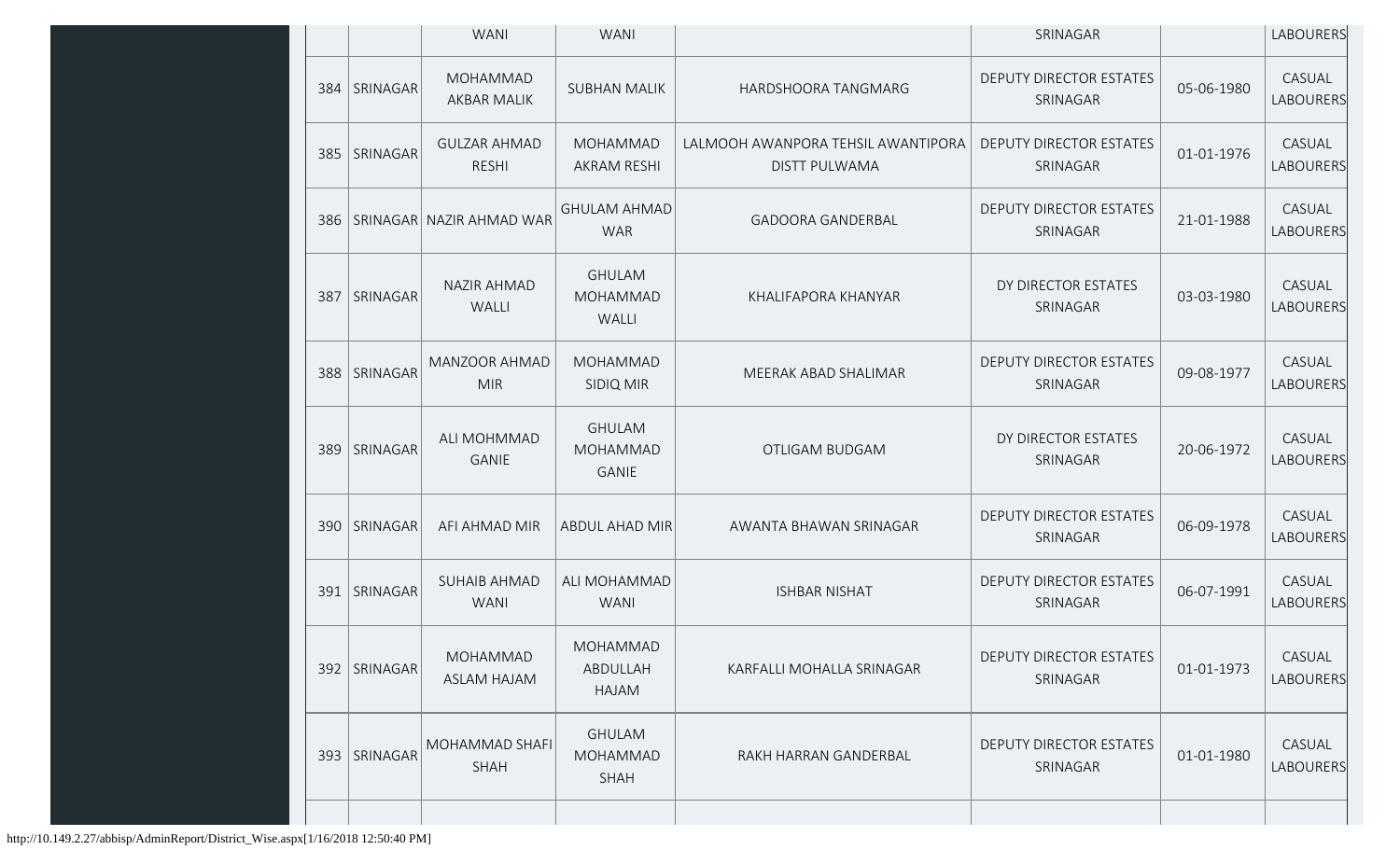| | | WANI | WANI | | SRINAGAR | | LABOURERS |
|---|---|---|---|---|---|---|---|
| 384 | SRINAGAR | MOHAMMAD AKBAR MALIK | SUBHAN MALIK | HARDSHOORA TANGMARG | DEPUTY DIRECTOR ESTATES SRINAGAR | 05-06-1980 | CASUAL LABOURERS |
| 385 | SRINAGAR | GULZAR AHMAD RESHI | MOHAMMAD AKRAM RESHI | LALMOOH AWANPORA TEHSIL AWANTIPORA DISTT PULWAMA | DEPUTY DIRECTOR ESTATES SRINAGAR | 01-01-1976 | CASUAL LABOURERS |
| 386 | SRINAGAR | NAZIR AHMAD WAR | GHULAM AHMAD WAR | GADOORA GANDERBAL | DEPUTY DIRECTOR ESTATES SRINAGAR | 21-01-1988 | CASUAL LABOURERS |
| 387 | SRINAGAR | NAZIR AHMAD WALLI | GHULAM MOHAMMAD WALLI | KHALIFAPORA KHANYAR | DY DIRECTOR ESTATES SRINAGAR | 03-03-1980 | CASUAL LABOURERS |
| 388 | SRINAGAR | MANZOOR AHMAD MIR | MOHAMMAD SIDIQ MIR | MEERAK ABAD SHALIMAR | DEPUTY DIRECTOR ESTATES SRINAGAR | 09-08-1977 | CASUAL LABOURERS |
| 389 | SRINAGAR | ALI MOHMMAD GANIE | GHULAM MOHAMMAD GANIE | OTLIGAM BUDGAM | DY DIRECTOR ESTATES SRINAGAR | 20-06-1972 | CASUAL LABOURERS |
| 390 | SRINAGAR | AFI AHMAD MIR | ABDUL AHAD MIR | AWANTA BHAWAN SRINAGAR | DEPUTY DIRECTOR ESTATES SRINAGAR | 06-09-1978 | CASUAL LABOURERS |
| 391 | SRINAGAR | SUHAIB AHMAD WANI | ALI MOHAMMAD WANI | ISHBAR NISHAT | DEPUTY DIRECTOR ESTATES SRINAGAR | 06-07-1991 | CASUAL LABOURERS |
| 392 | SRINAGAR | MOHAMMAD ASLAM HAJAM | MOHAMMAD ABDULLAH HAJAM | KARFALLI MOHALLA SRINAGAR | DEPUTY DIRECTOR ESTATES SRINAGAR | 01-01-1973 | CASUAL LABOURERS |
| 393 | SRINAGAR | MOHAMMAD SHAFI SHAH | GHULAM MOHAMMAD SHAH | RAKH HARRAN GANDERBAL | DEPUTY DIRECTOR ESTATES SRINAGAR | 01-01-1980 | CASUAL LABOURERS |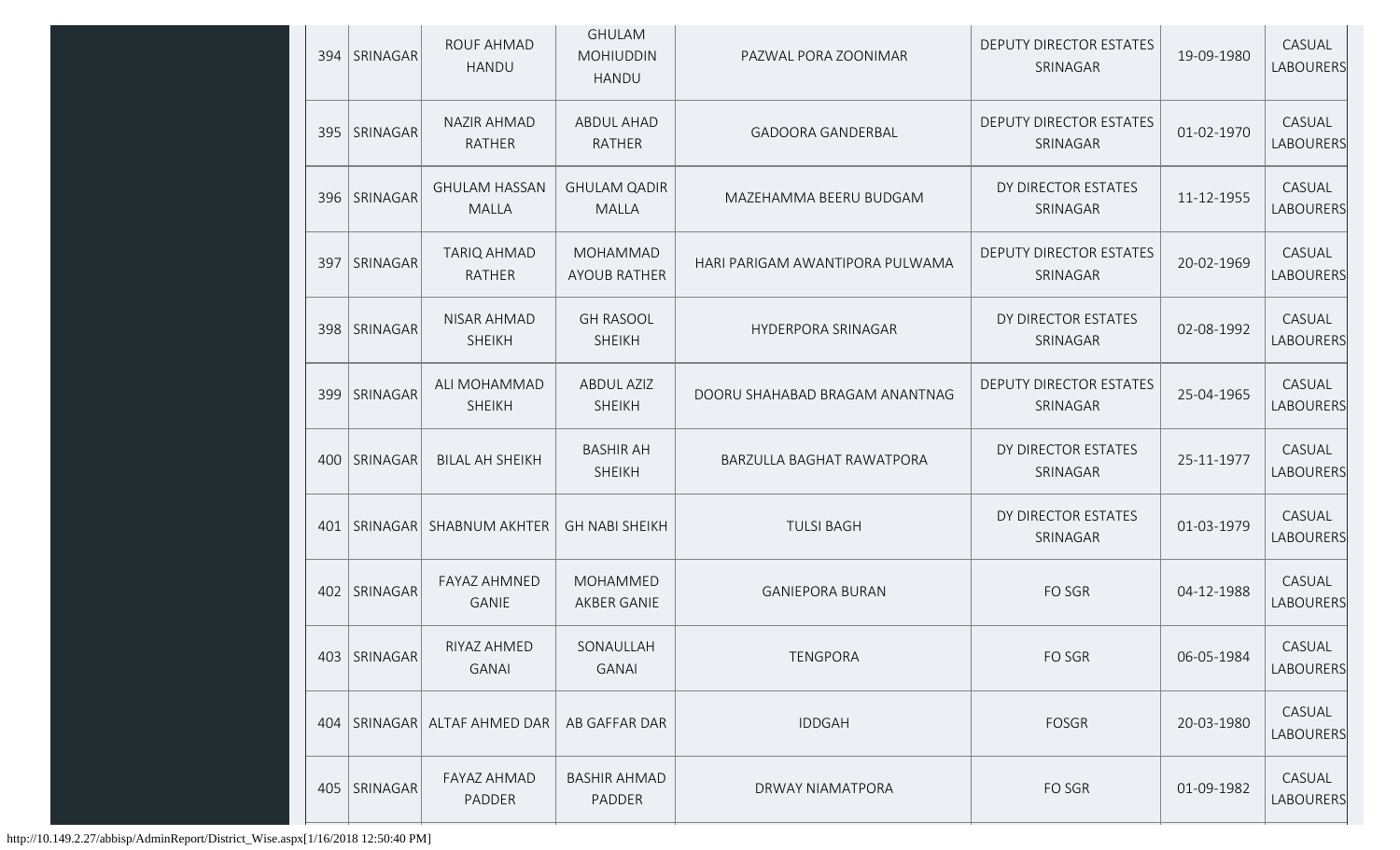| | | | | | | | |
|---|---|---|---|---|---|---|---|
| 394 | SRINAGAR | ROUF AHMAD HANDU | GHULAM MOHIUDDIN HANDU | PAZWAL PORA ZOONIMAR | DEPUTY DIRECTOR ESTATES SRINAGAR | 19-09-1980 | CASUAL LABOURERS |
| 395 | SRINAGAR | NAZIR AHMAD RATHER | ABDUL AHAD RATHER | GADOORA GANDERBAL | DEPUTY DIRECTOR ESTATES SRINAGAR | 01-02-1970 | CASUAL LABOURERS |
| 396 | SRINAGAR | GHULAM HASSAN MALLA | GHULAM QADIR MALLA | MAZEHAMMA BEERU BUDGAM | DY DIRECTOR ESTATES SRINAGAR | 11-12-1955 | CASUAL LABOURERS |
| 397 | SRINAGAR | TARIQ AHMAD RATHER | MOHAMMAD AYOUB RATHER | HARI PARIGAM AWANTIPORA PULWAMA | DEPUTY DIRECTOR ESTATES SRINAGAR | 20-02-1969 | CASUAL LABOURERS |
| 398 | SRINAGAR | NISAR AHMAD SHEIKH | GH RASOOL SHEIKH | HYDERPORA SRINAGAR | DY DIRECTOR ESTATES SRINAGAR | 02-08-1992 | CASUAL LABOURERS |
| 399 | SRINAGAR | ALI MOHAMMAD SHEIKH | ABDUL AZIZ SHEIKH | DOORU SHAHABAD BRAGAM ANANTNAG | DEPUTY DIRECTOR ESTATES SRINAGAR | 25-04-1965 | CASUAL LABOURERS |
| 400 | SRINAGAR | BILAL AH SHEIKH | BASHIR AH SHEIKH | BARZULLA BAGHAT RAWATPORA | DY DIRECTOR ESTATES SRINAGAR | 25-11-1977 | CASUAL LABOURERS |
| 401 | SRINAGAR | SHABNUM AKHTER | GH NABI SHEIKH | TULSI BAGH | DY DIRECTOR ESTATES SRINAGAR | 01-03-1979 | CASUAL LABOURERS |
| 402 | SRINAGAR | FAYAZ AHMNED GANIE | MOHAMMED AKBER GANIE | GANIEPORA BURAN | FO SGR | 04-12-1988 | CASUAL LABOURERS |
| 403 | SRINAGAR | RIYAZ AHMED GANAI | SONAULLAH GANAI | TENGPORA | FO SGR | 06-05-1984 | CASUAL LABOURERS |
| 404 | SRINAGAR | ALTAF AHMED DAR | AB GAFFAR DAR | IDDGAH | FOSGR | 20-03-1980 | CASUAL LABOURERS |
| 405 | SRINAGAR | FAYAZ AHMAD PADDER | BASHIR AHMAD PADDER | DRWAY NIAMATPORA | FO SGR | 01-09-1982 | CASUAL LABOURERS |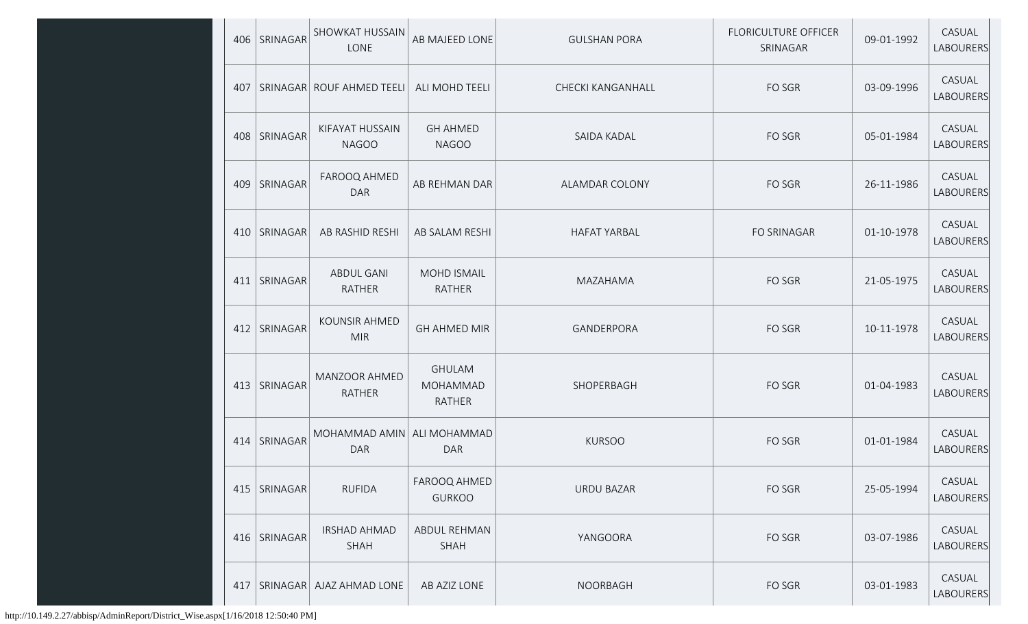| | | | | | | | |
|---|---|---|---|---|---|---|---|
| 406 | SRINAGAR | SHOWKAT HUSSAIN LONE | AB MAJEED LONE | GULSHAN PORA | FLORICULTURE OFFICER SRINAGAR | 09-01-1992 | CASUAL LABOURERS |
| 407 | SRINAGAR | ROUF AHMED TEELI | ALI MOHD TEELI | CHECKI KANGANHALL | FO SGR | 03-09-1996 | CASUAL LABOURERS |
| 408 | SRINAGAR | KIFAYAT HUSSAIN NAGOO | GH AHMED NAGOO | SAIDA KADAL | FO SGR | 05-01-1984 | CASUAL LABOURERS |
| 409 | SRINAGAR | FAROOQ AHMED DAR | AB REHMAN DAR | ALAMDAR COLONY | FO SGR | 26-11-1986 | CASUAL LABOURERS |
| 410 | SRINAGAR | AB RASHID RESHI | AB SALAM RESHI | HAFAT YARBAL | FO SRINAGAR | 01-10-1978 | CASUAL LABOURERS |
| 411 | SRINAGAR | ABDUL GANI RATHER | MOHD ISMAIL RATHER | MAZAHAMA | FO SGR | 21-05-1975 | CASUAL LABOURERS |
| 412 | SRINAGAR | KOUNSIR AHMED MIR | GH AHMED MIR | GANDERPORA | FO SGR | 10-11-1978 | CASUAL LABOURERS |
| 413 | SRINAGAR | MANZOOR AHMED RATHER | GHULAM MOHAMMAD RATHER | SHOPERBAGH | FO SGR | 01-04-1983 | CASUAL LABOURERS |
| 414 | SRINAGAR | MOHAMMAD AMIN DAR | ALI MOHAMMAD DAR | KURSOO | FO SGR | 01-01-1984 | CASUAL LABOURERS |
| 415 | SRINAGAR | RUFIDA | FAROOQ AHMED GURKOO | URDU BAZAR | FO SGR | 25-05-1994 | CASUAL LABOURERS |
| 416 | SRINAGAR | IRSHAD AHMAD SHAH | ABDUL REHMAN SHAH | YANGOORA | FO SGR | 03-07-1986 | CASUAL LABOURERS |
| 417 | SRINAGAR | AJAZ AHMAD LONE | AB AZIZ LONE | NOORBAGH | FO SGR | 03-01-1983 | CASUAL LABOURERS |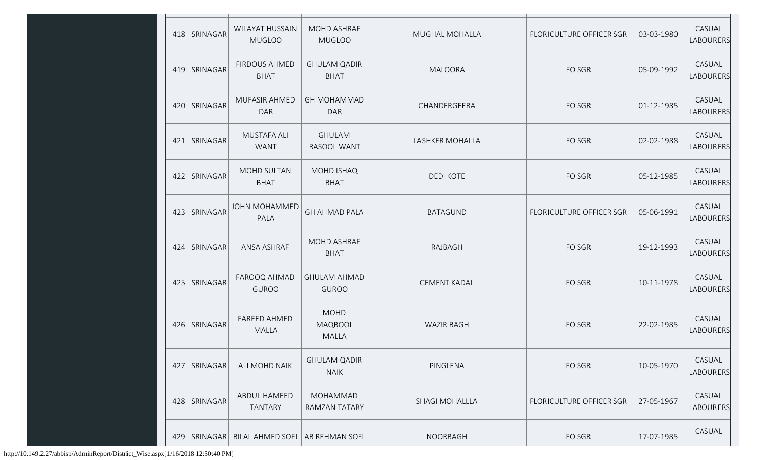| | | | | | | | |
|---|---|---|---|---|---|---|---|
| 418 | SRINAGAR | WILAYAT HUSSAIN MUGLOO | MOHD ASHRAF MUGLOO | MUGHAL MOHALLA | FLORICULTURE OFFICER SGR | 03-03-1980 | CASUAL LABOURERS |
| 419 | SRINAGAR | FIRDOUS AHMED BHAT | GHULAM QADIR BHAT | MALOORA | FO SGR | 05-09-1992 | CASUAL LABOURERS |
| 420 | SRINAGAR | MUFASIR AHMED DAR | GH MOHAMMAD DAR | CHANDERGEERA | FO SGR | 01-12-1985 | CASUAL LABOURERS |
| 421 | SRINAGAR | MUSTAFA ALI WANT | GHULAM RASOOL WANT | LASHKER MOHALLA | FO SGR | 02-02-1988 | CASUAL LABOURERS |
| 422 | SRINAGAR | MOHD SULTAN BHAT | MOHD ISHAQ BHAT | DEDI KOTE | FO SGR | 05-12-1985 | CASUAL LABOURERS |
| 423 | SRINAGAR | JOHN MOHAMMED PALA | GH AHMAD PALA | BATAGUND | FLORICULTURE OFFICER SGR | 05-06-1991 | CASUAL LABOURERS |
| 424 | SRINAGAR | ANSA ASHRAF | MOHD ASHRAF BHAT | RAJBAGH | FO SGR | 19-12-1993 | CASUAL LABOURERS |
| 425 | SRINAGAR | FAROOQ AHMAD GUROO | GHULAM AHMAD GUROO | CEMENT KADAL | FO SGR | 10-11-1978 | CASUAL LABOURERS |
| 426 | SRINAGAR | FAREED AHMED MALLA | MOHD MAQBOOL MALLA | WAZIR BAGH | FO SGR | 22-02-1985 | CASUAL LABOURERS |
| 427 | SRINAGAR | ALI MOHD NAIK | GHULAM QADIR NAIK | PINGLENA | FO SGR | 10-05-1970 | CASUAL LABOURERS |
| 428 | SRINAGAR | ABDUL HAMEED TANTARY | MOHAMMAD RAMZAN TATARY | SHAGI MOHALLLA | FLORICULTURE OFFICER SGR | 27-05-1967 | CASUAL LABOURERS |
| 429 | SRINAGAR | BILAL AHMED SOFI | AB REHMAN SOFI | NOORBAGH | FO SGR | 17-07-1985 | CASUAL |

http://10.149.2.27/abbisp/AdminReport/District_Wise.aspx[1/16/2018 12:50:40 PM]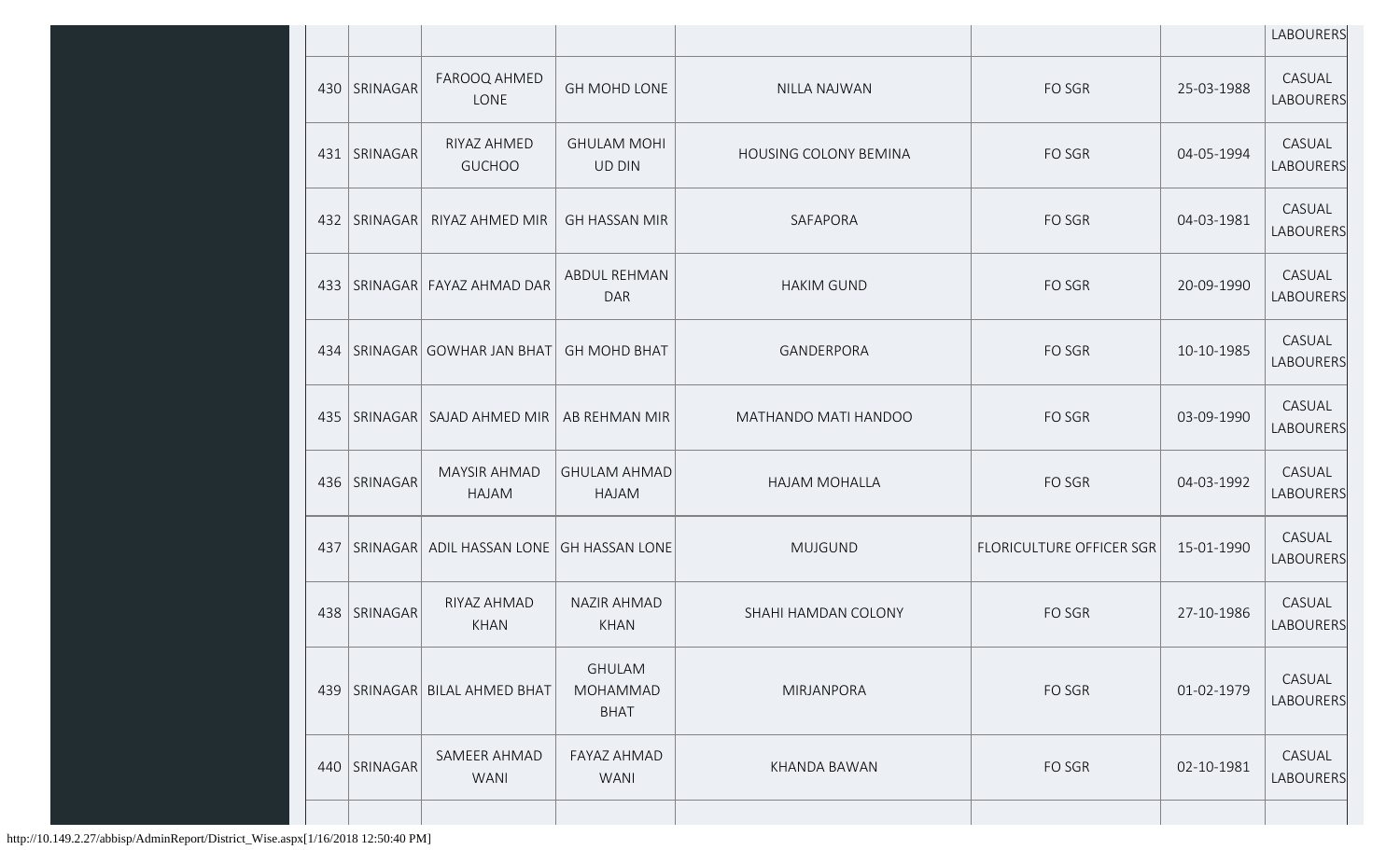| | | | | | | | LABOURERS |
|---|---|---|---|---|---|---|---|
| 430 | SRINAGAR | FAROOQ AHMED LONE | GH MOHD LONE | NILLA NAJWAN | FO SGR | 25-03-1988 | CASUAL LABOURERS |
| 431 | SRINAGAR | RIYAZ AHMED GUCHOO | GHULAM MOHI UD DIN | HOUSING COLONY BEMINA | FO SGR | 04-05-1994 | CASUAL LABOURERS |
| 432 | SRINAGAR | RIYAZ AHMED MIR | GH HASSAN MIR | SAFAPORA | FO SGR | 04-03-1981 | CASUAL LABOURERS |
| 433 | SRINAGAR | FAYAZ AHMAD DAR | ABDUL REHMAN DAR | HAKIM GUND | FO SGR | 20-09-1990 | CASUAL LABOURERS |
| 434 | SRINAGAR | GOWHAR JAN BHAT | GH MOHD BHAT | GANDERPORA | FO SGR | 10-10-1985 | CASUAL LABOURERS |
| 435 | SRINAGAR | SAJAD AHMED MIR | AB REHMAN MIR | MATHANDO MATI HANDOO | FO SGR | 03-09-1990 | CASUAL LABOURERS |
| 436 | SRINAGAR | MAYSIR AHMAD HAJAM | GHULAM AHMAD HAJAM | HAJAM MOHALLA | FO SGR | 04-03-1992 | CASUAL LABOURERS |
| 437 | SRINAGAR | ADIL HASSAN LONE | GH HASSAN LONE | MUJGUND | FLORICULTURE OFFICER SGR | 15-01-1990 | CASUAL LABOURERS |
| 438 | SRINAGAR | RIYAZ AHMAD KHAN | NAZIR AHMAD KHAN | SHAHI HAMDAN COLONY | FO SGR | 27-10-1986 | CASUAL LABOURERS |
| 439 | SRINAGAR | BILAL AHMED BHAT | GHULAM MOHAMMAD BHAT | MIRJANPORA | FO SGR | 01-02-1979 | CASUAL LABOURERS |
| 440 | SRINAGAR | SAMEER AHMAD WANI | FAYAZ AHMAD WANI | KHANDA BAWAN | FO SGR | 02-10-1981 | CASUAL LABOURERS |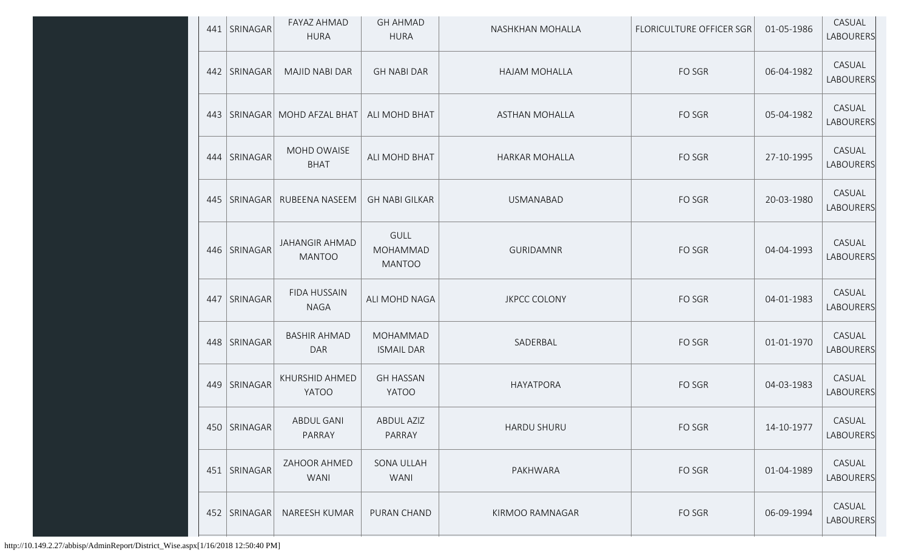| | | | | | | | |
|---|---|---|---|---|---|---|---|
| 441 | SRINAGAR | FAYAZ AHMAD HURA | GH AHMAD HURA | NASHKHAN MOHALLA | FLORICULTURE OFFICER SGR | 01-05-1986 | CASUAL LABOURERS |
| 442 | SRINAGAR | MAJID NABI DAR | GH NABI DAR | HAJAM MOHALLA | FO SGR | 06-04-1982 | CASUAL LABOURERS |
| 443 | SRINAGAR | MOHD AFZAL BHAT | ALI MOHD BHAT | ASTHAN MOHALLA | FO SGR | 05-04-1982 | CASUAL LABOURERS |
| 444 | SRINAGAR | MOHD OWAISE BHAT | ALI MOHD BHAT | HARKAR MOHALLA | FO SGR | 27-10-1995 | CASUAL LABOURERS |
| 445 | SRINAGAR | RUBEENA NASEEM | GH NABI GILKAR | USMANABAD | FO SGR | 20-03-1980 | CASUAL LABOURERS |
| 446 | SRINAGAR | JAHANGIR AHMAD MANTOO | GULL MOHAMMAD MANTOO | GURIDAMNR | FO SGR | 04-04-1993 | CASUAL LABOURERS |
| 447 | SRINAGAR | FIDA HUSSAIN NAGA | ALI MOHD NAGA | JKPCC COLONY | FO SGR | 04-01-1983 | CASUAL LABOURERS |
| 448 | SRINAGAR | BASHIR AHMAD DAR | MOHAMMAD ISMAIL DAR | SADERBAL | FO SGR | 01-01-1970 | CASUAL LABOURERS |
| 449 | SRINAGAR | KHURSHID AHMED YATOO | GH HASSAN YATOO | HAYATPORA | FO SGR | 04-03-1983 | CASUAL LABOURERS |
| 450 | SRINAGAR | ABDUL GANI PARRAY | ABDUL AZIZ PARRAY | HARDU SHURU | FO SGR | 14-10-1977 | CASUAL LABOURERS |
| 451 | SRINAGAR | ZAHOOR AHMED WANI | SONA ULLAH WANI | PAKHWARA | FO SGR | 01-04-1989 | CASUAL LABOURERS |
| 452 | SRINAGAR | NAREESH KUMAR | PURAN CHAND | KIRMOO RAMNAGAR | FO SGR | 06-09-1994 | CASUAL LABOURERS |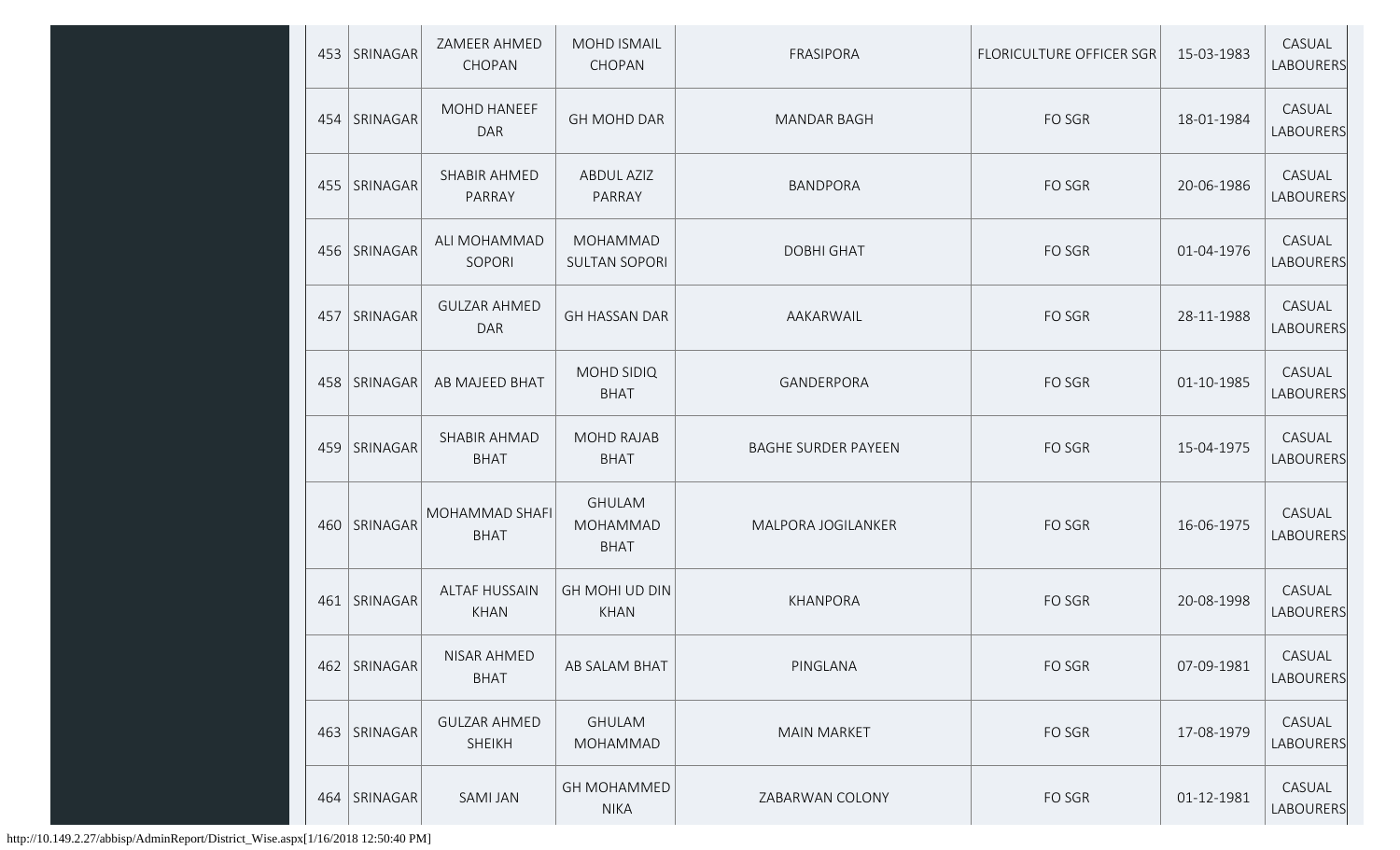| | | | | | | | |
|---|---|---|---|---|---|---|---|
| 453 | SRINAGAR | ZAMEER AHMED CHOPAN | MOHD ISMAIL CHOPAN | FRASIPORA | FLORICULTURE OFFICER SGR | 15-03-1983 | CASUAL LABOURERS |
| 454 | SRINAGAR | MOHD HANEEF DAR | GH MOHD DAR | MANDAR BAGH | FO SGR | 18-01-1984 | CASUAL LABOURERS |
| 455 | SRINAGAR | SHABIR AHMED PARRAY | ABDUL AZIZ PARRAY | BANDPORA | FO SGR | 20-06-1986 | CASUAL LABOURERS |
| 456 | SRINAGAR | ALI MOHAMMAD SOPORI | MOHAMMAD SULTAN SOPORI | DOBHI GHAT | FO SGR | 01-04-1976 | CASUAL LABOURERS |
| 457 | SRINAGAR | GULZAR AHMED DAR | GH HASSAN DAR | AAKARWAIL | FO SGR | 28-11-1988 | CASUAL LABOURERS |
| 458 | SRINAGAR | AB MAJEED BHAT | MOHD SIDIQ BHAT | GANDERPORA | FO SGR | 01-10-1985 | CASUAL LABOURERS |
| 459 | SRINAGAR | SHABIR AHMAD BHAT | MOHD RAJAB BHAT | BAGHE SURDER PAYEEN | FO SGR | 15-04-1975 | CASUAL LABOURERS |
| 460 | SRINAGAR | MOHAMMAD SHAFI BHAT | GHULAM MOHAMMAD BHAT | MALPORA JOGILANKER | FO SGR | 16-06-1975 | CASUAL LABOURERS |
| 461 | SRINAGAR | ALTAF HUSSAIN KHAN | GH MOHI UD DIN KHAN | KHANPORA | FO SGR | 20-08-1998 | CASUAL LABOURERS |
| 462 | SRINAGAR | NISAR AHMED BHAT | AB SALAM BHAT | PINGLANA | FO SGR | 07-09-1981 | CASUAL LABOURERS |
| 463 | SRINAGAR | GULZAR AHMED SHEIKH | GHULAM MOHAMMAD | MAIN MARKET | FO SGR | 17-08-1979 | CASUAL LABOURERS |
| 464 | SRINAGAR | SAMI JAN | GH MOHAMMED NIKA | ZABARWAN COLONY | FO SGR | 01-12-1981 | CASUAL LABOURERS |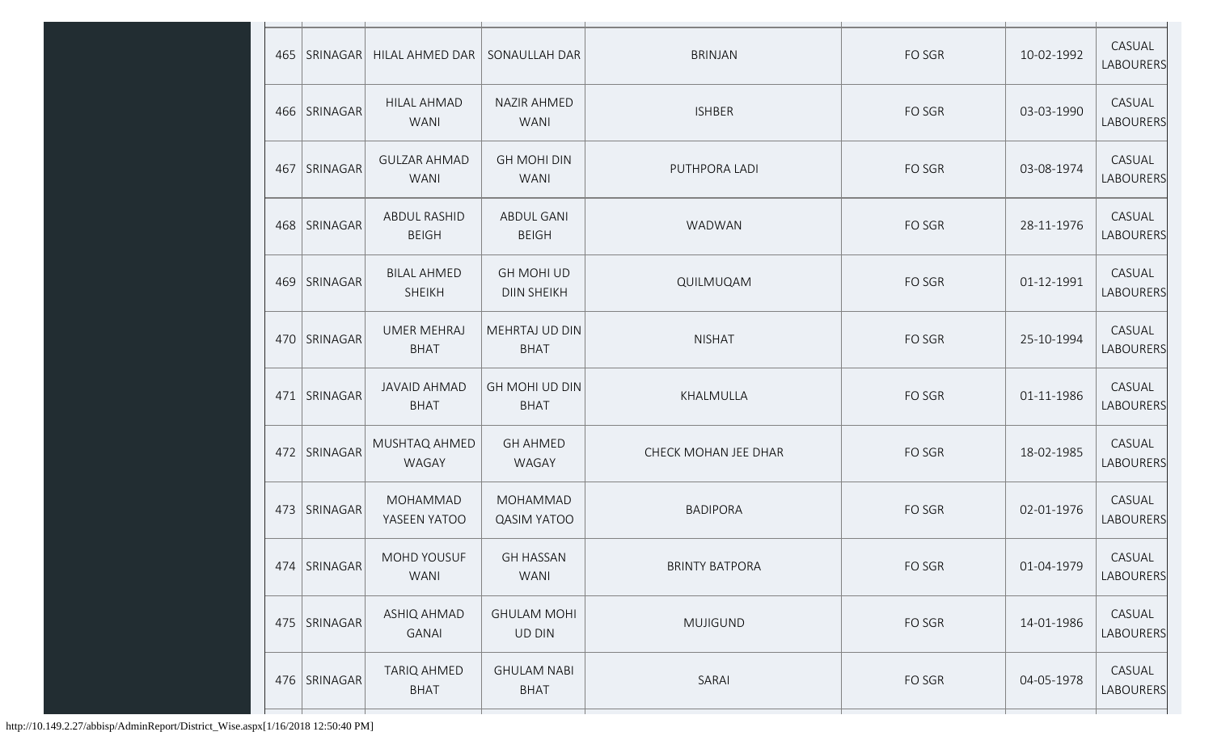| 465 | SRINAGAR | HILAL AHMED DAR | SONAULLAH DAR | BRINJAN | FO SGR | 10-02-1992 | CASUAL LABOURERS |
|---|---|---|---|---|---|---|---|
| 466 | SRINAGAR | HILAL AHMAD WANI | NAZIR AHMED WANI | ISHBER | FO SGR | 03-03-1990 | CASUAL LABOURERS |
| 467 | SRINAGAR | GULZAR AHMAD WANI | GH MOHI DIN WANI | PUTHPORA LADI | FO SGR | 03-08-1974 | CASUAL LABOURERS |
| 468 | SRINAGAR | ABDUL RASHID BEIGH | ABDUL GANI BEIGH | WADWAN | FO SGR | 28-11-1976 | CASUAL LABOURERS |
| 469 | SRINAGAR | BILAL AHMED SHEIKH | GH MOHI UD DIIN SHEIKH | QUILMUQAM | FO SGR | 01-12-1991 | CASUAL LABOURERS |
| 470 | SRINAGAR | UMER MEHRAJ BHAT | MEHRTAJ UD DIN BHAT | NISHAT | FO SGR | 25-10-1994 | CASUAL LABOURERS |
| 471 | SRINAGAR | JAVAID AHMAD BHAT | GH MOHI UD DIN BHAT | KHALMULLA | FO SGR | 01-11-1986 | CASUAL LABOURERS |
| 472 | SRINAGAR | MUSHTAQ AHMED WAGAY | GH AHMED WAGAY | CHECK MOHAN JEE DHAR | FO SGR | 18-02-1985 | CASUAL LABOURERS |
| 473 | SRINAGAR | MOHAMMAD YASEEN YATOO | MOHAMMAD QASIM YATOO | BADIPORA | FO SGR | 02-01-1976 | CASUAL LABOURERS |
| 474 | SRINAGAR | MOHD YOUSUF WANI | GH HASSAN WANI | BRINTY BATPORA | FO SGR | 01-04-1979 | CASUAL LABOURERS |
| 475 | SRINAGAR | ASHIQ AHMAD GANAI | GHULAM MOHI UD DIN | MUJIGUND | FO SGR | 14-01-1986 | CASUAL LABOURERS |
| 476 | SRINAGAR | TARIQ AHMED BHAT | GHULAM NABI BHAT | SARAI | FO SGR | 04-05-1978 | CASUAL LABOURERS |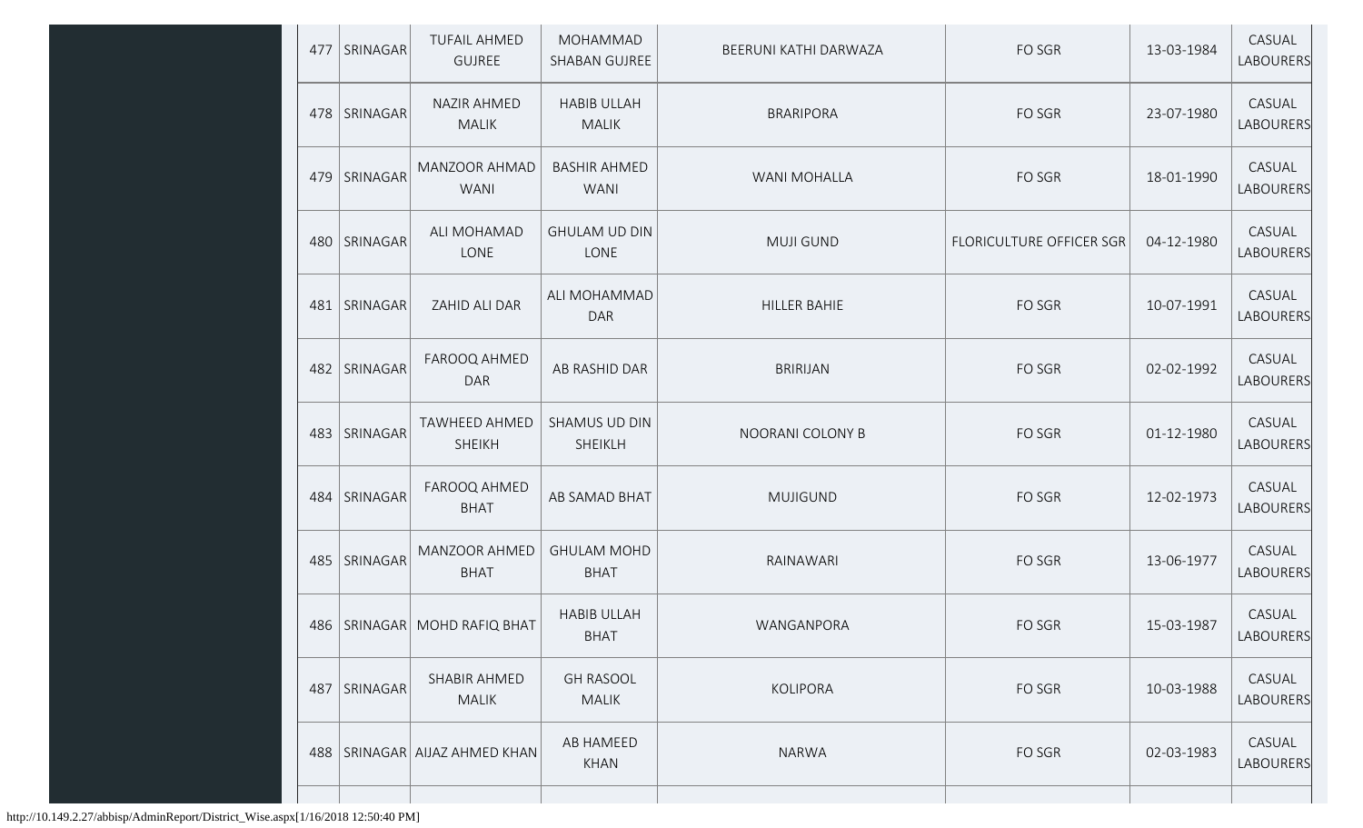| 477 | SRINAGAR | TUFAIL AHMED GUJREE | MOHAMMAD SHABAN GUJREE | BEERUNI KATHI DARWAZA | FO SGR | 13-03-1984 | CASUAL LABOURERS |
|---|---|---|---|---|---|---|---|
| 478 | SRINAGAR | NAZIR AHMED MALIK | HABIB ULLAH MALIK | BRARIPORA | FO SGR | 23-07-1980 | CASUAL LABOURERS |
| 479 | SRINAGAR | MANZOOR AHMAD WANI | BASHIR AHMED WANI | WANI MOHALLA | FO SGR | 18-01-1990 | CASUAL LABOURERS |
| 480 | SRINAGAR | ALI MOHAMAD LONE | GHULAM UD DIN LONE | MUJI GUND | FLORICULTURE OFFICER SGR | 04-12-1980 | CASUAL LABOURERS |
| 481 | SRINAGAR | ZAHID ALI DAR | ALI MOHAMMAD DAR | HILLER BAHIE | FO SGR | 10-07-1991 | CASUAL LABOURERS |
| 482 | SRINAGAR | FAROOQ AHMED DAR | AB RASHID DAR | BRIRIJAN | FO SGR | 02-02-1992 | CASUAL LABOURERS |
| 483 | SRINAGAR | TAWHEED AHMED SHEIKH | SHAMUS UD DIN SHEIKLH | NOORANI COLONY B | FO SGR | 01-12-1980 | CASUAL LABOURERS |
| 484 | SRINAGAR | FAROOQ AHMED BHAT | AB SAMAD BHAT | MUJIGUND | FO SGR | 12-02-1973 | CASUAL LABOURERS |
| 485 | SRINAGAR | MANZOOR AHMED BHAT | GHULAM MOHD BHAT | RAINAWARI | FO SGR | 13-06-1977 | CASUAL LABOURERS |
| 486 | SRINAGAR | MOHD RAFIQ BHAT | HABIB ULLAH BHAT | WANGANPORA | FO SGR | 15-03-1987 | CASUAL LABOURERS |
| 487 | SRINAGAR | SHABIR AHMED MALIK | GH RASOOL MALIK | KOLIPORA | FO SGR | 10-03-1988 | CASUAL LABOURERS |
| 488 | SRINAGAR | AIJAZ AHMED KHAN | AB HAMEED KHAN | NARWA | FO SGR | 02-03-1983 | CASUAL LABOURERS |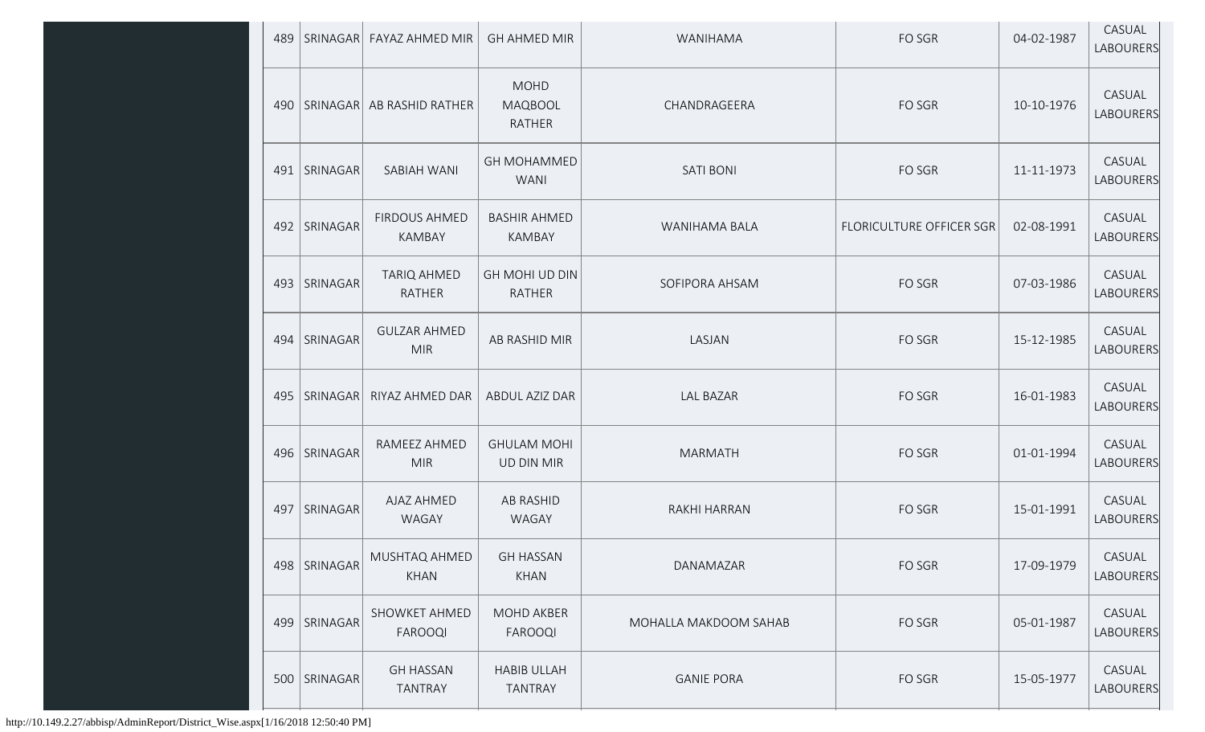| 489 | SRINAGAR | FAYAZ AHMED MIR | GH AHMED MIR | WANIHAMA | FO SGR | 04-02-1987 | CASUAL LABOURERS |
|---|---|---|---|---|---|---|---|
| 490 | SRINAGAR | AB RASHID RATHER | MOHD MAQBOOL RATHER | CHANDRAGEERA | FO SGR | 10-10-1976 | CASUAL LABOURERS |
| 491 | SRINAGAR | SABIAH WANI | GH MOHAMMED WANI | SATI BONI | FO SGR | 11-11-1973 | CASUAL LABOURERS |
| 492 | SRINAGAR | FIRDOUS AHMED KAMBAY | BASHIR AHMED KAMBAY | WANIHAMA BALA | FLORICULTURE OFFICER SGR | 02-08-1991 | CASUAL LABOURERS |
| 493 | SRINAGAR | TARIQ AHMED RATHER | GH MOHI UD DIN RATHER | SOFIPORA AHSAM | FO SGR | 07-03-1986 | CASUAL LABOURERS |
| 494 | SRINAGAR | GULZAR AHMED MIR | AB RASHID MIR | LASJAN | FO SGR | 15-12-1985 | CASUAL LABOURERS |
| 495 | SRINAGAR | RIYAZ AHMED DAR | ABDUL AZIZ DAR | LAL BAZAR | FO SGR | 16-01-1983 | CASUAL LABOURERS |
| 496 | SRINAGAR | RAMEEZ AHMED MIR | GHULAM MOHI UD DIN MIR | MARMATH | FO SGR | 01-01-1994 | CASUAL LABOURERS |
| 497 | SRINAGAR | AJAZ AHMED WAGAY | AB RASHID WAGAY | RAKHI HARRAN | FO SGR | 15-01-1991 | CASUAL LABOURERS |
| 498 | SRINAGAR | MUSHTAQ AHMED KHAN | GH HASSAN KHAN | DANAMAZAR | FO SGR | 17-09-1979 | CASUAL LABOURERS |
| 499 | SRINAGAR | SHOWKET AHMED FAROOQI | MOHD AKBER FAROOQI | MOHALLA MAKDOOM SAHAB | FO SGR | 05-01-1987 | CASUAL LABOURERS |
| 500 | SRINAGAR | GH HASSAN TANTRAY | HABIB ULLAH TANTRAY | GANIE PORA | FO SGR | 15-05-1977 | CASUAL LABOURERS |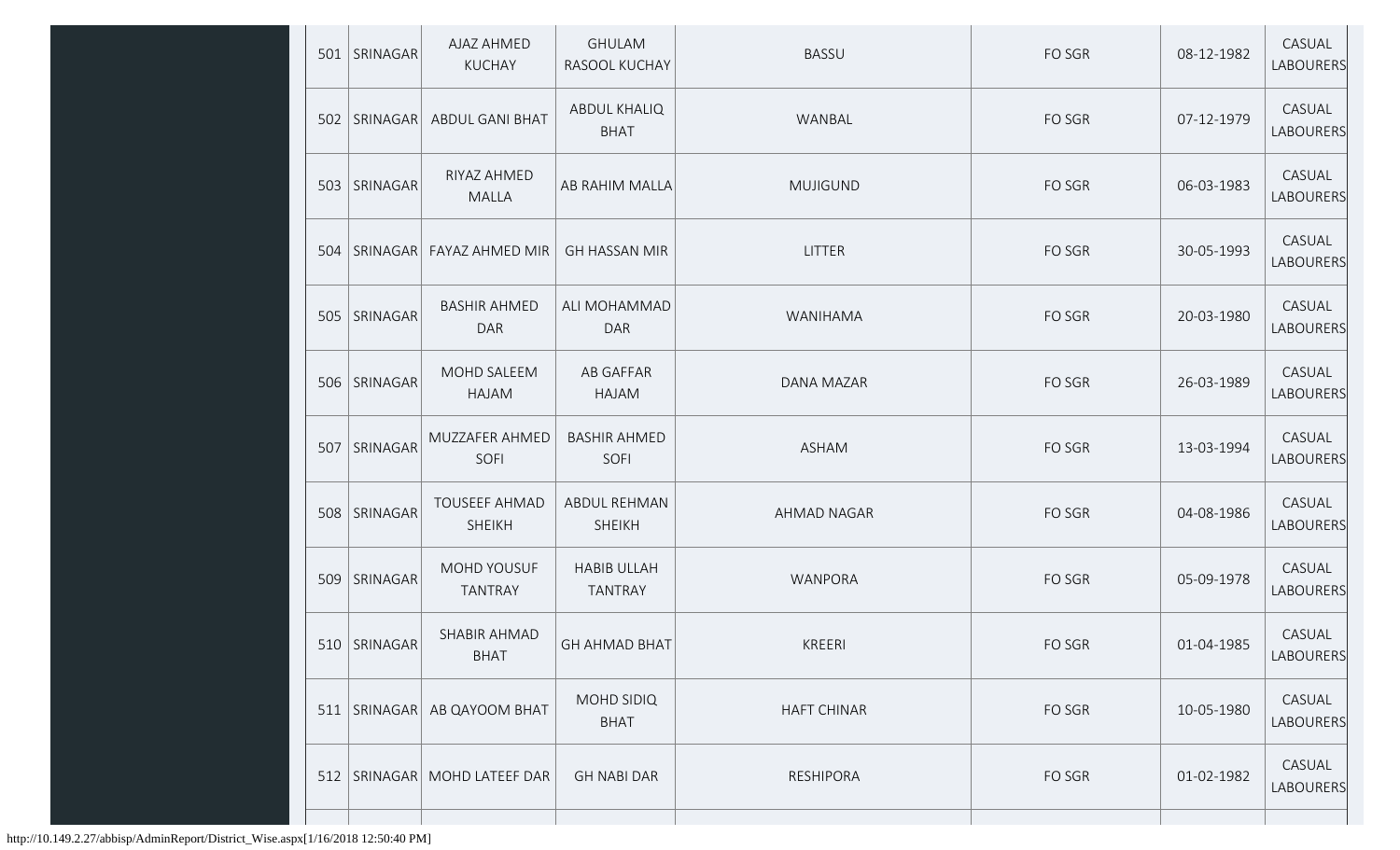| 501 | SRINAGAR | AJAZ AHMED KUCHAY | GHULAM RASOOL KUCHAY | BASSU | FO SGR | 08-12-1982 | CASUAL LABOURERS |
|---|---|---|---|---|---|---|---|
| 502 | SRINAGAR | ABDUL GANI BHAT | ABDUL KHALIQ BHAT | WANBAL | FO SGR | 07-12-1979 | CASUAL LABOURERS |
| 503 | SRINAGAR | RIYAZ AHMED MALLA | AB RAHIM MALLA | MUJIGUND | FO SGR | 06-03-1983 | CASUAL LABOURERS |
| 504 | SRINAGAR | FAYAZ AHMED MIR | GH HASSAN MIR | LITTER | FO SGR | 30-05-1993 | CASUAL LABOURERS |
| 505 | SRINAGAR | BASHIR AHMED DAR | ALI MOHAMMAD DAR | WANIHAMA | FO SGR | 20-03-1980 | CASUAL LABOURERS |
| 506 | SRINAGAR | MOHD SALEEM HAJAM | AB GAFFAR HAJAM | DANA MAZAR | FO SGR | 26-03-1989 | CASUAL LABOURERS |
| 507 | SRINAGAR | MUZZAFER AHMED SOFI | BASHIR AHMED SOFI | ASHAM | FO SGR | 13-03-1994 | CASUAL LABOURERS |
| 508 | SRINAGAR | TOUSEEF AHMAD SHEIKH | ABDUL REHMAN SHEIKH | AHMAD NAGAR | FO SGR | 04-08-1986 | CASUAL LABOURERS |
| 509 | SRINAGAR | MOHD YOUSUF TANTRAY | HABIB ULLAH TANTRAY | WANPORA | FO SGR | 05-09-1978 | CASUAL LABOURERS |
| 510 | SRINAGAR | SHABIR AHMAD BHAT | GH AHMAD BHAT | KREERI | FO SGR | 01-04-1985 | CASUAL LABOURERS |
| 511 | SRINAGAR | AB QAYOOM BHAT | MOHD SIDIQ BHAT | HAFT CHINAR | FO SGR | 10-05-1980 | CASUAL LABOURERS |
| 512 | SRINAGAR | MOHD LATEEF DAR | GH NABI DAR | RESHIPORA | FO SGR | 01-02-1982 | CASUAL LABOURERS |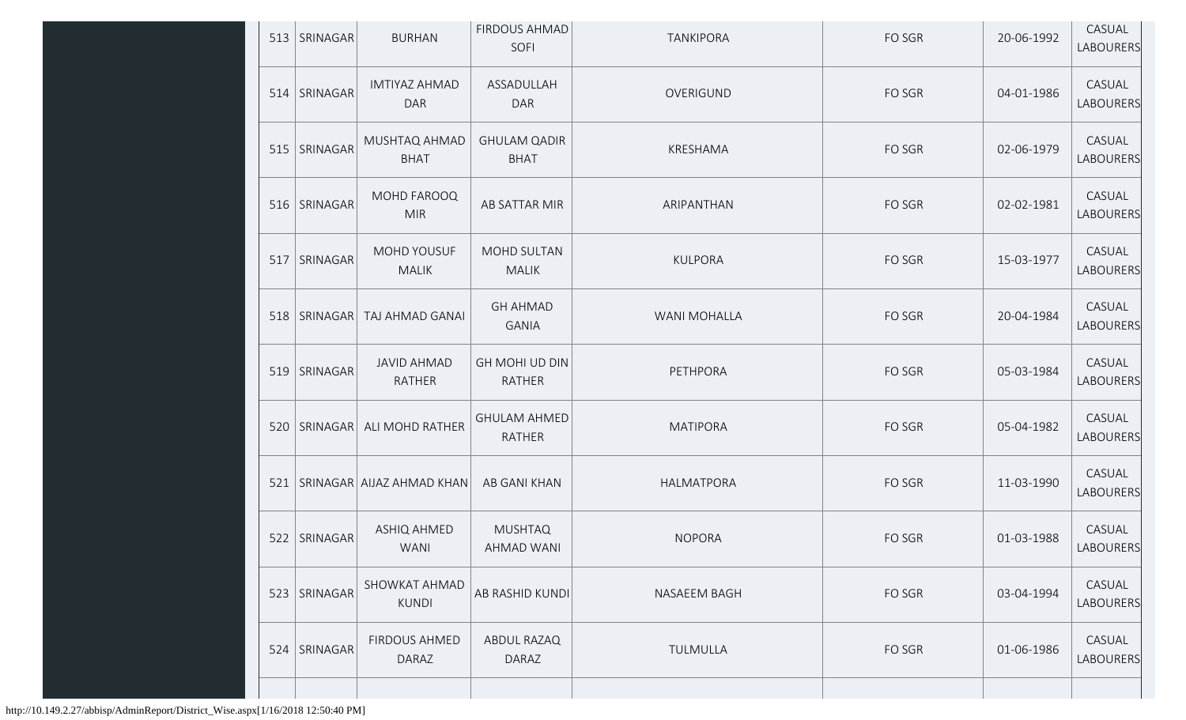| 513 | SRINAGAR | BURHAN | FIRDOUS AHMAD SOFI | TANKIPORA | FO SGR | 20-06-1992 | CASUAL LABOURERS |
|---|---|---|---|---|---|---|---|
| 514 | SRINAGAR | IMTIYAZ AHMAD DAR | ASSADULLAH DAR | OVERIGUND | FO SGR | 04-01-1986 | CASUAL LABOURERS |
| 515 | SRINAGAR | MUSHTAQ AHMAD BHAT | GHULAM QADIR BHAT | KRESHAMA | FO SGR | 02-06-1979 | CASUAL LABOURERS |
| 516 | SRINAGAR | MOHD FAROOQ MIR | AB SATTAR MIR | ARIPANTHAN | FO SGR | 02-02-1981 | CASUAL LABOURERS |
| 517 | SRINAGAR | MOHD YOUSUF MALIK | MOHD SULTAN MALIK | KULPORA | FO SGR | 15-03-1977 | CASUAL LABOURERS |
| 518 | SRINAGAR | TAJ AHMAD GANAI | GH AHMAD GANIA | WANI MOHALLA | FO SGR | 20-04-1984 | CASUAL LABOURERS |
| 519 | SRINAGAR | JAVID AHMAD RATHER | GH MOHI UD DIN RATHER | PETHPORA | FO SGR | 05-03-1984 | CASUAL LABOURERS |
| 520 | SRINAGAR | ALI MOHD RATHER | GHULAM AHMED RATHER | MATIPORA | FO SGR | 05-04-1982 | CASUAL LABOURERS |
| 521 | SRINAGAR | AIJAZ AHMAD KHAN | AB GANI KHAN | HALMATPORA | FO SGR | 11-03-1990 | CASUAL LABOURERS |
| 522 | SRINAGAR | ASHIQ AHMED WANI | MUSHTAQ AHMAD WANI | NOPORA | FO SGR | 01-03-1988 | CASUAL LABOURERS |
| 523 | SRINAGAR | SHOWKAT AHMAD KUNDI | AB RASHID KUNDI | NASAEEM BAGH | FO SGR | 03-04-1994 | CASUAL LABOURERS |
| 524 | SRINAGAR | FIRDOUS AHMED DARAZ | ABDUL RAZAQ DARAZ | TULMULLA | FO SGR | 01-06-1986 | CASUAL LABOURERS |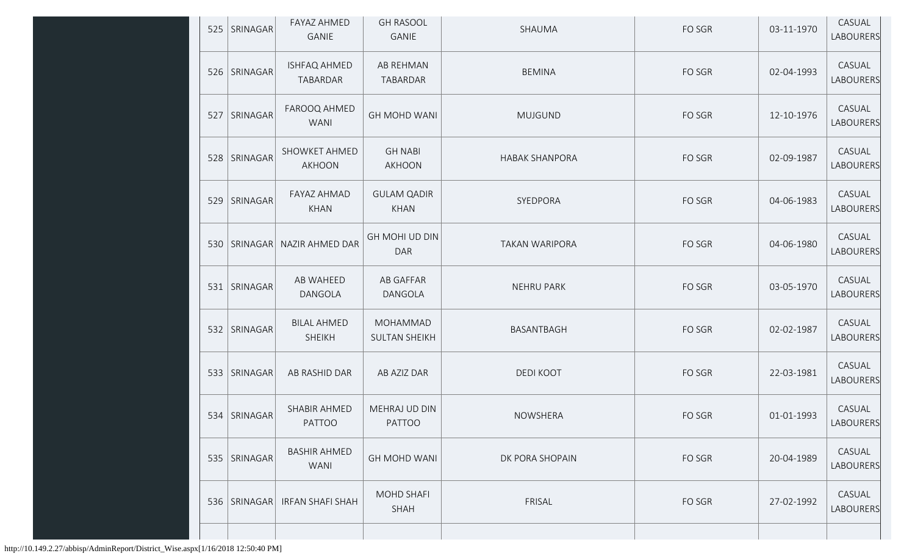| | | | | | | | |
|---|---|---|---|---|---|---|---|
| 525 | SRINAGAR | FAYAZ AHMED GANIE | GH RASOOL GANIE | SHAUMA | FO SGR | 03-11-1970 | CASUAL LABOURERS |
| 526 | SRINAGAR | ISHFAQ AHMED TABARDAR | AB REHMAN TABARDAR | BEMINA | FO SGR | 02-04-1993 | CASUAL LABOURERS |
| 527 | SRINAGAR | FAROOQ AHMED WANI | GH MOHD WANI | MUJGUND | FO SGR | 12-10-1976 | CASUAL LABOURERS |
| 528 | SRINAGAR | SHOWKET AHMED AKHOON | GH NABI AKHOON | HABAK SHANPORA | FO SGR | 02-09-1987 | CASUAL LABOURERS |
| 529 | SRINAGAR | FAYAZ AHMAD KHAN | GULAM QADIR KHAN | SYEDPORA | FO SGR | 04-06-1983 | CASUAL LABOURERS |
| 530 | SRINAGAR | NAZIR AHMED DAR | GH MOHI UD DIN DAR | TAKAN WARIPORA | FO SGR | 04-06-1980 | CASUAL LABOURERS |
| 531 | SRINAGAR | AB WAHEED DANGOLA | AB GAFFAR DANGOLA | NEHRU PARK | FO SGR | 03-05-1970 | CASUAL LABOURERS |
| 532 | SRINAGAR | BILAL AHMED SHEIKH | MOHAMMAD SULTAN SHEIKH | BASANTBAGH | FO SGR | 02-02-1987 | CASUAL LABOURERS |
| 533 | SRINAGAR | AB RASHID DAR | AB AZIZ DAR | DEDI KOOT | FO SGR | 22-03-1981 | CASUAL LABOURERS |
| 534 | SRINAGAR | SHABIR AHMED PATTOO | MEHRAJ UD DIN PATTOO | NOWSHERA | FO SGR | 01-01-1993 | CASUAL LABOURERS |
| 535 | SRINAGAR | BASHIR AHMED WANI | GH MOHD WANI | DK PORA SHOPAIN | FO SGR | 20-04-1989 | CASUAL LABOURERS |
| 536 | SRINAGAR | IRFAN SHAFI SHAH | MOHD SHAFI SHAH | FRISAL | FO SGR | 27-02-1992 | CASUAL LABOURERS |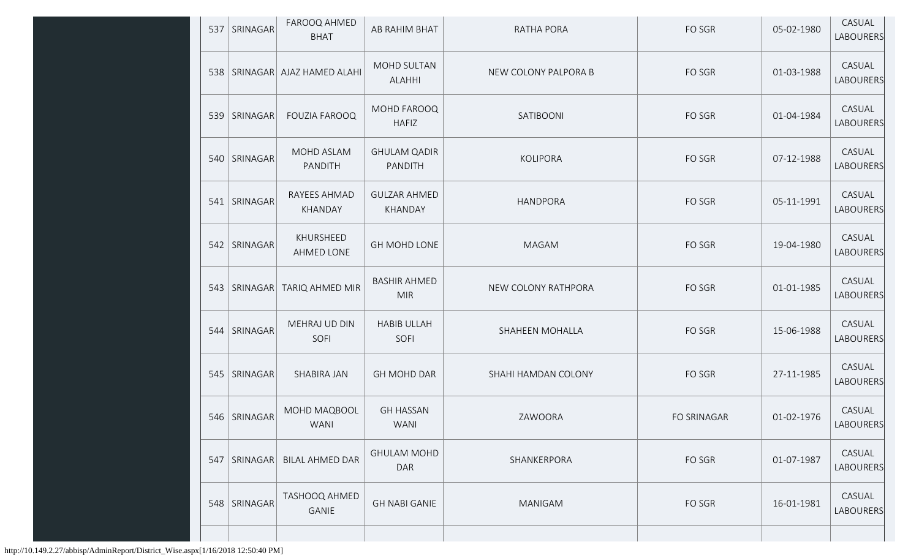| 537 | SRINAGAR | FAROOQ AHMED BHAT | AB RAHIM BHAT | RATHA PORA | FO SGR | 05-02-1980 | CASUAL LABOURERS |
|---|---|---|---|---|---|---|---|
| 538 | SRINAGAR | AJAZ HAMED ALAHI | MOHD SULTAN ALAHHI | NEW COLONY PALPORA B | FO SGR | 01-03-1988 | CASUAL LABOURERS |
| 539 | SRINAGAR | FOUZIA FAROOQ | MOHD FAROOQ HAFIZ | SATIBOONI | FO SGR | 01-04-1984 | CASUAL LABOURERS |
| 540 | SRINAGAR | MOHD ASLAM PANDITH | GHULAM QADIR PANDITH | KOLIPORA | FO SGR | 07-12-1988 | CASUAL LABOURERS |
| 541 | SRINAGAR | RAYEES AHMAD KHANDAY | GULZAR AHMED KHANDAY | HANDPORA | FO SGR | 05-11-1991 | CASUAL LABOURERS |
| 542 | SRINAGAR | KHURSHEED AHMED LONE | GH MOHD LONE | MAGAM | FO SGR | 19-04-1980 | CASUAL LABOURERS |
| 543 | SRINAGAR | TARIQ AHMED MIR | BASHIR AHMED MIR | NEW COLONY RATHPORA | FO SGR | 01-01-1985 | CASUAL LABOURERS |
| 544 | SRINAGAR | MEHRAJ UD DIN SOFI | HABIB ULLAH SOFI | SHAHEEN MOHALLA | FO SGR | 15-06-1988 | CASUAL LABOURERS |
| 545 | SRINAGAR | SHABIRA JAN | GH MOHD DAR | SHAHI HAMDAN COLONY | FO SGR | 27-11-1985 | CASUAL LABOURERS |
| 546 | SRINAGAR | MOHD MAQBOOL WANI | GH HASSAN WANI | ZAWOORA | FO SRINAGAR | 01-02-1976 | CASUAL LABOURERS |
| 547 | SRINAGAR | BILAL AHMED DAR | GHULAM MOHD DAR | SHANKERPORA | FO SGR | 01-07-1987 | CASUAL LABOURERS |
| 548 | SRINAGAR | TASHOOQ AHMED GANIE | GH NABI GANIE | MANIGAM | FO SGR | 16-01-1981 | CASUAL LABOURERS |

http://10.149.2.27/abbisp/AdminReport/District_Wise.aspx[1/16/2018 12:50:40 PM]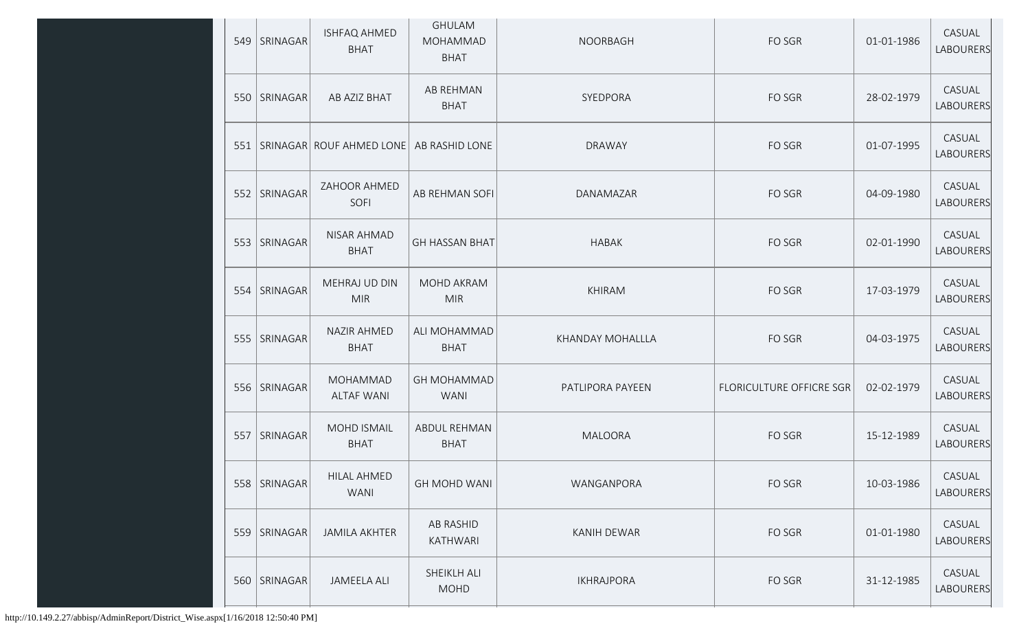| 549 | SRINAGAR | ISHFAQ AHMED BHAT | GHULAM MOHAMMAD BHAT | NOORBAGH | FO SGR | 01-01-1986 | CASUAL LABOURERS |
|---|---|---|---|---|---|---|---|
| 550 | SRINAGAR | AB AZIZ BHAT | AB REHMAN BHAT | SYEDPORA | FO SGR | 28-02-1979 | CASUAL LABOURERS |
| 551 | SRINAGAR | ROUF AHMED LONE | AB RASHID LONE | DRAWAY | FO SGR | 01-07-1995 | CASUAL LABOURERS |
| 552 | SRINAGAR | ZAHOOR AHMED SOFI | AB REHMAN SOFI | DANAMAZAR | FO SGR | 04-09-1980 | CASUAL LABOURERS |
| 553 | SRINAGAR | NISAR AHMAD BHAT | GH HASSAN BHAT | HABAK | FO SGR | 02-01-1990 | CASUAL LABOURERS |
| 554 | SRINAGAR | MEHRAJ UD DIN MIR | MOHD AKRAM MIR | KHIRAM | FO SGR | 17-03-1979 | CASUAL LABOURERS |
| 555 | SRINAGAR | NAZIR AHMED BHAT | ALI MOHAMMAD BHAT | KHANDAY MOHALLLA | FO SGR | 04-03-1975 | CASUAL LABOURERS |
| 556 | SRINAGAR | MOHAMMAD ALTAF WANI | GH MOHAMMAD WANI | PATLIPORA PAYEEN | FLORICULTURE OFFICRE SGR | 02-02-1979 | CASUAL LABOURERS |
| 557 | SRINAGAR | MOHD ISMAIL BHAT | ABDUL REHMAN BHAT | MALOORA | FO SGR | 15-12-1989 | CASUAL LABOURERS |
| 558 | SRINAGAR | HILAL AHMED WANI | GH MOHD WANI | WANGANPORA | FO SGR | 10-03-1986 | CASUAL LABOURERS |
| 559 | SRINAGAR | JAMILA AKHTER | AB RASHID KATHWARI | KANIH DEWAR | FO SGR | 01-01-1980 | CASUAL LABOURERS |
| 560 | SRINAGAR | JAMEELA ALI | SHEIKLH ALI MOHD | IKHRAJPORA | FO SGR | 31-12-1985 | CASUAL LABOURERS |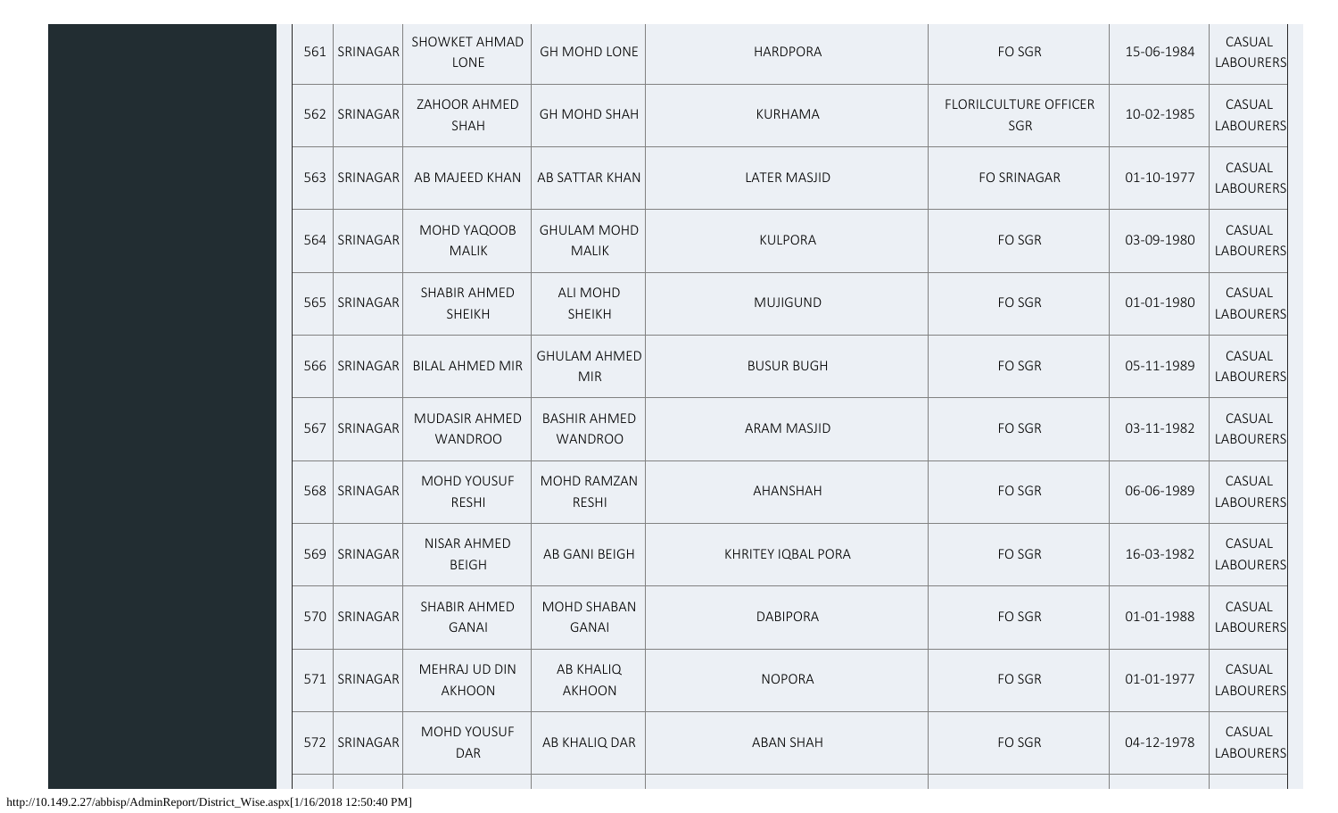| 561 | SRINAGAR | SHOWKET AHMAD LONE | GH MOHD LONE | HARDPORA | FO SGR | 15-06-1984 | CASUAL LABOURERS |
|---|---|---|---|---|---|---|---|
| 562 | SRINAGAR | ZAHOOR AHMED SHAH | GH MOHD SHAH | KURHAMA | FLORILCULTURE OFFICER SGR | 10-02-1985 | CASUAL LABOURERS |
| 563 | SRINAGAR | AB MAJEED KHAN | AB SATTAR KHAN | LATER MASJID | FO SRINAGAR | 01-10-1977 | CASUAL LABOURERS |
| 564 | SRINAGAR | MOHD YAQOOB MALIK | GHULAM MOHD MALIK | KULPORA | FO SGR | 03-09-1980 | CASUAL LABOURERS |
| 565 | SRINAGAR | SHABIR AHMED SHEIKH | ALI MOHD SHEIKH | MUJIGUND | FO SGR | 01-01-1980 | CASUAL LABOURERS |
| 566 | SRINAGAR | BILAL AHMED MIR | GHULAM AHMED MIR | BUSUR BUGH | FO SGR | 05-11-1989 | CASUAL LABOURERS |
| 567 | SRINAGAR | MUDASIR AHMED WANDROO | BASHIR AHMED WANDROO | ARAM MASJID | FO SGR | 03-11-1982 | CASUAL LABOURERS |
| 568 | SRINAGAR | MOHD YOUSUF RESHI | MOHD RAMZAN RESHI | AHANSHAH | FO SGR | 06-06-1989 | CASUAL LABOURERS |
| 569 | SRINAGAR | NISAR AHMED BEIGH | AB GANI BEIGH | KHRITEY IQBAL PORA | FO SGR | 16-03-1982 | CASUAL LABOURERS |
| 570 | SRINAGAR | SHABIR AHMED GANAI | MOHD SHABAN GANAI | DABIPORA | FO SGR | 01-01-1988 | CASUAL LABOURERS |
| 571 | SRINAGAR | MEHRAJ UD DIN AKHOON | AB KHALIQ AKHOON | NOPORA | FO SGR | 01-01-1977 | CASUAL LABOURERS |
| 572 | SRINAGAR | MOHD YOUSUF DAR | AB KHALIQ DAR | ABAN SHAH | FO SGR | 04-12-1978 | CASUAL LABOURERS |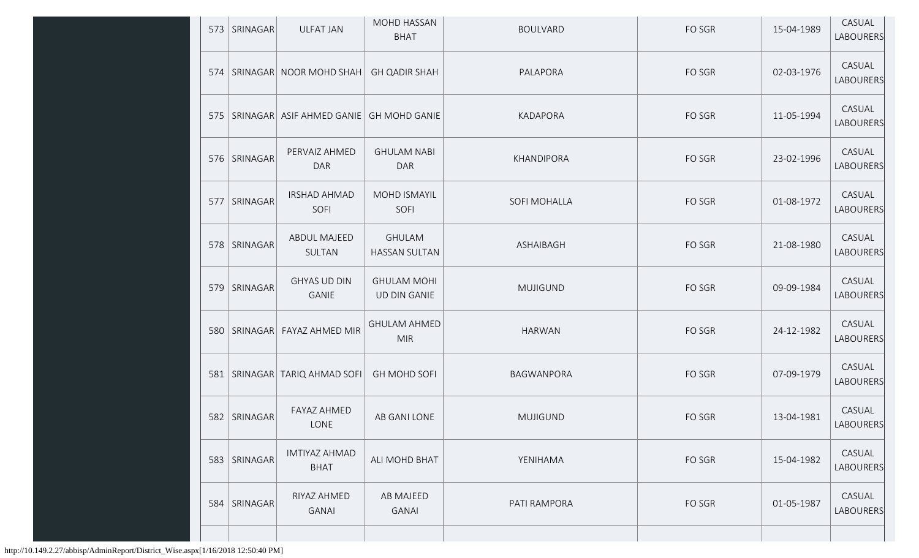| 573 | SRINAGAR | ULFAT JAN | MOHD HASSAN BHAT | BOULVARD | FO SGR | 15-04-1989 | CASUAL LABOURERS |
|---|---|---|---|---|---|---|---|
| 574 | SRINAGAR | NOOR MOHD SHAH | GH QADIR SHAH | PALAPORA | FO SGR | 02-03-1976 | CASUAL LABOURERS |
| 575 | SRINAGAR | ASIF AHMED GANIE | GH MOHD GANIE | KADAPORA | FO SGR | 11-05-1994 | CASUAL LABOURERS |
| 576 | SRINAGAR | PERVAIZ AHMED DAR | GHULAM NABI DAR | KHANDIPORA | FO SGR | 23-02-1996 | CASUAL LABOURERS |
| 577 | SRINAGAR | IRSHAD AHMAD SOFI | MOHD ISMAYIL SOFI | SOFI MOHALLA | FO SGR | 01-08-1972 | CASUAL LABOURERS |
| 578 | SRINAGAR | ABDUL MAJEED SULTAN | GHULAM HASSAN SULTAN | ASHAIBAGH | FO SGR | 21-08-1980 | CASUAL LABOURERS |
| 579 | SRINAGAR | GHYAS UD DIN GANIE | GHULAM MOHI UD DIN GANIE | MUJIGUND | FO SGR | 09-09-1984 | CASUAL LABOURERS |
| 580 | SRINAGAR | FAYAZ AHMED MIR | GHULAM AHMED MIR | HARWAN | FO SGR | 24-12-1982 | CASUAL LABOURERS |
| 581 | SRINAGAR | TARIQ AHMAD SOFI | GH MOHD SOFI | BAGWANPORA | FO SGR | 07-09-1979 | CASUAL LABOURERS |
| 582 | SRINAGAR | FAYAZ AHMED LONE | AB GANI LONE | MUJIGUND | FO SGR | 13-04-1981 | CASUAL LABOURERS |
| 583 | SRINAGAR | IMTIYAZ AHMAD BHAT | ALI MOHD BHAT | YENIHAMA | FO SGR | 15-04-1982 | CASUAL LABOURERS |
| 584 | SRINAGAR | RIYAZ AHMED GANAI | AB MAJEED GANAI | PATI RAMPORA | FO SGR | 01-05-1987 | CASUAL LABOURERS |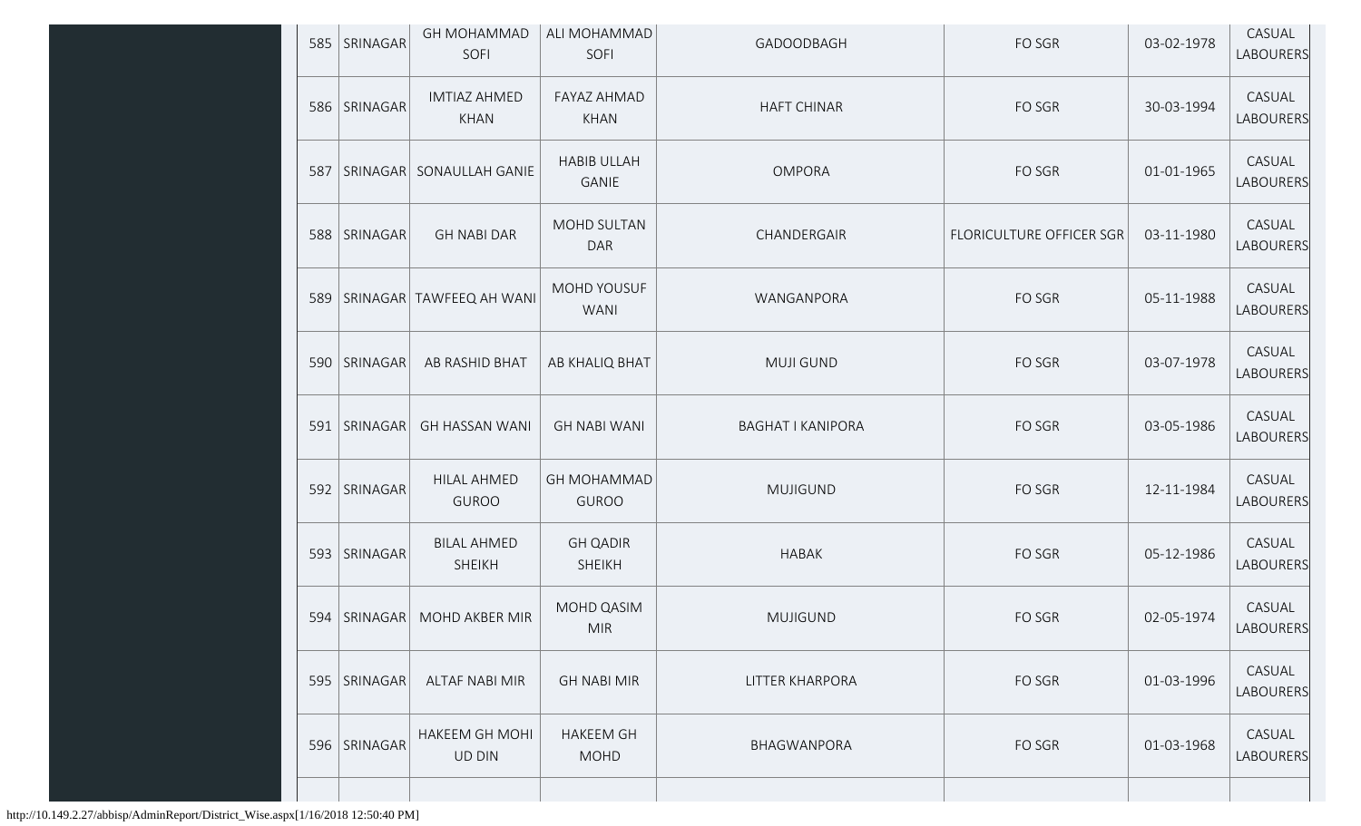| 585 | SRINAGAR | GH MOHAMMAD SOFI | ALI MOHAMMAD SOFI | GADOODBAGH | FO SGR | 03-02-1978 | CASUAL LABOURERS |
|---|---|---|---|---|---|---|---|
| 586 | SRINAGAR | IMTIAZ AHMED KHAN | FAYAZ AHMAD KHAN | HAFT CHINAR | FO SGR | 30-03-1994 | CASUAL LABOURERS |
| 587 | SRINAGAR | SONAULLAH GANIE | HABIB ULLAH GANIE | OMPORA | FO SGR | 01-01-1965 | CASUAL LABOURERS |
| 588 | SRINAGAR | GH NABI DAR | MOHD SULTAN DAR | CHANDERGAIR | FLORICULTURE OFFICER SGR | 03-11-1980 | CASUAL LABOURERS |
| 589 | SRINAGAR | TAWFEEQ AH WANI | MOHD YOUSUF WANI | WANGANPORA | FO SGR | 05-11-1988 | CASUAL LABOURERS |
| 590 | SRINAGAR | AB RASHID BHAT | AB KHALIQ BHAT | MUJI GUND | FO SGR | 03-07-1978 | CASUAL LABOURERS |
| 591 | SRINAGAR | GH HASSAN WANI | GH NABI WANI | BAGHAT I KANIPORA | FO SGR | 03-05-1986 | CASUAL LABOURERS |
| 592 | SRINAGAR | HILAL AHMED GUROO | GH MOHAMMAD GUROO | MUJIGUND | FO SGR | 12-11-1984 | CASUAL LABOURERS |
| 593 | SRINAGAR | BILAL AHMED SHEIKH | GH QADIR SHEIKH | HABAK | FO SGR | 05-12-1986 | CASUAL LABOURERS |
| 594 | SRINAGAR | MOHD AKBER MIR | MOHD QASIM MIR | MUJIGUND | FO SGR | 02-05-1974 | CASUAL LABOURERS |
| 595 | SRINAGAR | ALTAF NABI MIR | GH NABI MIR | LITTER KHARPORA | FO SGR | 01-03-1996 | CASUAL LABOURERS |
| 596 | SRINAGAR | HAKEEM GH MOHI UD DIN | HAKEEM GH MOHD | BHAGWANPORA | FO SGR | 01-03-1968 | CASUAL LABOURERS |

http://10.149.2.27/abbisp/AdminReport/District_Wise.aspx[1/16/2018 12:50:40 PM]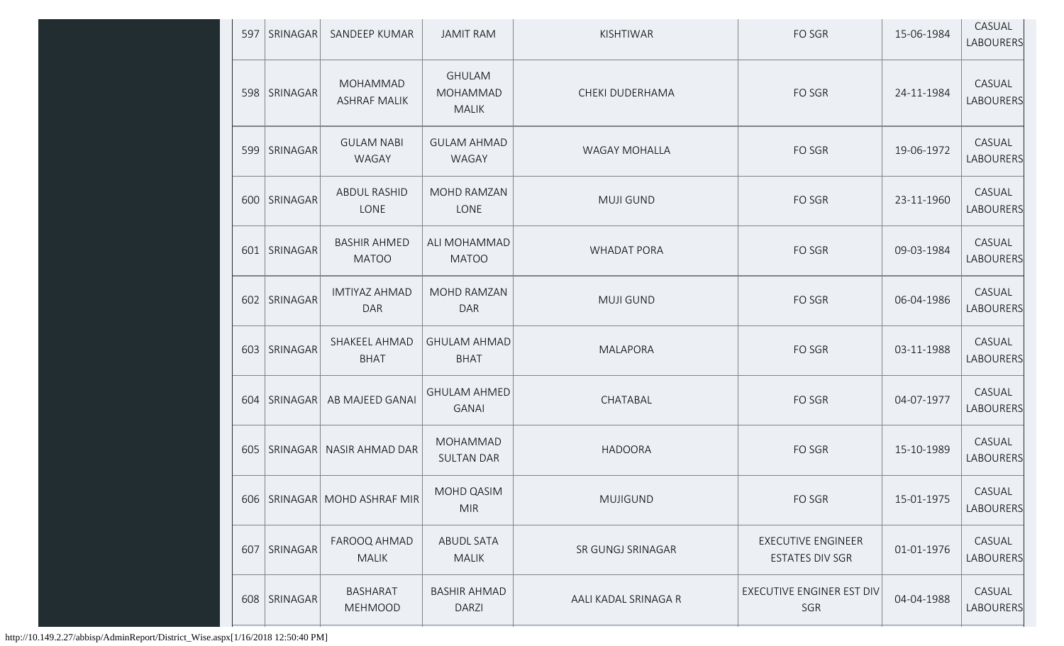| 597 | SRINAGAR | SANDEEP KUMAR | JAMIT RAM | KISHTIWAR | FO SGR | 15-06-1984 | CASUAL LABOURERS |
|---|---|---|---|---|---|---|---|
| 598 | SRINAGAR | MOHAMMAD ASHRAF MALIK | GHULAM MOHAMMAD MALIK | CHEKI DUDERHAMA | FO SGR | 24-11-1984 | CASUAL LABOURERS |
| 599 | SRINAGAR | GULAM NABI WAGAY | GULAM AHMAD WAGAY | WAGAY MOHALLA | FO SGR | 19-06-1972 | CASUAL LABOURERS |
| 600 | SRINAGAR | ABDUL RASHID LONE | MOHD RAMZAN LONE | MUJI GUND | FO SGR | 23-11-1960 | CASUAL LABOURERS |
| 601 | SRINAGAR | BASHIR AHMED MATOO | ALI MOHAMMAD MATOO | WHADAT PORA | FO SGR | 09-03-1984 | CASUAL LABOURERS |
| 602 | SRINAGAR | IMTIYAZ AHMAD DAR | MOHD RAMZAN DAR | MUJI GUND | FO SGR | 06-04-1986 | CASUAL LABOURERS |
| 603 | SRINAGAR | SHAKEEL AHMAD BHAT | GHULAM AHMAD BHAT | MALAPORA | FO SGR | 03-11-1988 | CASUAL LABOURERS |
| 604 | SRINAGAR | AB MAJEED GANAI | GHULAM AHMED GANAI | CHATABAL | FO SGR | 04-07-1977 | CASUAL LABOURERS |
| 605 | SRINAGAR | NASIR AHMAD DAR | MOHAMMAD SULTAN DAR | HADOORA | FO SGR | 15-10-1989 | CASUAL LABOURERS |
| 606 | SRINAGAR | MOHD ASHRAF MIR | MOHD QASIM MIR | MUJIGUND | FO SGR | 15-01-1975 | CASUAL LABOURERS |
| 607 | SRINAGAR | FAROOQ AHMAD MALIK | ABUDL SATA MALIK | SR GUNGJ SRINAGAR | EXECUTIVE ENGINEER ESTATES DIV SGR | 01-01-1976 | CASUAL LABOURERS |
| 608 | SRINAGAR | BASHARAT MEHMOOD | BASHIR AHMAD DARZI | AALI KADAL SRINAGA R | EXECUTIVE ENGINER EST DIV SGR | 04-04-1988 | CASUAL LABOURERS |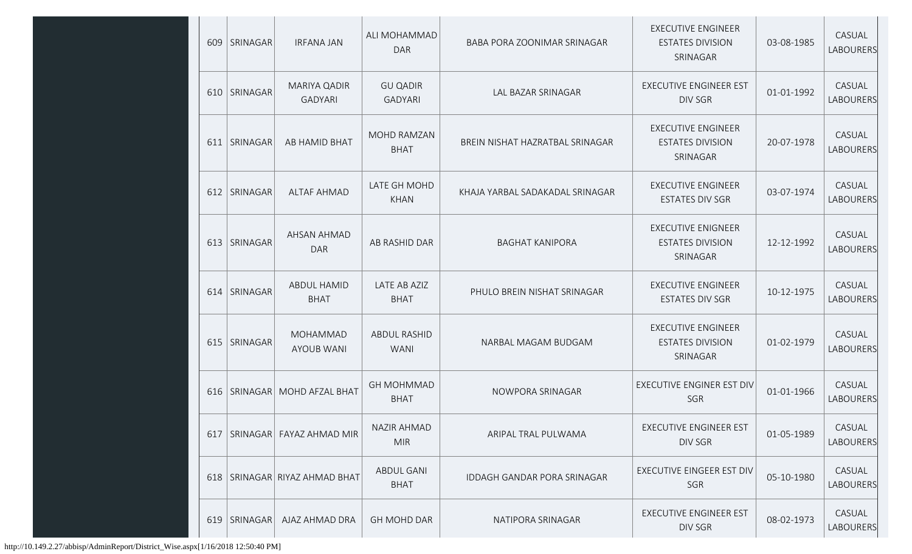| 609 | SRINAGAR | IRFANA JAN | ALI MOHAMMAD DAR | BABA PORA ZOONIMAR SRINAGAR | EXECUTIVE ENGINEER ESTATES DIVISION SRINAGAR | 03-08-1985 | CASUAL LABOURERS |
|---|---|---|---|---|---|---|---|
| 610 | SRINAGAR | MARIYA QADIR GADYARI | GU QADIR GADYARI | LAL BAZAR SRINAGAR | EXECUTIVE ENGINEER EST DIV SGR | 01-01-1992 | CASUAL LABOURERS |
| 611 | SRINAGAR | AB HAMID BHAT | MOHD RAMZAN BHAT | BREIN NISHAT HAZRATBAL SRINAGAR | EXECUTIVE ENGINEER ESTATES DIVISION SRINAGAR | 20-07-1978 | CASUAL LABOURERS |
| 612 | SRINAGAR | ALTAF AHMAD | LATE GH MOHD KHAN | KHAJA YARBAL SADAKADAL SRINAGAR | EXECUTIVE ENGINEER ESTATES DIV SGR | 03-07-1974 | CASUAL LABOURERS |
| 613 | SRINAGAR | AHSAN AHMAD DAR | AB RASHID DAR | BAGHAT KANIPORA | EXECUTIVE ENIGNEER ESTATES DIVISION SRINAGAR | 12-12-1992 | CASUAL LABOURERS |
| 614 | SRINAGAR | ABDUL HAMID BHAT | LATE AB AZIZ BHAT | PHULO BREIN NISHAT SRINAGAR | EXECUTIVE ENGINEER ESTATES DIV SGR | 10-12-1975 | CASUAL LABOURERS |
| 615 | SRINAGAR | MOHAMMAD AYOUB WANI | ABDUL RASHID WANI | NARBAL MAGAM BUDGAM | EXECUTIVE ENGINEER ESTATES DIVISION SRINAGAR | 01-02-1979 | CASUAL LABOURERS |
| 616 | SRINAGAR | MOHD AFZAL BHAT | GH MOHMMAD BHAT | NOWPORA SRINAGAR | EXECUTIVE ENGINER EST DIV SGR | 01-01-1966 | CASUAL LABOURERS |
| 617 | SRINAGAR | FAYAZ AHMAD MIR | NAZIR AHMAD MIR | ARIPAL TRAL PULWAMA | EXECUTIVE ENGINEER EST DIV SGR | 01-05-1989 | CASUAL LABOURERS |
| 618 | SRINAGAR | RIYAZ AHMAD BHAT | ABDUL GANI BHAT | IDDAGH GANDAR PORA SRINAGAR | EXECUTIVE EINGEER EST DIV SGR | 05-10-1980 | CASUAL LABOURERS |
| 619 | SRINAGAR | AJAZ AHMAD DRA | GH MOHD DAR | NATIPORA SRINAGAR | EXECUTIVE ENGINEER EST DIV SGR | 08-02-1973 | CASUAL LABOURERS |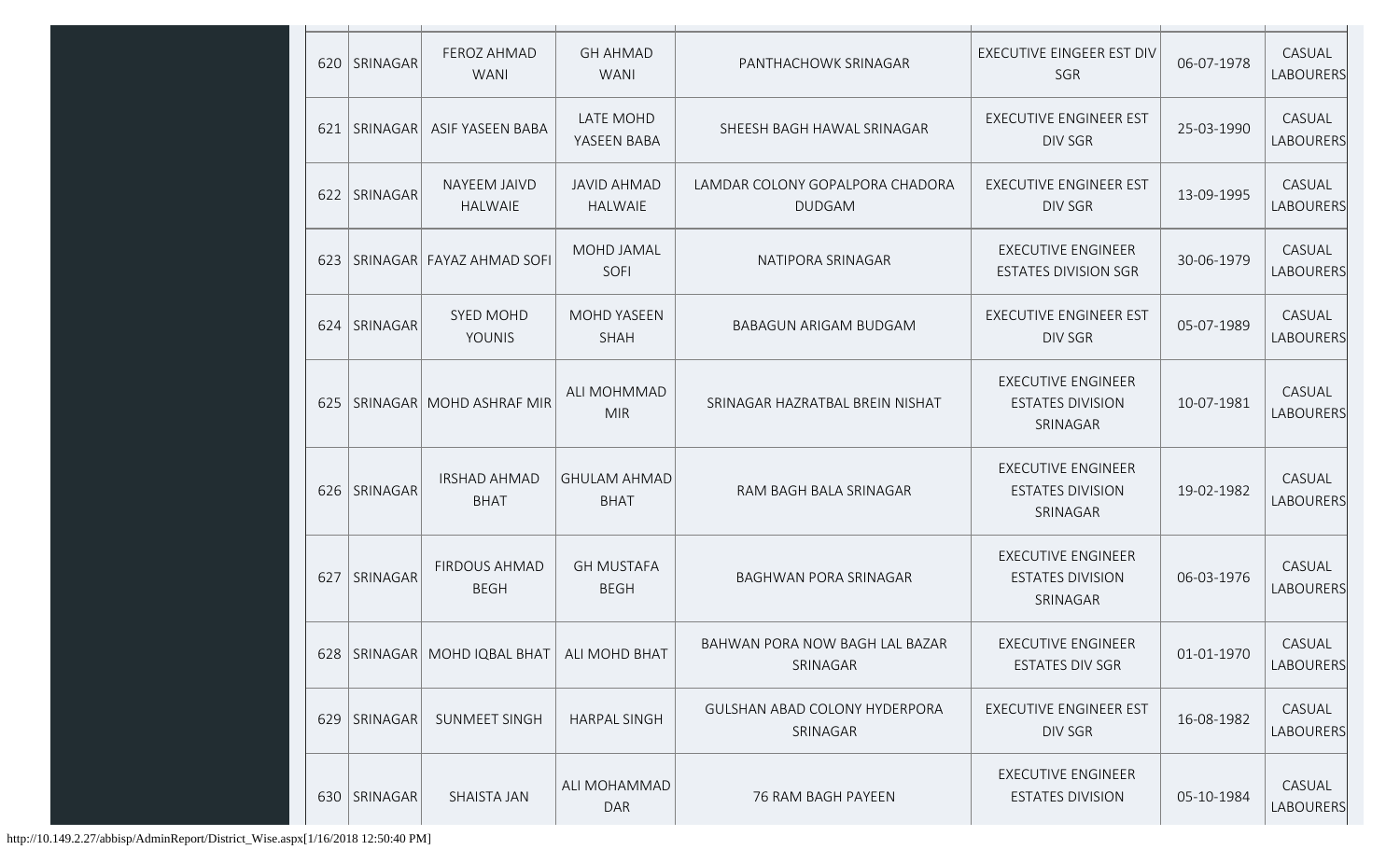| 620 | SRINAGAR | FEROZ AHMAD WANI | GH AHMAD WANI | PANTHACHOWK SRINAGAR | EXECUTIVE EINGEER EST DIV SGR | 06-07-1978 | CASUAL LABOURERS |
|---|---|---|---|---|---|---|---|
| 621 | SRINAGAR | ASIF YASEEN BABA | LATE MOHD YASEEN BABA | SHEESH BAGH HAWAL SRINAGAR | EXECUTIVE ENGINEER EST DIV SGR | 25-03-1990 | CASUAL LABOURERS |
| 622 | SRINAGAR | NAYEEM JAIVD HALWAIE | JAVID AHMAD HALWAIE | LAMDAR COLONY GOPALPORA CHADORA DUDGAM | EXECUTIVE ENGINEER EST DIV SGR | 13-09-1995 | CASUAL LABOURERS |
| 623 | SRINAGAR | FAYAZ AHMAD SOFI | MOHD JAMAL SOFI | NATIPORA SRINAGAR | EXECUTIVE ENGINEER ESTATES DIVISION SGR | 30-06-1979 | CASUAL LABOURERS |
| 624 | SRINAGAR | SYED MOHD YOUNIS | MOHD YASEEN SHAH | BABAGUN ARIGAM BUDGAM | EXECUTIVE ENGINEER EST DIV SGR | 05-07-1989 | CASUAL LABOURERS |
| 625 | SRINAGAR | MOHD ASHRAF MIR | ALI MOHMMAD MIR | SRINAGAR HAZRATBAL BREIN NISHAT | EXECUTIVE ENGINEER ESTATES DIVISION SRINAGAR | 10-07-1981 | CASUAL LABOURERS |
| 626 | SRINAGAR | IRSHAD AHMAD BHAT | GHULAM AHMAD BHAT | RAM BAGH BALA SRINAGAR | EXECUTIVE ENGINEER ESTATES DIVISION SRINAGAR | 19-02-1982 | CASUAL LABOURERS |
| 627 | SRINAGAR | FIRDOUS AHMAD BEGH | GH MUSTAFA BEGH | BAGHWAN PORA SRINAGAR | EXECUTIVE ENGINEER ESTATES DIVISION SRINAGAR | 06-03-1976 | CASUAL LABOURERS |
| 628 | SRINAGAR | MOHD IQBAL BHAT | ALI MOHD BHAT | BAHWAN PORA NOW BAGH LAL BAZAR SRINAGAR | EXECUTIVE ENGINEER ESTATES DIV SGR | 01-01-1970 | CASUAL LABOURERS |
| 629 | SRINAGAR | SUNMEET SINGH | HARPAL SINGH | GULSHAN ABAD COLONY HYDERPORA SRINAGAR | EXECUTIVE ENGINEER EST DIV SGR | 16-08-1982 | CASUAL LABOURERS |
| 630 | SRINAGAR | SHAISTA JAN | ALI MOHAMMAD DAR | 76 RAM BAGH PAYEEN | EXECUTIVE ENGINEER ESTATES DIVISION | 05-10-1984 | CASUAL LABOURERS |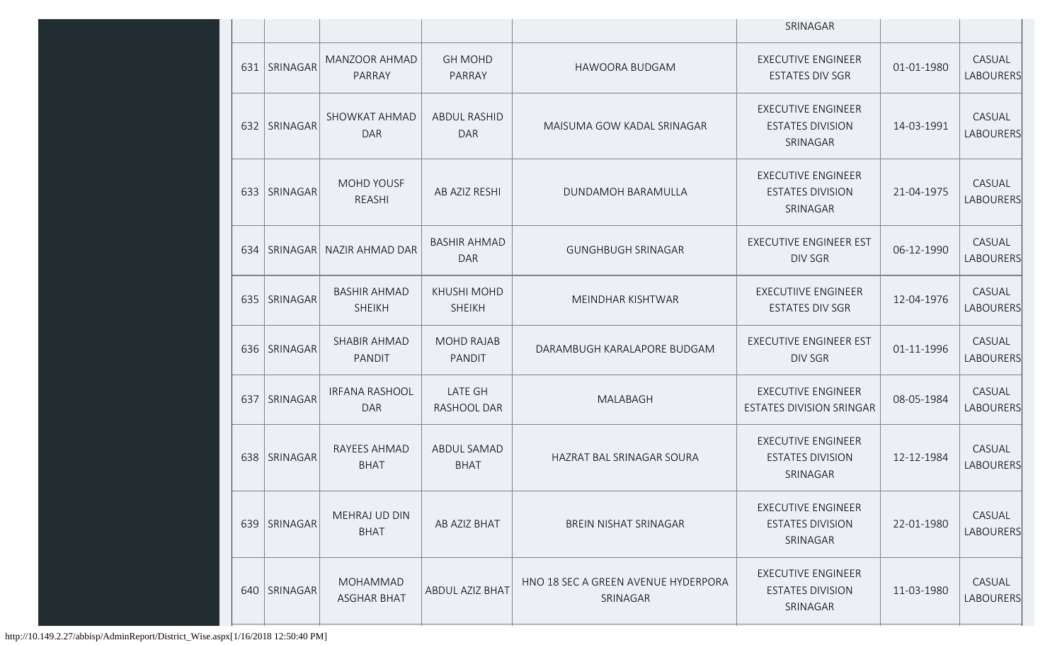| | | | | | SRINAGAR | | |
|---|---|---|---|---|---|---|---|
| 631 | SRINAGAR | MANZOOR AHMAD PARRAY | GH MOHD PARRAY | HAWOORA BUDGAM | EXECUTIVE ENGINEER ESTATES DIV SGR | 01-01-1980 | CASUAL LABOURERS |
| 632 | SRINAGAR | SHOWKAT AHMAD DAR | ABDUL RASHID DAR | MAISUMA GOW KADAL SRINAGAR | EXECUTIVE ENGINEER ESTATES DIVISION SRINAGAR | 14-03-1991 | CASUAL LABOURERS |
| 633 | SRINAGAR | MOHD YOUSF REASHI | AB AZIZ RESHI | DUNDAMOH BARAMULLA | EXECUTIVE ENGINEER ESTATES DIVISION SRINAGAR | 21-04-1975 | CASUAL LABOURERS |
| 634 | SRINAGAR | NAZIR AHMAD DAR | BASHIR AHMAD DAR | GUNGHBUGH SRINAGAR | EXECUTIVE ENGINEER EST DIV SGR | 06-12-1990 | CASUAL LABOURERS |
| 635 | SRINAGAR | BASHIR AHMAD SHEIKH | KHUSHI MOHD SHEIKH | MEINDHAR KISHTWAR | EXECUTIIVE ENGINEER ESTATES DIV SGR | 12-04-1976 | CASUAL LABOURERS |
| 636 | SRINAGAR | SHABIR AHMAD PANDIT | MOHD RAJAB PANDIT | DARAMBUGH KARALAPORE BUDGAM | EXECUTIVE ENGINEER EST DIV SGR | 01-11-1996 | CASUAL LABOURERS |
| 637 | SRINAGAR | IRFANA RASHOOL DAR | LATE GH RASHOOL DAR | MALABAGH | EXECUTIVE ENGINEER ESTATES DIVISION SRINGAR | 08-05-1984 | CASUAL LABOURERS |
| 638 | SRINAGAR | RAYEES AHMAD BHAT | ABDUL SAMAD BHAT | HAZRAT BAL SRINAGAR SOURA | EXECUTIVE ENGINEER ESTATES DIVISION SRINAGAR | 12-12-1984 | CASUAL LABOURERS |
| 639 | SRINAGAR | MEHRAJ UD DIN BHAT | AB AZIZ BHAT | BREIN NISHAT SRINAGAR | EXECUTIVE ENGINEER ESTATES DIVISION SRINAGAR | 22-01-1980 | CASUAL LABOURERS |
| 640 | SRINAGAR | MOHAMMAD ASGHAR BHAT | ABDUL AZIZ BHAT | HNO 18 SEC A GREEN AVENUE HYDERPORA SRINAGAR | EXECUTIVE ENGINEER ESTATES DIVISION SRINAGAR | 11-03-1980 | CASUAL LABOURERS |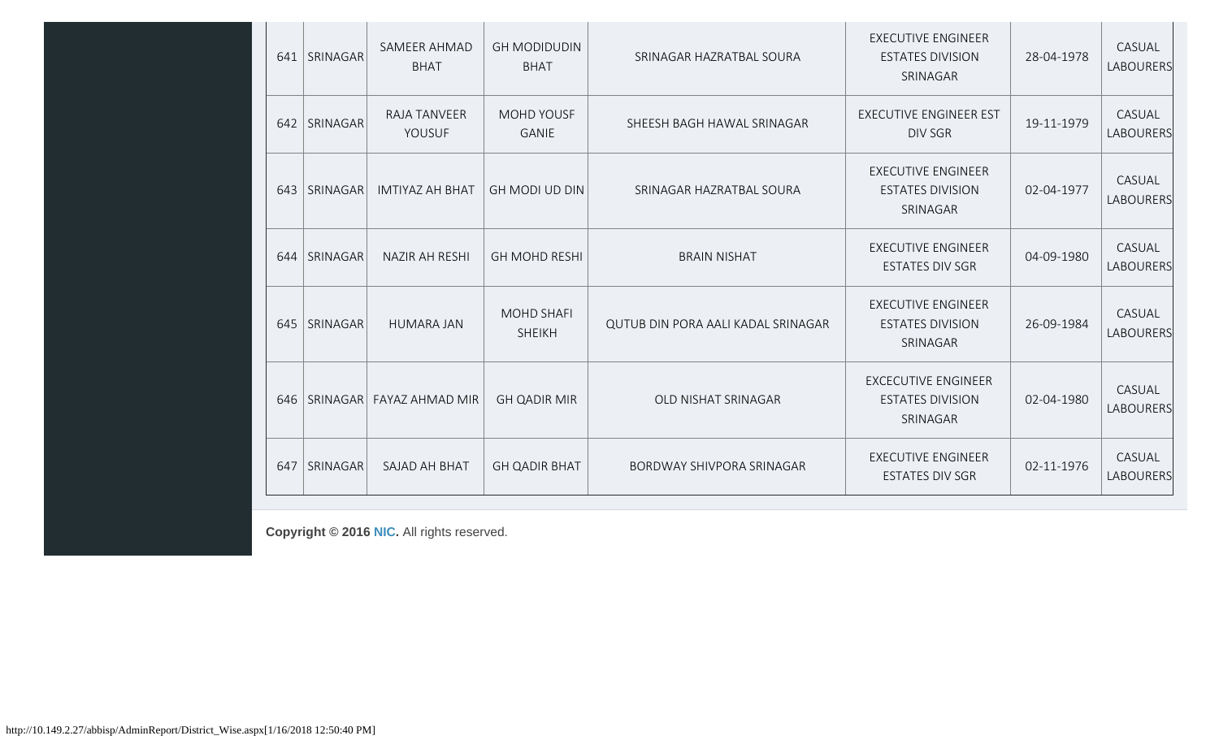| | | | | | | | |
|---|---|---|---|---|---|---|---|
| 641 | SRINAGAR | SAMEER AHMAD BHAT | GH MODIDUDIN BHAT | SRINAGAR HAZRATBAL SOURA | EXECUTIVE ENGINEER ESTATES DIVISION SRINAGAR | 28-04-1978 | CASUAL LABOURERS |
| 642 | SRINAGAR | RAJA TANVEER YOUSUF | MOHD YOUSF GANIE | SHEESH BAGH HAWAL SRINAGAR | EXECUTIVE ENGINEER EST DIV SGR | 19-11-1979 | CASUAL LABOURERS |
| 643 | SRINAGAR | IMTIYAZ AH BHAT | GH MODI UD DIN | SRINAGAR HAZRATBAL SOURA | EXECUTIVE ENGINEER ESTATES DIVISION SRINAGAR | 02-04-1977 | CASUAL LABOURERS |
| 644 | SRINAGAR | NAZIR AH RESHI | GH MOHD RESHI | BRAIN NISHAT | EXECUTIVE ENGINEER ESTATES DIV SGR | 04-09-1980 | CASUAL LABOURERS |
| 645 | SRINAGAR | HUMARA JAN | MOHD SHAFI SHEIKH | QUTUB DIN PORA AALI KADAL SRINAGAR | EXECUTIVE ENGINEER ESTATES DIVISION SRINAGAR | 26-09-1984 | CASUAL LABOURERS |
| 646 | SRINAGAR | FAYAZ AHMAD MIR | GH QADIR MIR | OLD NISHAT SRINAGAR | EXCECUTIVE ENGINEER ESTATES DIVISION SRINAGAR | 02-04-1980 | CASUAL LABOURERS |
| 647 | SRINAGAR | SAJAD AH BHAT | GH QADIR BHAT | BORDWAY SHIVPORA SRINAGAR | EXECUTIVE ENGINEER ESTATES DIV SGR | 02-11-1976 | CASUAL LABOURERS |

**Copyright © 2016 NIC.** All rights reserved.